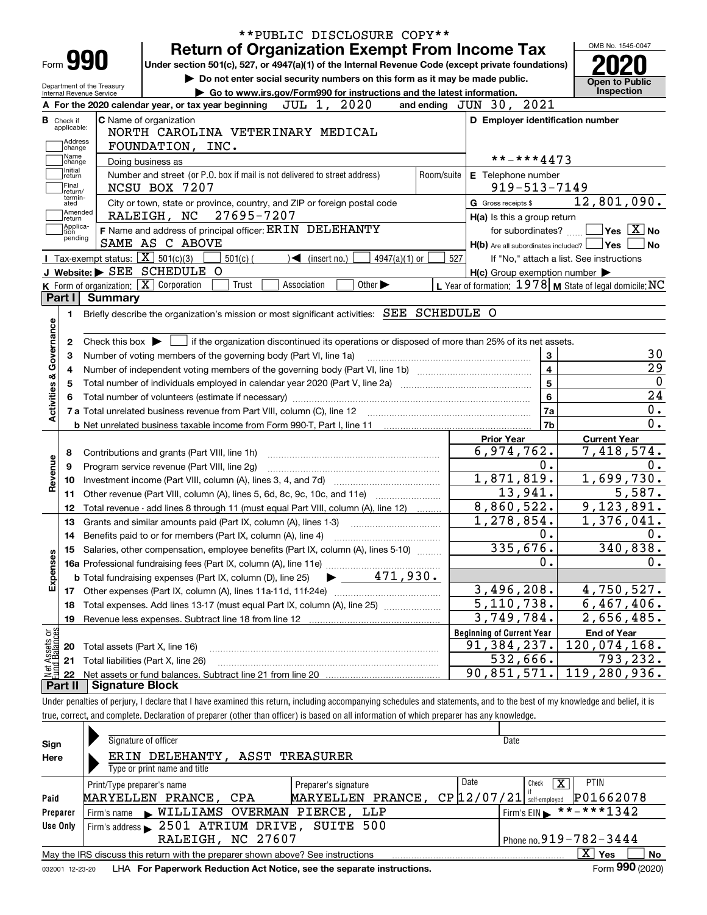**PUBLIC DISCLOSURE COPY**

# Form 990 — Return of Organization Exempt From Income Tax (2020)

Under section 501(c), 527, or 4947(a)(1) of the Internal Revenue Code (except private foundations)

▶ Do not enter social security numbers on this form as it may be made public.

▶ Go to www.irs.gov/Form990 for instructions and the latest information.

Department of the Treasury, Internal Revenue Service

OMB No. 1545-0047

**Open to Public Inspection**

**A** For the 2020 calendar year, or tax year beginning JUL 1, 2020 and ending JUN 30, 2021

**B** Check if applicable: Address change, Name change, Initial return, Final return/terminated, Amended return, Application pending

**C** Name of organization: NORTH CAROLINA VETERINARY MEDICAL FOUNDATION, INC.

Doing business as

Number and street (or P.O. box if mail is not delivered to street address): NCSU BOX 7207 — Room/suite

City or town, state or province, country, and ZIP or foreign postal code: RALEIGH, NC 27695-7207

**D** Employer identification number: **-***4473

**E** Telephone number: 919-513-7149

**G** Gross receipts $ 12,801,090.

**F** Name and address of principal officer: ERIN DELEHANTY, SAME AS C ABOVE

**H(a)** Is this a group return for subordinates? Yes [ ] No [X]

**H(b)** Are all subordinates included? Yes [ ] No [ ] If "No," attach a list. See instructions

**H(c)** Group exemption number ▶

**I** Tax-exempt status: [X] 501(c)(3) [ ] 501(c) ( ) ◀ (insert no.) [ ] 4947(a)(1) or [ ] 527

**J** Website: ▶ SEE SCHEDULE O

**K** Form of organization: [X] Corporation [ ] Trust [ ] Association [ ] Other ▶

**L** Year of formation: 1978 **M** State of legal domicile: NC

## Part I Summary

**Activities & Governance**

1 Briefly describe the organization's mission or most significant activities: SEE SCHEDULE O

2 Check this box ▶ [ ] if the organization discontinued its operations or disposed of more than 25% of its net assets.

| | | | |
|---|---|---|---|
| 3 | Number of voting members of the governing body (Part VI, line 1a) | 3 | 30 |
| 4 | Number of independent voting members of the governing body (Part VI, line 1b) | 4 | 29 |
| 5 | Total number of individuals employed in calendar year 2020 (Part V, line 2a) | 5 | 0 |
| 6 | Total number of volunteers (estimate if necessary) | 6 | 24 |
| 7a | Total unrelated business revenue from Part VIII, column (C), line 12 | 7a | 0. |
| b | Net unrelated business taxable income from Form 990-T, Part I, line 11 | 7b | 0. |

| | | Prior Year | Current Year |
|---|---|---|---|
| **Revenue** | | | |
| 8 | Contributions and grants (Part VIII, line 1h) | 6,974,762. | 7,418,574. |
| 9 | Program service revenue (Part VIII, line 2g) | 0. | 0. |
| 10 | Investment income (Part VIII, column (A), lines 3, 4, and 7d) | 1,871,819. | 1,699,730. |
| 11 | Other revenue (Part VIII, column (A), lines 5, 6d, 8c, 9c, 10c, and 11e) | 13,941. | 5,587. |
| 12 | Total revenue - add lines 8 through 11 (must equal Part VIII, column (A), line 12) | 8,860,522. | 9,123,891. |
| **Expenses** | | | |
| 13 | Grants and similar amounts paid (Part IX, column (A), lines 1-3) | 1,278,854. | 1,376,041. |
| 14 | Benefits paid to or for members (Part IX, column (A), line 4) | 0. | 0. |
| 15 | Salaries, other compensation, employee benefits (Part IX, column (A), lines 5-10) | 335,676. | 340,838. |
| 16a | Professional fundraising fees (Part IX, column (A), line 11e) | 0. | 0. |
| b | Total fundraising expenses (Part IX, column (D), line 25) ▶ 471,930. | | |
| 17 | Other expenses (Part IX, column (A), lines 11a-11d, 11f-24e) | 3,496,208. | 4,750,527. |
| 18 | Total expenses. Add lines 13-17 (must equal Part IX, column (A), line 25) | 5,110,738. | 6,467,406. |
| 19 | Revenue less expenses. Subtract line 18 from line 12 | 3,749,784. | 2,656,485. |

| **Net Assets or Fund Balances** | | Beginning of Current Year | End of Year |
|---|---|---|---|
| 20 | Total assets (Part X, line 16) | 91,384,237. | 120,074,168. |
| 21 | Total liabilities (Part X, line 26) | 532,666. | 793,232. |
| 22 | Net assets or fund balances. Subtract line 21 from line 20 | 90,851,571. | 119,280,936. |

## Part II Signature Block

Under penalties of perjury, I declare that I have examined this return, including accompanying schedules and statements, and to the best of my knowledge and belief, it is true, correct, and complete. Declaration of preparer (other than officer) is based on all information of which preparer has any knowledge.

**Sign Here**

Signature of officer — Date

ERIN DELEHANTY, ASST TREASURER

Type or print name and title

**Paid Preparer Use Only**

| Print/Type preparer's name | Preparer's signature | Date | Check [X] if self-employed | PTIN |
|---|---|---|---|---|
| MARYELLEN PRANCE, CPA | MARYELLEN PRANCE, CP | 12/07/21 | | P01662078 |

Firm's name ▶ WILLIAMS OVERMAN PIERCE, LLP — Firm's EIN ▶ **-***1342

Firm's address ▶ 2501 ATRIUM DRIVE, SUITE 500, RALEIGH, NC 27607 — Phone no. 919-782-3444

May the IRS discuss this return with the preparer shown above? See instructions [X] Yes [ ] No

032001 12-23-20 LHA For Paperwork Reduction Act Notice, see the separate instructions. Form **990** (2020)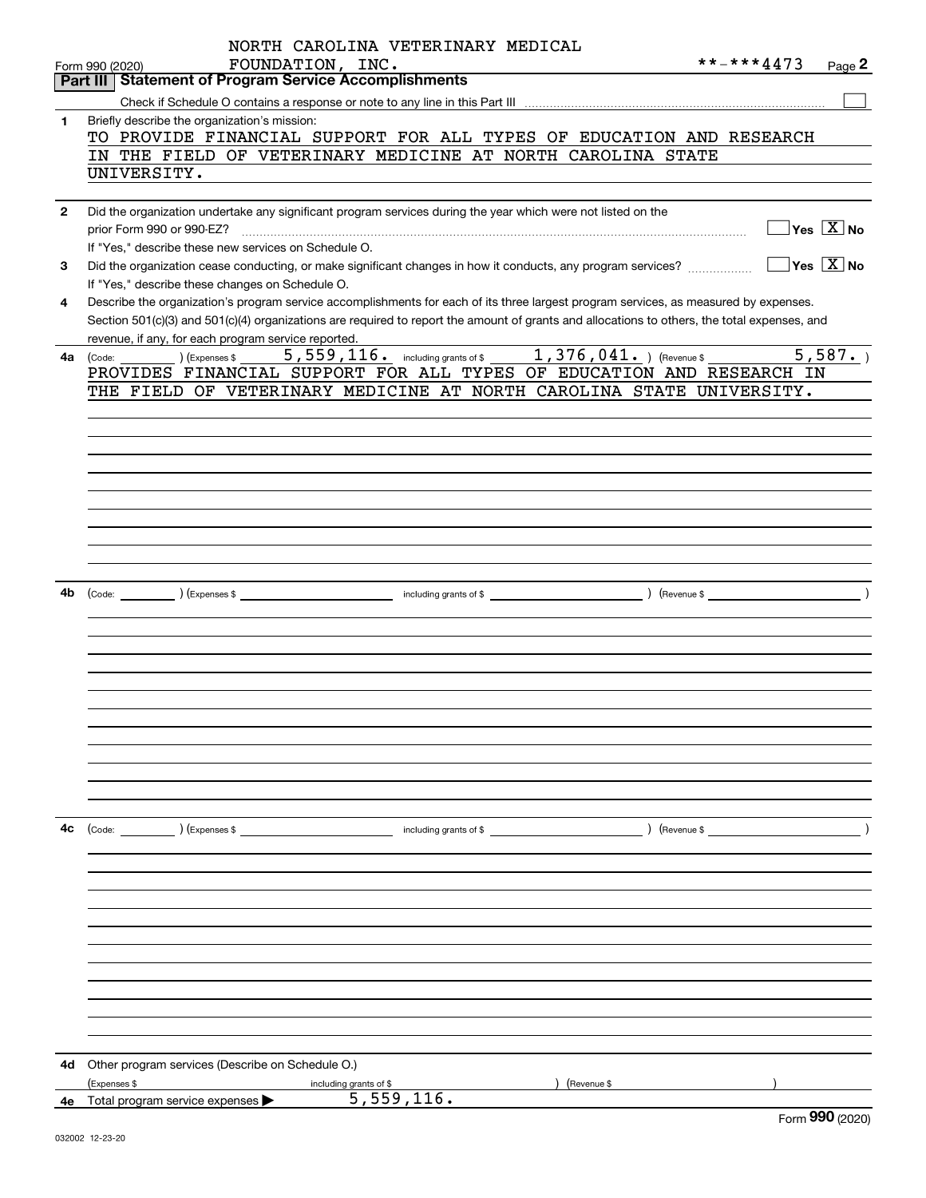NORTH CAROLINA VETERINARY MEDICAL FOUNDATION, INC.

Form 990 (2020) **-***4473 Page 2

## Part III Statement of Program Service Accomplishments

Check if Schedule O contains a response or note to any line in this Part III ☐

**1** Briefly describe the organization's mission:

TO PROVIDE FINANCIAL SUPPORT FOR ALL TYPES OF EDUCATION AND RESEARCH IN THE FIELD OF VETERINARY MEDICINE AT NORTH CAROLINA STATE UNIVERSITY.

**2** Did the organization undertake any significant program services during the year which were not listed on the prior Form 990 or 990-EZ? ☐ Yes ☒ No

If "Yes," describe these new services on Schedule O.

**3** Did the organization cease conducting, or make significant changes in how it conducts, any program services? ☐ Yes ☒ No

If "Yes," describe these changes on Schedule O.

**4** Describe the organization's program service accomplishments for each of its three largest program services, as measured by expenses. Section 501(c)(3) and 501(c)(4) organizations are required to report the amount of grants and allocations to others, the total expenses, and revenue, if any, for each program service reported.

**4a** (Code: ) (Expenses $ 5,559,116. including grants of $ 1,376,041. ) (Revenue $ 5,587. )

PROVIDES FINANCIAL SUPPORT FOR ALL TYPES OF EDUCATION AND RESEARCH IN THE FIELD OF VETERINARY MEDICINE AT NORTH CAROLINA STATE UNIVERSITY.

**4b** (Code: ) (Expenses $ including grants of $ ) (Revenue $ )

**4c** (Code: ) (Expenses $ including grants of $ ) (Revenue $ )

**4d** Other program services (Describe on Schedule O.)

(Expenses $ including grants of $ ) (Revenue $ )

**4e** Total program service expenses ▶ 5,559,116.

Form **990** (2020)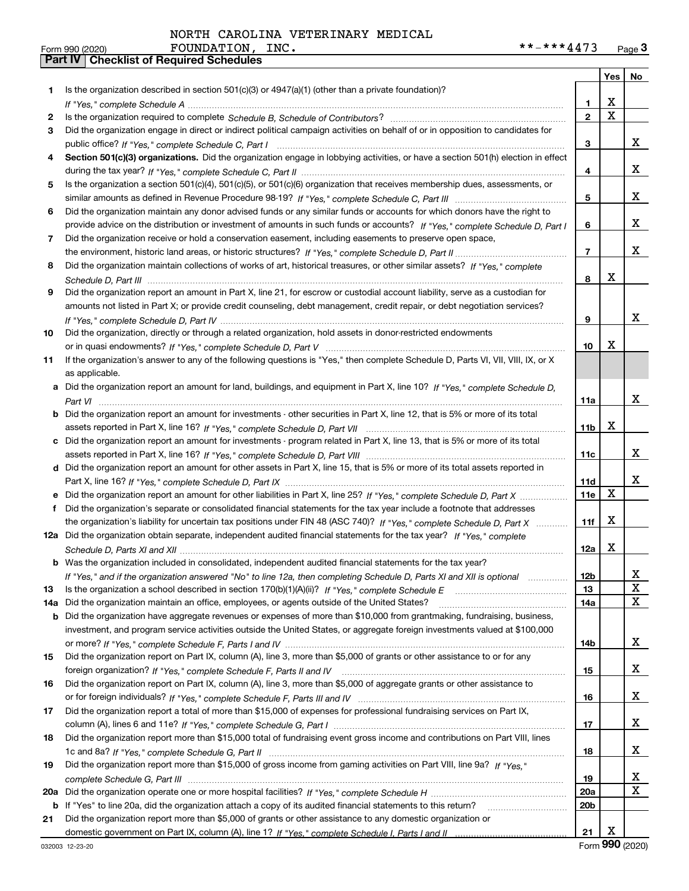NORTH CAROLINA VETERINARY MEDICAL FOUNDATION, INC. **-***4473

Form 990 (2020) Page 3

## Part IV Checklist of Required Schedules

| | | | Yes | No |
|---|---|---|---|---|
| 1 | Is the organization described in section 501(c)(3) or 4947(a)(1) (other than a private foundation)? *If "Yes," complete Schedule A* | 1 | X | |
| 2 | Is the organization required to complete *Schedule B, Schedule of Contributors*? | 2 | X | |
| 3 | Did the organization engage in direct or indirect political campaign activities on behalf of or in opposition to candidates for public office? *If "Yes," complete Schedule C, Part I* | 3 | | X |
| 4 | **Section 501(c)(3) organizations.** Did the organization engage in lobbying activities, or have a section 501(h) election in effect during the tax year? *If "Yes," complete Schedule C, Part II* | 4 | | X |
| 5 | Is the organization a section 501(c)(4), 501(c)(5), or 501(c)(6) organization that receives membership dues, assessments, or similar amounts as defined in Revenue Procedure 98-19? *If "Yes," complete Schedule C, Part III* | 5 | | X |
| 6 | Did the organization maintain any donor advised funds or any similar funds or accounts for which donors have the right to provide advice on the distribution or investment of amounts in such funds or accounts? *If "Yes," complete Schedule D, Part I* | 6 | | X |
| 7 | Did the organization receive or hold a conservation easement, including easements to preserve open space, the environment, historic land areas, or historic structures? *If "Yes," complete Schedule D, Part II* | 7 | | X |
| 8 | Did the organization maintain collections of works of art, historical treasures, or other similar assets? *If "Yes," complete Schedule D, Part III* | 8 | X | |
| 9 | Did the organization report an amount in Part X, line 21, for escrow or custodial account liability, serve as a custodian for amounts not listed in Part X; or provide credit counseling, debt management, credit repair, or debt negotiation services? *If "Yes," complete Schedule D, Part IV* | 9 | | X |
| 10 | Did the organization, directly or through a related organization, hold assets in donor-restricted endowments or in quasi endowments? *If "Yes," complete Schedule D, Part V* | 10 | X | |
| 11 | If the organization's answer to any of the following questions is "Yes," then complete Schedule D, Parts VI, VII, VIII, IX, or X as applicable. | | | |
| a | Did the organization report an amount for land, buildings, and equipment in Part X, line 10? *If "Yes," complete Schedule D, Part VI* | 11a | | X |
| b | Did the organization report an amount for investments - other securities in Part X, line 12, that is 5% or more of its total assets reported in Part X, line 16? *If "Yes," complete Schedule D, Part VII* | 11b | X | |
| c | Did the organization report an amount for investments - program related in Part X, line 13, that is 5% or more of its total assets reported in Part X, line 16? *If "Yes," complete Schedule D, Part VIII* | 11c | | X |
| d | Did the organization report an amount for other assets in Part X, line 15, that is 5% or more of its total assets reported in Part X, line 16? *If "Yes," complete Schedule D, Part IX* | 11d | | X |
| e | Did the organization report an amount for other liabilities in Part X, line 25? *If "Yes," complete Schedule D, Part X* | 11e | X | |
| f | Did the organization's separate or consolidated financial statements for the tax year include a footnote that addresses the organization's liability for uncertain tax positions under FIN 48 (ASC 740)? *If "Yes," complete Schedule D, Part X* | 11f | X | |
| 12a | Did the organization obtain separate, independent audited financial statements for the tax year? *If "Yes," complete Schedule D, Parts XI and XII* | 12a | X | |
| b | Was the organization included in consolidated, independent audited financial statements for the tax year? *If "Yes," and if the organization answered "No" to line 12a, then completing Schedule D, Parts XI and XII is optional* | 12b | | X |
| 13 | Is the organization a school described in section 170(b)(1)(A)(ii)? *If "Yes," complete Schedule E* | 13 | | X |
| 14a | Did the organization maintain an office, employees, or agents outside of the United States? | 14a | | X |
| b | Did the organization have aggregate revenues or expenses of more than $10,000 from grantmaking, fundraising, business, investment, and program service activities outside the United States, or aggregate foreign investments valued at $100,000 or more? *If "Yes," complete Schedule F, Parts I and IV* | 14b | | X |
| 15 | Did the organization report on Part IX, column (A), line 3, more than $5,000 of grants or other assistance to or for any foreign organization? *If "Yes," complete Schedule F, Parts II and IV* | 15 | | X |
| 16 | Did the organization report on Part IX, column (A), line 3, more than $5,000 of aggregate grants or other assistance to or for foreign individuals? *If "Yes," complete Schedule F, Parts III and IV* | 16 | | X |
| 17 | Did the organization report a total of more than $15,000 of expenses for professional fundraising services on Part IX, column (A), lines 6 and 11e? *If "Yes," complete Schedule G, Part I* | 17 | | X |
| 18 | Did the organization report more than $15,000 total of fundraising event gross income and contributions on Part VIII, lines 1c and 8a? *If "Yes," complete Schedule G, Part II* | 18 | | X |
| 19 | Did the organization report more than $15,000 of gross income from gaming activities on Part VIII, line 9a? *If "Yes," complete Schedule G, Part III* | 19 | | X |
| 20a | Did the organization operate one or more hospital facilities? *If "Yes," complete Schedule H* | 20a | | X |
| b | If "Yes" to line 20a, did the organization attach a copy of its audited financial statements to this return? | 20b | | |
| 21 | Did the organization report more than $5,000 of grants or other assistance to any domestic organization or domestic government on Part IX, column (A), line 1? *If "Yes," complete Schedule I, Parts I and II* | 21 | X | |

032003 12-23-20 Form 990 (2020)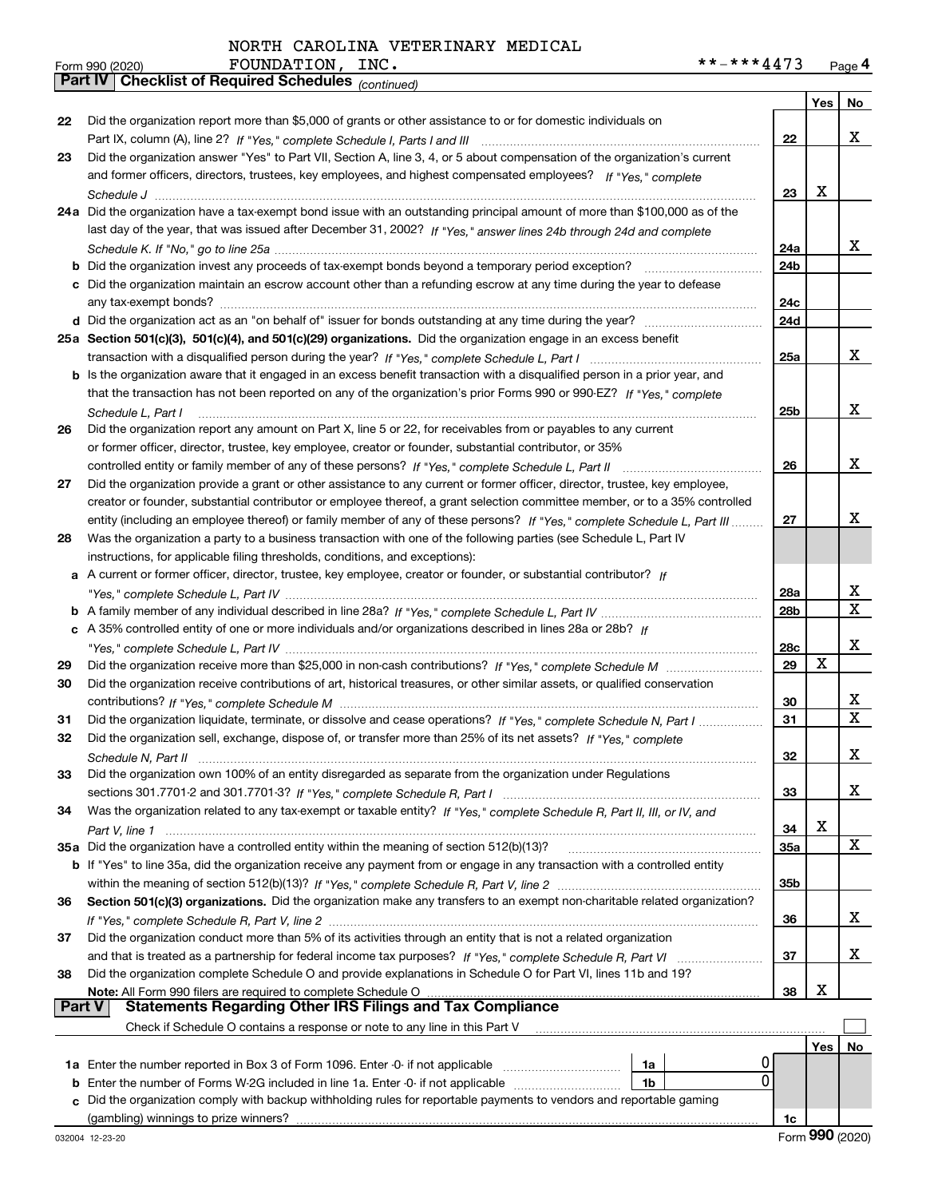NORTH CAROLINA VETERINARY MEDICAL FOUNDATION, INC. **-***4473

Form 990 (2020) Page 4

## Part IV Checklist of Required Schedules *(continued)*

| | | | Yes | No |
|---|---|---|---|---|
| 22 | Did the organization report more than $5,000 of grants or other assistance to or for domestic individuals on Part IX, column (A), line 2? *If "Yes," complete Schedule I, Parts I and III* | 22 | | X |
| 23 | Did the organization answer "Yes" to Part VII, Section A, line 3, 4, or 5 about compensation of the organization's current and former officers, directors, trustees, key employees, and highest compensated employees? *If "Yes," complete Schedule J* | 23 | X | |
| 24a | Did the organization have a tax-exempt bond issue with an outstanding principal amount of more than $100,000 as of the last day of the year, that was issued after December 31, 2002? *If "Yes," answer lines 24b through 24d and complete Schedule K. If "No," go to line 25a* | 24a | | X |
| b | Did the organization invest any proceeds of tax-exempt bonds beyond a temporary period exception? | 24b | | |
| c | Did the organization maintain an escrow account other than a refunding escrow at any time during the year to defease any tax-exempt bonds? | 24c | | |
| d | Did the organization act as an "on behalf of" issuer for bonds outstanding at any time during the year? | 24d | | |
| 25a | **Section 501(c)(3), 501(c)(4), and 501(c)(29) organizations.** Did the organization engage in an excess benefit transaction with a disqualified person during the year? *If "Yes," complete Schedule L, Part I* | 25a | | X |
| b | Is the organization aware that it engaged in an excess benefit transaction with a disqualified person in a prior year, and that the transaction has not been reported on any of the organization's prior Forms 990 or 990-EZ? *If "Yes," complete Schedule L, Part I* | 25b | | X |
| 26 | Did the organization report any amount on Part X, line 5 or 22, for receivables from or payables to any current or former officer, director, trustee, key employee, creator or founder, substantial contributor, or 35% controlled entity or family member of any of these persons? *If "Yes," complete Schedule L, Part II* | 26 | | X |
| 27 | Did the organization provide a grant or other assistance to any current or former officer, director, trustee, key employee, creator or founder, substantial contributor or employee thereof, a grant selection committee member, or to a 35% controlled entity (including an employee thereof) or family member of any of these persons? *If "Yes," complete Schedule L, Part III* | 27 | | X |
| 28 | Was the organization a party to a business transaction with one of the following parties (see Schedule L, Part IV instructions, for applicable filing thresholds, conditions, and exceptions): | | | |
| a | A current or former officer, director, trustee, key employee, creator or founder, or substantial contributor? *If "Yes," complete Schedule L, Part IV* | 28a | | X |
| b | A family member of any individual described in line 28a? *If "Yes," complete Schedule L, Part IV* | 28b | | X |
| c | A 35% controlled entity of one or more individuals and/or organizations described in lines 28a or 28b? *If "Yes," complete Schedule L, Part IV* | 28c | | X |
| 29 | Did the organization receive more than $25,000 in non-cash contributions? *If "Yes," complete Schedule M* | 29 | X | |
| 30 | Did the organization receive contributions of art, historical treasures, or other similar assets, or qualified conservation contributions? *If "Yes," complete Schedule M* | 30 | | X |
| 31 | Did the organization liquidate, terminate, or dissolve and cease operations? *If "Yes," complete Schedule N, Part I* | 31 | | X |
| 32 | Did the organization sell, exchange, dispose of, or transfer more than 25% of its net assets? *If "Yes," complete Schedule N, Part II* | 32 | | X |
| 33 | Did the organization own 100% of an entity disregarded as separate from the organization under Regulations sections 301.7701-2 and 301.7701-3? *If "Yes," complete Schedule R, Part I* | 33 | | X |
| 34 | Was the organization related to any tax-exempt or taxable entity? *If "Yes," complete Schedule R, Part II, III, or IV, and Part V, line 1* | 34 | X | |
| 35a | Did the organization have a controlled entity within the meaning of section 512(b)(13)? | 35a | | X |
| b | If "Yes" to line 35a, did the organization receive any payment from or engage in any transaction with a controlled entity within the meaning of section 512(b)(13)? *If "Yes," complete Schedule R, Part V, line 2* | 35b | | |
| 36 | **Section 501(c)(3) organizations.** Did the organization make any transfers to an exempt non-charitable related organization? *If "Yes," complete Schedule R, Part V, line 2* | 36 | | X |
| 37 | Did the organization conduct more than 5% of its activities through an entity that is not a related organization and that is treated as a partnership for federal income tax purposes? *If "Yes," complete Schedule R, Part VI* | 37 | | X |
| 38 | Did the organization complete Schedule O and provide explanations in Schedule O for Part VI, lines 11b and 19? **Note:** All Form 990 filers are required to complete Schedule O | 38 | X | |

## Part V Statements Regarding Other IRS Filings and Tax Compliance

Check if Schedule O contains a response or note to any line in this Part V ☐

| | | | | | Yes | No |
|---|---|---|---|---|---|---|
| 1a | Enter the number reported in Box 3 of Form 1096. Enter -0- if not applicable | 1a | 0 | | | |
| b | Enter the number of Forms W-2G included in line 1a. Enter -0- if not applicable | 1b | 0 | | | |
| c | Did the organization comply with backup withholding rules for reportable payments to vendors and reportable gaming (gambling) winnings to prize winners? | | | 1c | | |

032004 12-23-20 Form **990** (2020)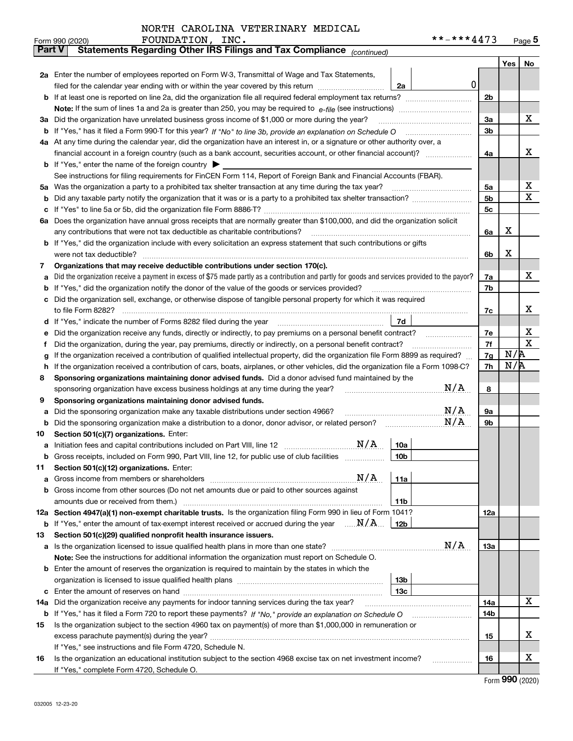NORTH CAROLINA VETERINARY MEDICAL FOUNDATION, INC. **-***4473

Form 990 (2020)

## Part V Statements Regarding Other IRS Filings and Tax Compliance *(continued)*

| | | | | Yes | No |
|---|---|---|---|---|---|
| **2a** | Enter the number of employees reported on Form W-3, Transmittal of Wage and Tax Statements, filed for the calendar year ending with or within the year covered by this return | 2a 0 | | | |
| **b** | If at least one is reported on line 2a, did the organization file all required federal employment tax returns? | | 2b | | |
| | **Note:** If the sum of lines 1a and 2a is greater than 250, you may be required to *e-file* (see instructions) | | | | |
| **3a** | Did the organization have unrelated business gross income of $1,000 or more during the year? | | 3a | | X |
| **b** | If "Yes," has it filed a Form 990-T for this year? *If "No" to line 3b, provide an explanation on Schedule O* | | 3b | | |
| **4a** | At any time during the calendar year, did the organization have an interest in, or a signature or other authority over, a financial account in a foreign country (such as a bank account, securities account, or other financial account)? | | 4a | | X |
| **b** | If "Yes," enter the name of the foreign country ▶ | | | | |
| | See instructions for filing requirements for FinCEN Form 114, Report of Foreign Bank and Financial Accounts (FBAR). | | | | |
| **5a** | Was the organization a party to a prohibited tax shelter transaction at any time during the tax year? | | 5a | | X |
| **b** | Did any taxable party notify the organization that it was or is a party to a prohibited tax shelter transaction? | | 5b | | X |
| **c** | If "Yes" to line 5a or 5b, did the organization file Form 8886-T? | | 5c | | |
| **6a** | Does the organization have annual gross receipts that are normally greater than $100,000, and did the organization solicit any contributions that were not tax deductible as charitable contributions? | | 6a | X | |
| **b** | If "Yes," did the organization include with every solicitation an express statement that such contributions or gifts were not tax deductible? | | 6b | X | |
| **7** | **Organizations that may receive deductible contributions under section 170(c).** | | | | |
| **a** | Did the organization receive a payment in excess of $75 made partly as a contribution and partly for goods and services provided to the payor? | | 7a | | X |
| **b** | If "Yes," did the organization notify the donor of the value of the goods or services provided? | | 7b | | |
| **c** | Did the organization sell, exchange, or otherwise dispose of tangible personal property for which it was required to file Form 8282? | | 7c | | X |
| **d** | If "Yes," indicate the number of Forms 8282 filed during the year | 7d | | | |
| **e** | Did the organization receive any funds, directly or indirectly, to pay premiums on a personal benefit contract? | | 7e | | X |
| **f** | Did the organization, during the year, pay premiums, directly or indirectly, on a personal benefit contract? | | 7f | | X |
| **g** | If the organization received a contribution of qualified intellectual property, did the organization file Form 8899 as required? | | 7g | N/A | |
| **h** | If the organization received a contribution of cars, boats, airplanes, or other vehicles, did the organization file a Form 1098-C? | | 7h | N/A | |
| **8** | **Sponsoring organizations maintaining donor advised funds.** Did a donor advised fund maintained by the sponsoring organization have excess business holdings at any time during the year? N/A | | 8 | | |
| **9** | **Sponsoring organizations maintaining donor advised funds.** | | | | |
| **a** | Did the sponsoring organization make any taxable distributions under section 4966? N/A | | 9a | | |
| **b** | Did the sponsoring organization make a distribution to a donor, donor advisor, or related person? N/A | | 9b | | |
| **10** | **Section 501(c)(7) organizations.** Enter: | | | | |
| **a** | Initiation fees and capital contributions included on Part VIII, line 12 N/A | 10a | | | |
| **b** | Gross receipts, included on Form 990, Part VIII, line 12, for public use of club facilities | 10b | | | |
| **11** | **Section 501(c)(12) organizations.** Enter: | | | | |
| **a** | Gross income from members or shareholders N/A | 11a | | | |
| **b** | Gross income from other sources (Do not net amounts due or paid to other sources against amounts due or received from them.) | 11b | | | |
| **12a** | **Section 4947(a)(1) non-exempt charitable trusts.** Is the organization filing Form 990 in lieu of Form 1041? | | 12a | | |
| **b** | If "Yes," enter the amount of tax-exempt interest received or accrued during the year N/A | 12b | | | |
| **13** | **Section 501(c)(29) qualified nonprofit health insurance issuers.** | | | | |
| **a** | Is the organization licensed to issue qualified health plans in more than one state? N/A | | 13a | | |
| | **Note:** See the instructions for additional information the organization must report on Schedule O. | | | | |
| **b** | Enter the amount of reserves the organization is required to maintain by the states in which the organization is licensed to issue qualified health plans | 13b | | | |
| **c** | Enter the amount of reserves on hand | 13c | | | |
| **14a** | Did the organization receive any payments for indoor tanning services during the tax year? | | 14a | | X |
| **b** | If "Yes," has it filed a Form 720 to report these payments? *If "No," provide an explanation on Schedule O* | | 14b | | |
| **15** | Is the organization subject to the section 4960 tax on payment(s) of more than $1,000,000 in remuneration or excess parachute payment(s) during the year? | | 15 | | X |
| | If "Yes," see instructions and file Form 4720, Schedule N. | | | | |
| **16** | Is the organization an educational institution subject to the section 4968 excise tax on net investment income? | | 16 | | X |
| | If "Yes," complete Form 4720, Schedule O. | | | | |

Form **990** (2020)

032005 12-23-20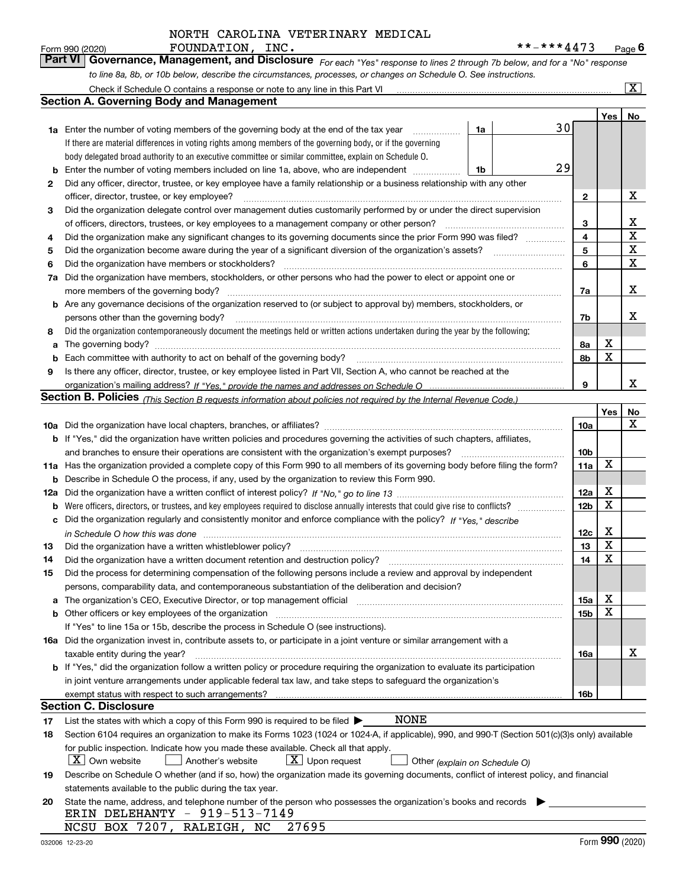NORTH CAROLINA VETERINARY MEDICAL FOUNDATION, INC. **-***4473

Form 990 (2020)

## Part VI Governance, Management, and Disclosure

*For each "Yes" response to lines 2 through 7b below, and for a "No" response to line 8a, 8b, or 10b below, describe the circumstances, processes, or changes on Schedule O. See instructions.*

Check if Schedule O contains a response or note to any line in this Part VI [X]

### Section A. Governing Body and Management

| | | | | Yes | No |
|---|---|---|---|---|---|
| **1a** | Enter the number of voting members of the governing body at the end of the tax year. If there are material differences in voting rights among members of the governing body, or if the governing body delegated broad authority to an executive committee or similar committee, explain on Schedule O. | 1a | 30 | | |
| **b** | Enter the number of voting members included on line 1a, above, who are independent | 1b | 29 | | |
| **2** | Did any officer, director, trustee, or key employee have a family relationship or a business relationship with any other officer, director, trustee, or key employee? | 2 | | | X |
| **3** | Did the organization delegate control over management duties customarily performed by or under the direct supervision of officers, directors, trustees, or key employees to a management company or other person? | 3 | | | X |
| **4** | Did the organization make any significant changes to its governing documents since the prior Form 990 was filed? | 4 | | | X |
| **5** | Did the organization become aware during the year of a significant diversion of the organization's assets? | 5 | | | X |
| **6** | Did the organization have members or stockholders? | 6 | | | X |
| **7a** | Did the organization have members, stockholders, or other persons who had the power to elect or appoint one or more members of the governing body? | 7a | | | X |
| **b** | Are any governance decisions of the organization reserved to (or subject to approval by) members, stockholders, or persons other than the governing body? | 7b | | | X |
| **8** | Did the organization contemporaneously document the meetings held or written actions undertaken during the year by the following: | | | | |
| **a** | The governing body? | 8a | | X | |
| **b** | Each committee with authority to act on behalf of the governing body? | 8b | | X | |
| **9** | Is there any officer, director, trustee, or key employee listed in Part VII, Section A, who cannot be reached at the organization's mailing address? *If "Yes," provide the names and addresses on Schedule O* | 9 | | | X |

### Section B. Policies *(This Section B requests information about policies not required by the Internal Revenue Code.)*

| | | | Yes | No |
|---|---|---|---|---|
| **10a** | Did the organization have local chapters, branches, or affiliates? | 10a | | X |
| **b** | If "Yes," did the organization have written policies and procedures governing the activities of such chapters, affiliates, and branches to ensure their operations are consistent with the organization's exempt purposes? | 10b | | |
| **11a** | Has the organization provided a complete copy of this Form 990 to all members of its governing body before filing the form? | 11a | X | |
| **b** | Describe in Schedule O the process, if any, used by the organization to review this Form 990. | | | |
| **12a** | Did the organization have a written conflict of interest policy? *If "No," go to line 13* | 12a | X | |
| **b** | Were officers, directors, or trustees, and key employees required to disclose annually interests that could give rise to conflicts? | 12b | X | |
| **c** | Did the organization regularly and consistently monitor and enforce compliance with the policy? *If "Yes," describe in Schedule O how this was done* | 12c | X | |
| **13** | Did the organization have a written whistleblower policy? | 13 | X | |
| **14** | Did the organization have a written document retention and destruction policy? | 14 | X | |
| **15** | Did the process for determining compensation of the following persons include a review and approval by independent persons, comparability data, and contemporaneous substantiation of the deliberation and decision? | | | |
| **a** | The organization's CEO, Executive Director, or top management official | 15a | X | |
| **b** | Other officers or key employees of the organization | 15b | X | |
| | If "Yes" to line 15a or 15b, describe the process in Schedule O (see instructions). | | | |
| **16a** | Did the organization invest in, contribute assets to, or participate in a joint venture or similar arrangement with a taxable entity during the year? | 16a | | X |
| **b** | If "Yes," did the organization follow a written policy or procedure requiring the organization to evaluate its participation in joint venture arrangements under applicable federal tax law, and take steps to safeguard the organization's exempt status with respect to such arrangements? | 16b | | |

### Section C. Disclosure

**17** List the states with which a copy of this Form 990 is required to be filed ▶ NONE

**18** Section 6104 requires an organization to make its Forms 1023 (1024 or 1024-A, if applicable), 990, and 990-T (Section 501(c)(3)s only) available for public inspection. Indicate how you made these available. Check all that apply.

[X] Own website [ ] Another's website [X] Upon request [ ] Other *(explain on Schedule O)*

**19** Describe on Schedule O whether (and if so, how) the organization made its governing documents, conflict of interest policy, and financial statements available to the public during the tax year.

**20** State the name, address, and telephone number of the person who possesses the organization's books and records ▶

ERIN DELEHANTY - 919-513-7149
NCSU BOX 7207, RALEIGH, NC 27695

032006 12-23-20 Form **990** (2020)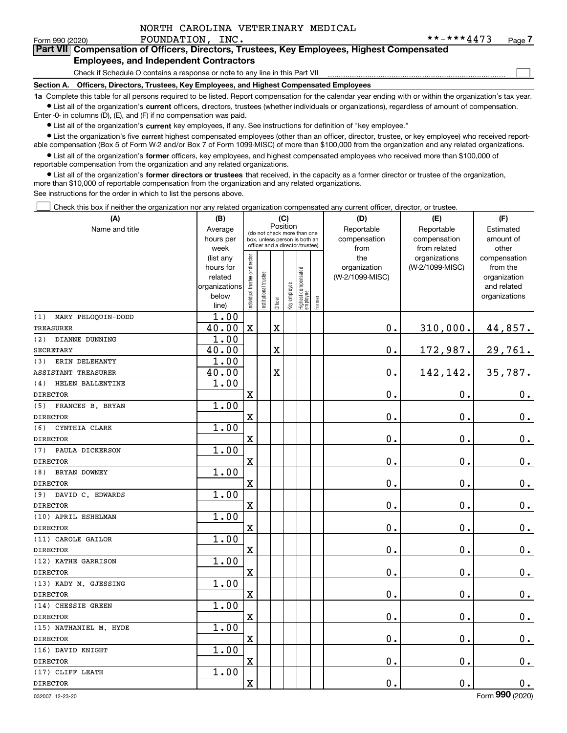NORTH CAROLINA VETERINARY MEDICAL FOUNDATION, INC. **-***4473

Form 990 (2020)

## Part VII Compensation of Officers, Directors, Trustees, Key Employees, Highest Compensated Employees, and Independent Contractors

Check if Schedule O contains a response or note to any line in this Part VII ☐

### Section A. Officers, Directors, Trustees, Key Employees, and Highest Compensated Employees

**1a** Complete this table for all persons required to be listed. Report compensation for the calendar year ending with or within the organization's tax year.

- List all of the organization's **current** officers, directors, trustees (whether individuals or organizations), regardless of amount of compensation. Enter -0- in columns (D), (E), and (F) if no compensation was paid.
- List all of the organization's **current** key employees, if any. See instructions for definition of "key employee."
- List the organization's five **current** highest compensated employees (other than an officer, director, trustee, or key employee) who received reportable compensation (Box 5 of Form W-2 and/or Box 7 of Form 1099-MISC) of more than $100,000 from the organization and any related organizations.
- List all of the organization's **former** officers, key employees, and highest compensated employees who received more than $100,000 of reportable compensation from the organization and any related organizations.
- List all of the organization's **former directors or trustees** that received, in the capacity as a former director or trustee of the organization, more than $10,000 of reportable compensation from the organization and any related organizations.

See instructions for the order in which to list the persons above.

☐ Check this box if neither the organization nor any related organization compensated any current officer, director, or trustee.

| (A) Name and title | (B) Average hours per week (list any hours for related organizations below line) | (C) Position: Individual trustee or director | Institutional trustee | Officer | Key employee | Highest compensated employee | Former | (D) Reportable compensation from the organization (W-2/1099-MISC) | (E) Reportable compensation from related organizations (W-2/1099-MISC) | (F) Estimated amount of other compensation from the organization and related organizations |
|---|---|---|---|---|---|---|---|---|---|---|
| (1) MARY PELOQUIN-DODD<br>TREASURER | 1.00<br>40.00 | X | | X | | | | 0. | 310,000. | 44,857. |
| (2) DIANNE DUNNING<br>SECRETARY | 1.00<br>40.00 | | | X | | | | 0. | 172,987. | 29,761. |
| (3) ERIN DELEHANTY<br>ASSISTANT TREASURER | 1.00<br>40.00 | | | X | | | | 0. | 142,142. | 35,787. |
| (4) HELEN BALLENTINE<br>DIRECTOR | 1.00 | X | | | | | | 0. | 0. | 0. |
| (5) FRANCES B. BRYAN<br>DIRECTOR | 1.00 | X | | | | | | 0. | 0. | 0. |
| (6) CYNTHIA CLARK<br>DIRECTOR | 1.00 | X | | | | | | 0. | 0. | 0. |
| (7) PAULA DICKERSON<br>DIRECTOR | 1.00 | X | | | | | | 0. | 0. | 0. |
| (8) BRYAN DOWNEY<br>DIRECTOR | 1.00 | X | | | | | | 0. | 0. | 0. |
| (9) DAVID C. EDWARDS<br>DIRECTOR | 1.00 | X | | | | | | 0. | 0. | 0. |
| (10) APRIL ESHELMAN<br>DIRECTOR | 1.00 | X | | | | | | 0. | 0. | 0. |
| (11) CAROLE GAILOR<br>DIRECTOR | 1.00 | X | | | | | | 0. | 0. | 0. |
| (12) KATHE GARRISON<br>DIRECTOR | 1.00 | X | | | | | | 0. | 0. | 0. |
| (13) KADY M. GJESSING<br>DIRECTOR | 1.00 | X | | | | | | 0. | 0. | 0. |
| (14) CHESSIE GREEN<br>DIRECTOR | 1.00 | X | | | | | | 0. | 0. | 0. |
| (15) NATHANIEL M. HYDE<br>DIRECTOR | 1.00 | X | | | | | | 0. | 0. | 0. |
| (16) DAVID KNIGHT<br>DIRECTOR | 1.00 | X | | | | | | 0. | 0. | 0. |
| (17) CLIFF LEATH<br>DIRECTOR | 1.00 | X | | | | | | 0. | 0. | 0. |

032007 12-23-20 Form 990 (2020)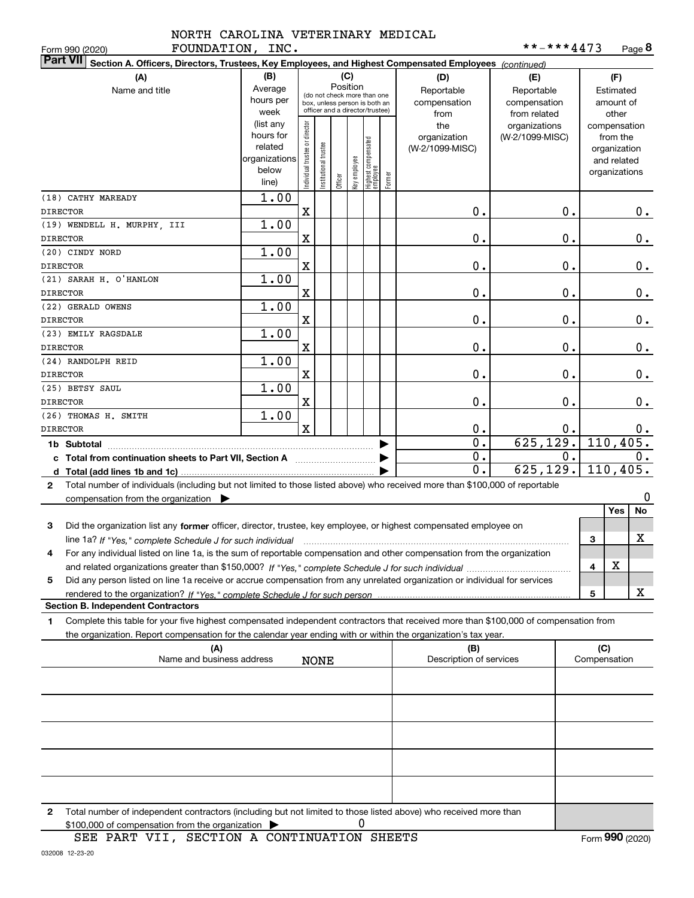NORTH CAROLINA VETERINARY MEDICAL FOUNDATION, INC.

Form 990 (2020) **-***4473 Page **8**

**Part VII** Section A. Officers, Directors, Trustees, Key Employees, and Highest Compensated Employees *(continued)*

| (A) Name and title | (B) Average hours per week (list any hours for related organizations below line) | (C) Position: Individual trustee or director | Institutional trustee | Officer | Key employee | Highest compensated employee | Former | (D) Reportable compensation from the organization (W-2/1099-MISC) | (E) Reportable compensation from related organizations (W-2/1099-MISC) | (F) Estimated amount of other compensation from the organization and related organizations |
|---|---|---|---|---|---|---|---|---|---|---|
| (18) CATHY MAREADY<br>DIRECTOR | 1.00 | X | | | | | | 0. | 0. | 0. |
| (19) WENDELL H. MURPHY, III<br>DIRECTOR | 1.00 | X | | | | | | 0. | 0. | 0. |
| (20) CINDY NORD<br>DIRECTOR | 1.00 | X | | | | | | 0. | 0. | 0. |
| (21) SARAH H. O'HANLON<br>DIRECTOR | 1.00 | X | | | | | | 0. | 0. | 0. |
| (22) GERALD OWENS<br>DIRECTOR | 1.00 | X | | | | | | 0. | 0. | 0. |
| (23) EMILY RAGSDALE<br>DIRECTOR | 1.00 | X | | | | | | 0. | 0. | 0. |
| (24) RANDOLPH REID<br>DIRECTOR | 1.00 | X | | | | | | 0. | 0. | 0. |
| (25) BETSY SAUL<br>DIRECTOR | 1.00 | X | | | | | | 0. | 0. | 0. |
| (26) THOMAS H. SMITH<br>DIRECTOR | 1.00 | X | | | | | | 0. | 0. | 0. |
| **1b Subtotal** | | | | | | | | 0. | 625,129. | 110,405. |
| **c Total from continuation sheets to Part VII, Section A** | | | | | | | | 0. | 0. | 0. |
| **d Total (add lines 1b and 1c)** | | | | | | | | 0. | 625,129. | 110,405. |

**2** Total number of individuals (including but not limited to those listed above) who received more than $100,000 of reportable compensation from the organization ▶ 0

| | | Yes | No |
|---|---|---|---|
| **3** Did the organization list any **former** officer, director, trustee, key employee, or highest compensated employee on line 1a? *If "Yes," complete Schedule J for such individual* | 3 | | X |
| **4** For any individual listed on line 1a, is the sum of reportable compensation and other compensation from the organization and related organizations greater than $150,000? *If "Yes," complete Schedule J for such individual* | 4 | X | |
| **5** Did any person listed on line 1a receive or accrue compensation from any unrelated organization or individual for services rendered to the organization? *If "Yes," complete Schedule J for such person* | 5 | | X |

**Section B. Independent Contractors**

**1** Complete this table for your five highest compensated independent contractors that received more than $100,000 of compensation from the organization. Report compensation for the calendar year ending with or within the organization's tax year.

| (A) Name and business address | (B) Description of services | (C) Compensation |
|---|---|---|
| NONE | | |
| | | |
| | | |
| | | |
| | | |

**2** Total number of independent contractors (including but not limited to those listed above) who received more than $100,000 of compensation from the organization ▶ 0

SEE PART VII, SECTION A CONTINUATION SHEETS

Form **990** (2020)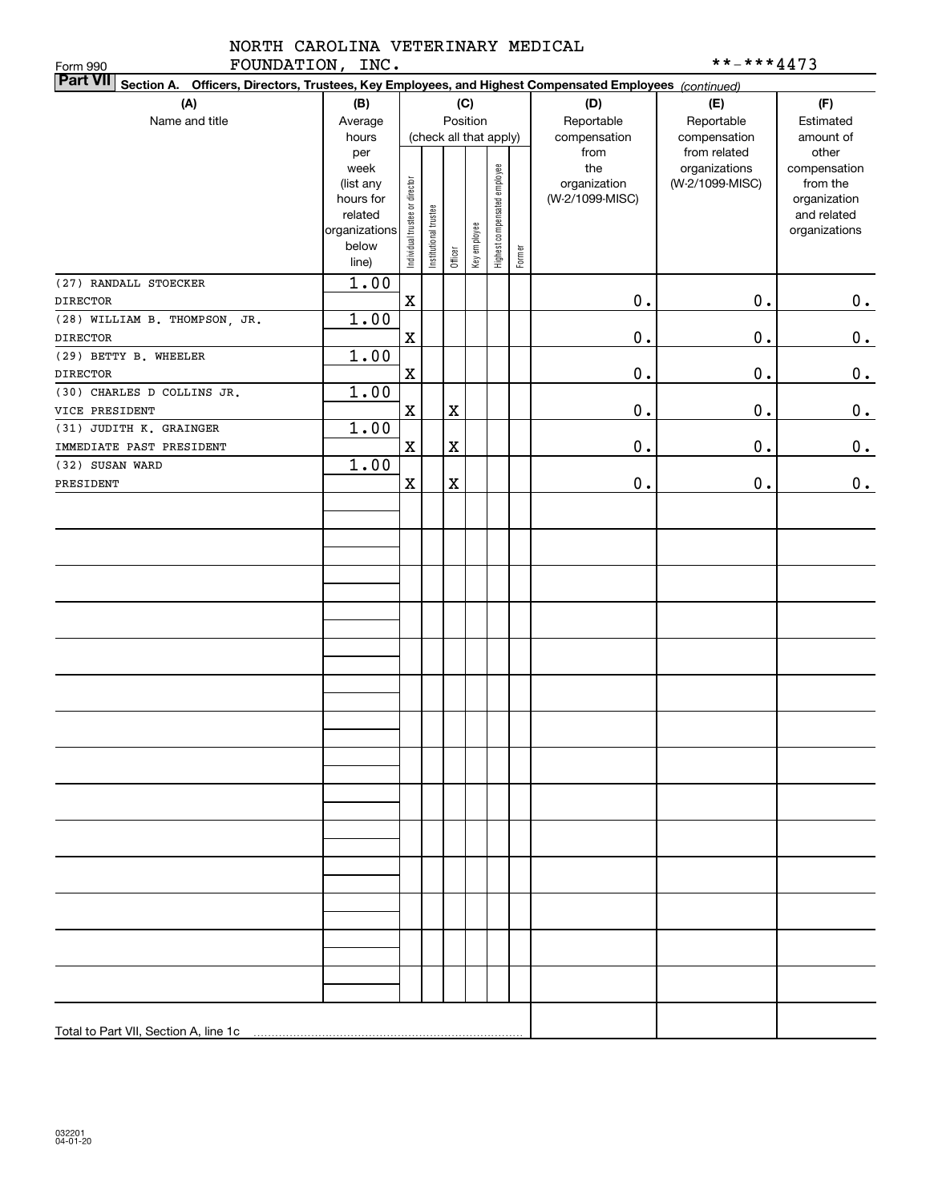NORTH CAROLINA VETERINARY MEDICAL FOUNDATION, INC.

Form 990

**-***4473

**Part VII** Section A. Officers, Directors, Trustees, Key Employees, and Highest Compensated Employees *(continued)*

| (A) Name and title | (B) Average hours per week (list any hours for related organizations below line) | (C) Position (check all that apply): Individual trustee or director | Institutional trustee | Officer | Key employee | Highest compensated employee | Former | (D) Reportable compensation from the organization (W-2/1099-MISC) | (E) Reportable compensation from related organizations (W-2/1099-MISC) | (F) Estimated amount of other compensation from the organization and related organizations |
|---|---|---|---|---|---|---|---|---|---|---|
| (27) RANDALL STOECKER<br>DIRECTOR | 1.00 | X | | | | | | 0. | 0. | 0. |
| (28) WILLIAM B. THOMPSON, JR.<br>DIRECTOR | 1.00 | X | | | | | | 0. | 0. | 0. |
| (29) BETTY B. WHEELER<br>DIRECTOR | 1.00 | X | | | | | | 0. | 0. | 0. |
| (30) CHARLES D COLLINS JR.<br>VICE PRESIDENT | 1.00 | X | | X | | | | 0. | 0. | 0. |
| (31) JUDITH K. GRAINGER<br>IMMEDIATE PAST PRESIDENT | 1.00 | X | | X | | | | 0. | 0. | 0. |
| (32) SUSAN WARD<br>PRESIDENT | 1.00 | X | | X | | | | 0. | 0. | 0. |
| Total to Part VII, Section A, line 1c | | | | | | | | | | |

032201 04-01-20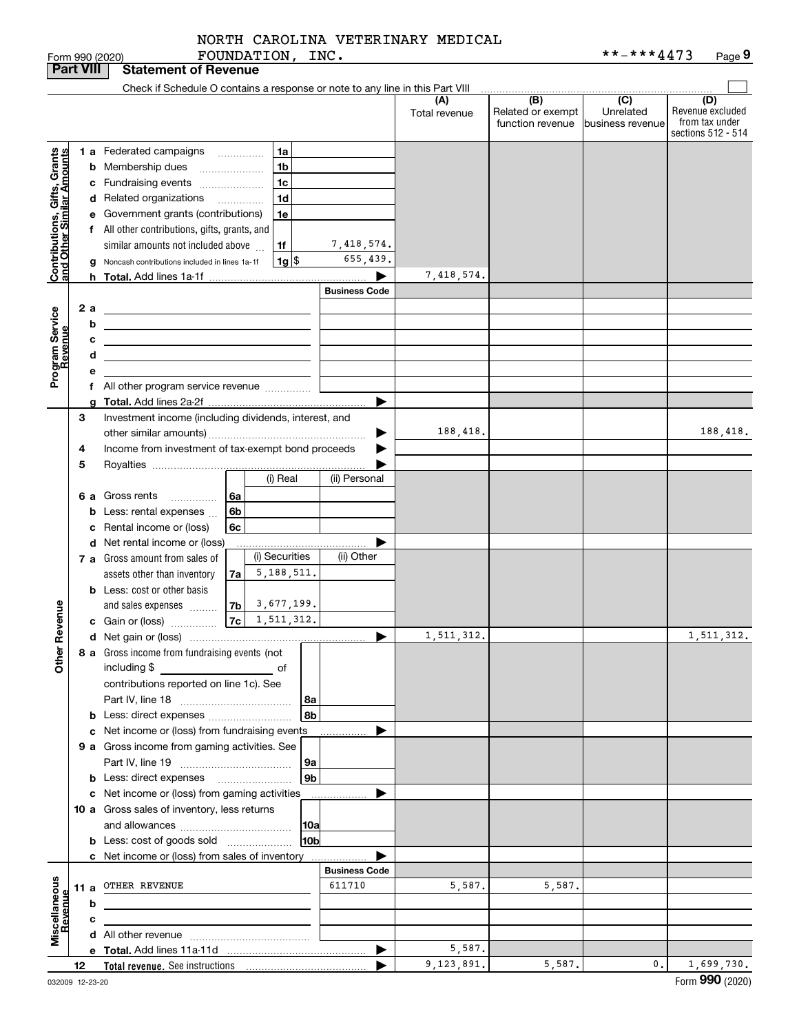NORTH CAROLINA VETERINARY MEDICAL FOUNDATION, INC.

Form 990 (2020) **-***4473

## Part VIII Statement of Revenue

Check if Schedule O contains a response or note to any line in this Part VIII

| | | | | (A) Total revenue | (B) Related or exempt function revenue | (C) Unrelated business revenue | (D) Revenue excluded from tax under sections 512 - 514 |
|---|---|---|---|---|---|---|---|
| **Contributions, Gifts, Grants and Other Similar Amounts** | 1a Federated campaigns | 1a | | | | | |
| | b Membership dues | 1b | | | | | |
| | c Fundraising events | 1c | | | | | |
| | d Related organizations | 1d | | | | | |
| | e Government grants (contributions) | 1e | | | | | |
| | f All other contributions, gifts, grants, and similar amounts not included above | 1f | 7,418,574. | | | | |
| | g Noncash contributions included in lines 1a-1f | 1g | $ 655,439. | | | | |
| | h **Total.** Add lines 1a-1f | | | 7,418,574. | | | |
| **Program Service Revenue** | | | **Business Code** | | | | |
| | 2a | | | | | | |
| | b | | | | | | |
| | c | | | | | | |
| | d | | | | | | |
| | e | | | | | | |
| | f All other program service revenue | | | | | | |
| | g **Total.** Add lines 2a-2f | | | | | | |
| **Other Revenue** | 3 Investment income (including dividends, interest, and other similar amounts) | | | 188,418. | | | 188,418. |
| | 4 Income from investment of tax-exempt bond proceeds | | | | | | |
| | 5 Royalties | | | | | | |
| | | (i) Real | (ii) Personal | | | | |
| | 6a Gross rents (6a) | | | | | | |
| | b Less: rental expenses (6b) | | | | | | |
| | c Rental income or (loss) (6c) | | | | | | |
| | d Net rental income or (loss) | | | | | | |
| | | (i) Securities | (ii) Other | | | | |
| | 7a Gross amount from sales of assets other than inventory (7a) | 5,188,511. | | | | | |
| | b Less: cost or other basis and sales expenses (7b) | 3,677,199. | | | | | |
| | c Gain or (loss) (7c) | 1,511,312. | | | | | |
| | d Net gain or (loss) | | | 1,511,312. | | | 1,511,312. |
| | 8a Gross income from fundraising events (not including $ of contributions reported on line 1c). See Part IV, line 18 | 8a | | | | | |
| | b Less: direct expenses | 8b | | | | | |
| | c Net income or (loss) from fundraising events | | | | | | |
| | 9a Gross income from gaming activities. See Part IV, line 19 | 9a | | | | | |
| | b Less: direct expenses | 9b | | | | | |
| | c Net income or (loss) from gaming activities | | | | | | |
| | 10a Gross sales of inventory, less returns and allowances | 10a | | | | | |
| | b Less: cost of goods sold | 10b | | | | | |
| | c Net income or (loss) from sales of inventory | | | | | | |
| **Miscellaneous Revenue** | | | **Business Code** | | | | |
| | 11a OTHER REVENUE | | 611710 | 5,587. | 5,587. | | |
| | b | | | | | | |
| | c | | | | | | |
| | d All other revenue | | | | | | |
| | e **Total.** Add lines 11a-11d | | | 5,587. | | | |
| | 12 **Total revenue.** See instructions | | | 9,123,891. | 5,587. | 0. | 1,699,730. |

032009 12-23-20

Form **990** (2020)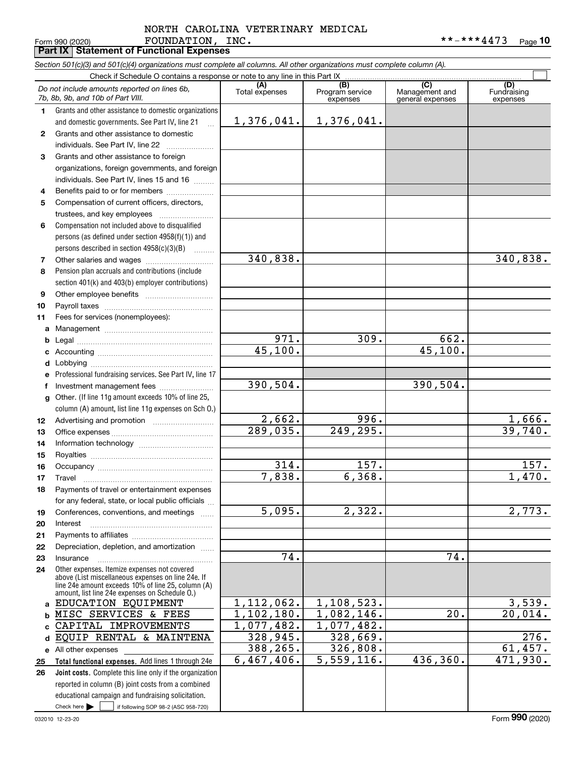NORTH CAROLINA VETERINARY MEDICAL FOUNDATION, INC.

Form 990 (2020) **-***4473 Page **10**

## Part IX Statement of Functional Expenses

*Section 501(c)(3) and 501(c)(4) organizations must complete all columns. All other organizations must complete column (A).*

Check if Schedule O contains a response or note to any line in this Part IX ☐

| | *Do not include amounts reported on lines 6b, 7b, 8b, 9b, and 10b of Part VIII.* | (A) Total expenses | (B) Program service expenses | (C) Management and general expenses | (D) Fundraising expenses |
|---|---|---|---|---|---|
| 1 | Grants and other assistance to domestic organizations and domestic governments. See Part IV, line 21 | 1,376,041. | 1,376,041. | | |
| 2 | Grants and other assistance to domestic individuals. See Part IV, line 22 | | | | |
| 3 | Grants and other assistance to foreign organizations, foreign governments, and foreign individuals. See Part IV, lines 15 and 16 | | | | |
| 4 | Benefits paid to or for members | | | | |
| 5 | Compensation of current officers, directors, trustees, and key employees | | | | |
| 6 | Compensation not included above to disqualified persons (as defined under section 4958(f)(1)) and persons described in section 4958(c)(3)(B) | | | | |
| 7 | Other salaries and wages | 340,838. | | | 340,838. |
| 8 | Pension plan accruals and contributions (include section 401(k) and 403(b) employer contributions) | | | | |
| 9 | Other employee benefits | | | | |
| 10 | Payroll taxes | | | | |
| 11 | Fees for services (nonemployees): | | | | |
| a | Management | | | | |
| b | Legal | 971. | 309. | 662. | |
| c | Accounting | 45,100. | | 45,100. | |
| d | Lobbying | | | | |
| e | Professional fundraising services. See Part IV, line 17 | | | | |
| f | Investment management fees | 390,504. | | 390,504. | |
| g | Other. (If line 11g amount exceeds 10% of line 25, column (A) amount, list line 11g expenses on Sch O.) | | | | |
| 12 | Advertising and promotion | 2,662. | 996. | | 1,666. |
| 13 | Office expenses | 289,035. | 249,295. | | 39,740. |
| 14 | Information technology | | | | |
| 15 | Royalties | | | | |
| 16 | Occupancy | 314. | 157. | | 157. |
| 17 | Travel | 7,838. | 6,368. | | 1,470. |
| 18 | Payments of travel or entertainment expenses for any federal, state, or local public officials | | | | |
| 19 | Conferences, conventions, and meetings | 5,095. | 2,322. | | 2,773. |
| 20 | Interest | | | | |
| 21 | Payments to affiliates | | | | |
| 22 | Depreciation, depletion, and amortization | | | | |
| 23 | Insurance | 74. | | 74. | |
| 24 | Other expenses. Itemize expenses not covered above (List miscellaneous expenses on line 24e. If line 24e amount exceeds 10% of line 25, column (A) amount, list line 24e expenses on Schedule O.) | | | | |
| a | EDUCATION EQUIPMENT | 1,112,062. | 1,108,523. | | 3,539. |
| b | MISC SERVICES & FEES | 1,102,180. | 1,082,146. | 20. | 20,014. |
| c | CAPITAL IMPROVEMENTS | 1,077,482. | 1,077,482. | | |
| d | EQUIP RENTAL & MAINTENA | 328,945. | 328,669. | | 276. |
| e | All other expenses | 388,265. | 326,808. | | 61,457. |
| 25 | **Total functional expenses.** Add lines 1 through 24e | 6,467,406. | 5,559,116. | 436,360. | 471,930. |
| 26 | **Joint costs.** Complete this line only if the organization reported in column (B) joint costs from a combined educational campaign and fundraising solicitation. Check here ☐ if following SOP 98-2 (ASC 958-720) | | | | |

032010 12-23-20 Form **990** (2020)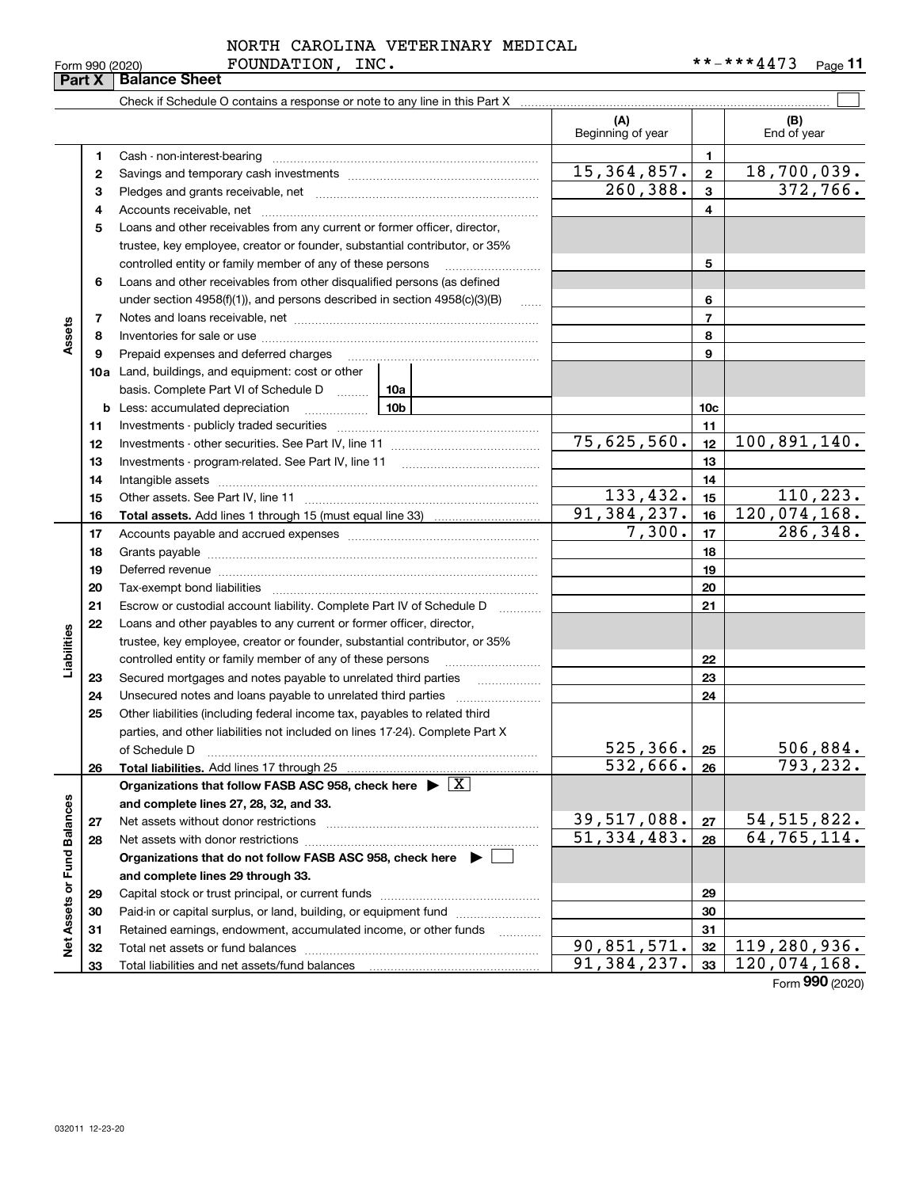Form 990 (2020) NORTH CAROLINA VETERINARY MEDICAL FOUNDATION, INC. **-***4473

## Part X Balance Sheet

Check if Schedule O contains a response or note to any line in this Part X

| | | | (A) Beginning of year | | (B) End of year |
|---|---|---|---|---|---|
| Assets | 1 | Cash - non-interest-bearing | | 1 | |
| | 2 | Savings and temporary cash investments | 15,364,857. | 2 | 18,700,039. |
| | 3 | Pledges and grants receivable, net | 260,388. | 3 | 372,766. |
| | 4 | Accounts receivable, net | | 4 | |
| | 5 | Loans and other receivables from any current or former officer, director, trustee, key employee, creator or founder, substantial contributor, or 35% controlled entity or family member of any of these persons | | 5 | |
| | 6 | Loans and other receivables from other disqualified persons (as defined under section 4958(f)(1)), and persons described in section 4958(c)(3)(B) | | 6 | |
| | 7 | Notes and loans receivable, net | | 7 | |
| | 8 | Inventories for sale or use | | 8 | |
| | 9 | Prepaid expenses and deferred charges | | 9 | |
| | 10a | Land, buildings, and equipment: cost or other basis. Complete Part VI of Schedule D (10a) | | | |
| | b | Less: accumulated depreciation (10b) | | 10c | |
| | 11 | Investments - publicly traded securities | | 11 | |
| | 12 | Investments - other securities. See Part IV, line 11 | 75,625,560. | 12 | 100,891,140. |
| | 13 | Investments - program-related. See Part IV, line 11 | | 13 | |
| | 14 | Intangible assets | | 14 | |
| | 15 | Other assets. See Part IV, line 11 | 133,432. | 15 | 110,223. |
| | 16 | **Total assets.** Add lines 1 through 15 (must equal line 33) | 91,384,237. | 16 | 120,074,168. |
| Liabilities | 17 | Accounts payable and accrued expenses | 7,300. | 17 | 286,348. |
| | 18 | Grants payable | | 18 | |
| | 19 | Deferred revenue | | 19 | |
| | 20 | Tax-exempt bond liabilities | | 20 | |
| | 21 | Escrow or custodial account liability. Complete Part IV of Schedule D | | 21 | |
| | 22 | Loans and other payables to any current or former officer, director, trustee, key employee, creator or founder, substantial contributor, or 35% controlled entity or family member of any of these persons | | 22 | |
| | 23 | Secured mortgages and notes payable to unrelated third parties | | 23 | |
| | 24 | Unsecured notes and loans payable to unrelated third parties | | 24 | |
| | 25 | Other liabilities (including federal income tax, payables to related third parties, and other liabilities not included on lines 17-24). Complete Part X of Schedule D | 525,366. | 25 | 506,884. |
| | 26 | **Total liabilities.** Add lines 17 through 25 | 532,666. | 26 | 793,232. |
| Net Assets or Fund Balances | | **Organizations that follow FASB ASC 958, check here** [X] **and complete lines 27, 28, 32, and 33.** | | | |
| | 27 | Net assets without donor restrictions | 39,517,088. | 27 | 54,515,822. |
| | 28 | Net assets with donor restrictions | 51,334,483. | 28 | 64,765,114. |
| | | **Organizations that do not follow FASB ASC 958, check here** [ ] **and complete lines 29 through 33.** | | | |
| | 29 | Capital stock or trust principal, or current funds | | 29 | |
| | 30 | Paid-in or capital surplus, or land, building, or equipment fund | | 30 | |
| | 31 | Retained earnings, endowment, accumulated income, or other funds | | 31 | |
| | 32 | Total net assets or fund balances | 90,851,571. | 32 | 119,280,936. |
| | 33 | Total liabilities and net assets/fund balances | 91,384,237. | 33 | 120,074,168. |

Form **990** (2020)

032011 12-23-20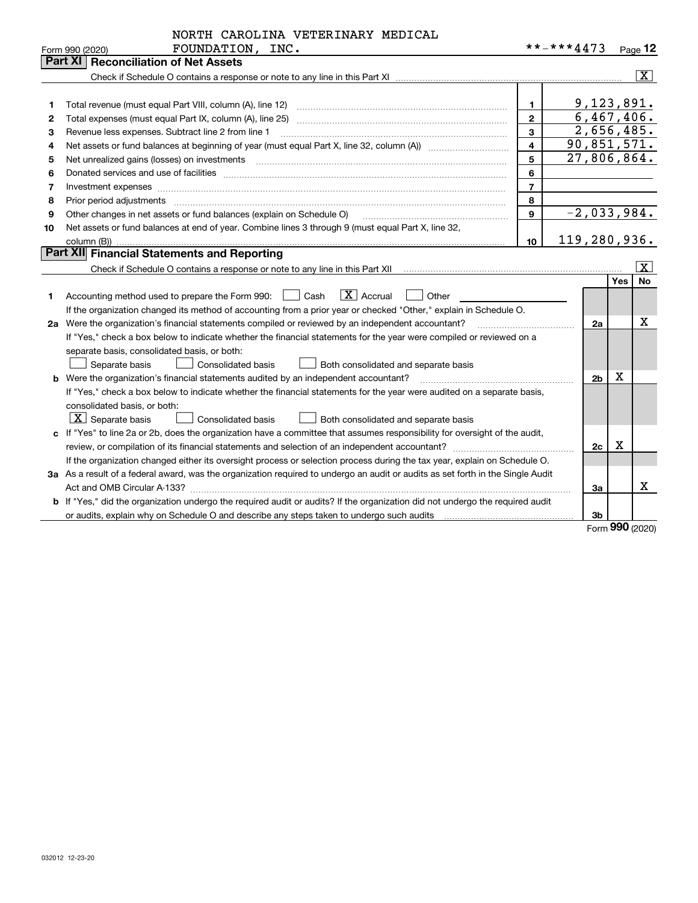NORTH CAROLINA VETERINARY MEDICAL FOUNDATION, INC.

Form 990 (2020) **-***4473 Page 12

## Part XI Reconciliation of Net Assets

Check if Schedule O contains a response or note to any line in this Part XI .......... [X]

| | | | |
|---|---|---|---|
| 1 | Total revenue (must equal Part VIII, column (A), line 12) | 1 | 9,123,891. |
| 2 | Total expenses (must equal Part IX, column (A), line 25) | 2 | 6,467,406. |
| 3 | Revenue less expenses. Subtract line 2 from line 1 | 3 | 2,656,485. |
| 4 | Net assets or fund balances at beginning of year (must equal Part X, line 32, column (A)) | 4 | 90,851,571. |
| 5 | Net unrealized gains (losses) on investments | 5 | 27,806,864. |
| 6 | Donated services and use of facilities | 6 | |
| 7 | Investment expenses | 7 | |
| 8 | Prior period adjustments | 8 | |
| 9 | Other changes in net assets or fund balances (explain on Schedule O) | 9 | -2,033,984. |
| 10 | Net assets or fund balances at end of year. Combine lines 3 through 9 (must equal Part X, line 32, column (B)) | 10 | 119,280,936. |

## Part XII Financial Statements and Reporting

Check if Schedule O contains a response or note to any line in this Part XII .......... [X]

| | | | Yes | No |
|---|---|---|---|---|
| 1 | Accounting method used to prepare the Form 990: [ ] Cash [X] Accrual [ ] Other ______<br>If the organization changed its method of accounting from a prior year or checked "Other," explain in Schedule O. | | | |
| 2a | Were the organization's financial statements compiled or reviewed by an independent accountant?<br>If "Yes," check a box below to indicate whether the financial statements for the year were compiled or reviewed on a separate basis, consolidated basis, or both:<br>[ ] Separate basis [ ] Consolidated basis [ ] Both consolidated and separate basis | 2a | | X |
| b | Were the organization's financial statements audited by an independent accountant?<br>If "Yes," check a box below to indicate whether the financial statements for the year were audited on a separate basis, consolidated basis, or both:<br>[X] Separate basis [ ] Consolidated basis [ ] Both consolidated and separate basis | 2b | X | |
| c | If "Yes" to line 2a or 2b, does the organization have a committee that assumes responsibility for oversight of the audit, review, or compilation of its financial statements and selection of an independent accountant?<br>If the organization changed either its oversight process or selection process during the tax year, explain on Schedule O. | 2c | X | |
| 3a | As a result of a federal award, was the organization required to undergo an audit or audits as set forth in the Single Audit Act and OMB Circular A-133? | 3a | | X |
| b | If "Yes," did the organization undergo the required audit or audits? If the organization did not undergo the required audit or audits, explain why on Schedule O and describe any steps taken to undergo such audits | 3b | | |

Form **990** (2020)

032012 12-23-20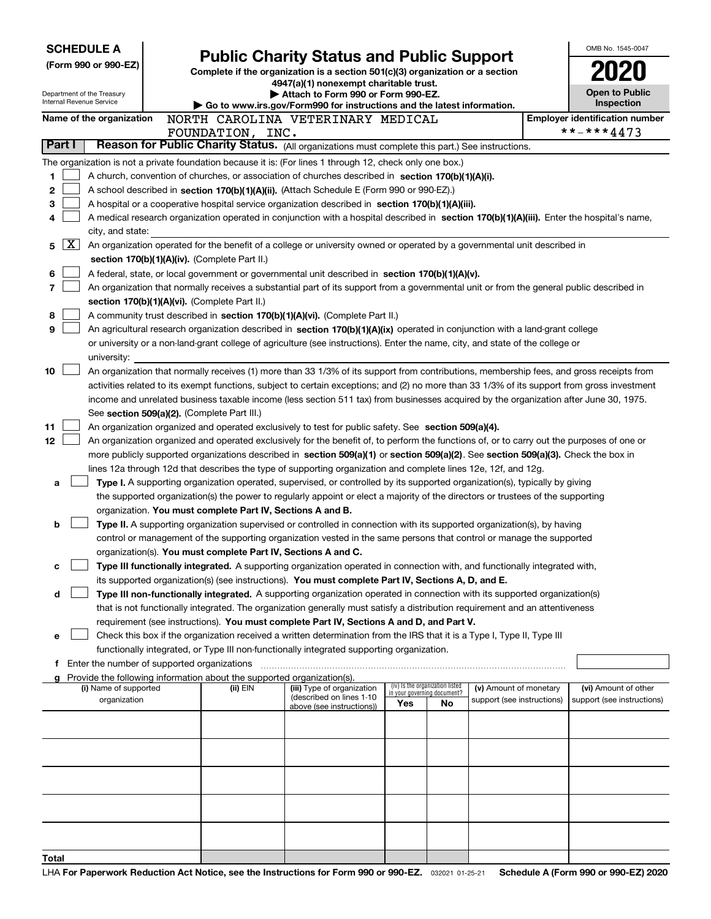**SCHEDULE A**
**(Form 990 or 990-EZ)**

Department of the Treasury
Internal Revenue Service

# Public Charity Status and Public Support

**Complete if the organization is a section 501(c)(3) organization or a section 4947(a)(1) nonexempt charitable trust.**
**▶ Attach to Form 990 or Form 990-EZ.**
**▶ Go to www.irs.gov/Form990 for instructions and the latest information.**

OMB No. 1545-0047

**2020**

**Open to Public Inspection**

**Name of the organization** NORTH CAROLINA VETERINARY MEDICAL FOUNDATION, INC.

**Employer identification number** **-***4473

**Part I** **Reason for Public Charity Status.** (All organizations must complete this part.) See instructions.

The organization is not a private foundation because it is: (For lines 1 through 12, check only one box.)

1 [ ] A church, convention of churches, or association of churches described in **section 170(b)(1)(A)(i).**

2 [ ] A school described in **section 170(b)(1)(A)(ii).** (Attach Schedule E (Form 990 or 990-EZ).)

3 [ ] A hospital or a cooperative hospital service organization described in **section 170(b)(1)(A)(iii).**

4 [ ] A medical research organization operated in conjunction with a hospital described in **section 170(b)(1)(A)(iii).** Enter the hospital's name, city, and state:

5 [X] An organization operated for the benefit of a college or university owned or operated by a governmental unit described in **section 170(b)(1)(A)(iv).** (Complete Part II.)

6 [ ] A federal, state, or local government or governmental unit described in **section 170(b)(1)(A)(v).**

7 [ ] An organization that normally receives a substantial part of its support from a governmental unit or from the general public described in **section 170(b)(1)(A)(vi).** (Complete Part II.)

8 [ ] A community trust described in **section 170(b)(1)(A)(vi).** (Complete Part II.)

9 [ ] An agricultural research organization described in **section 170(b)(1)(A)(ix)** operated in conjunction with a land-grant college or university or a non-land-grant college of agriculture (see instructions). Enter the name, city, and state of the college or university:

10 [ ] An organization that normally receives (1) more than 33 1/3% of its support from contributions, membership fees, and gross receipts from activities related to its exempt functions, subject to certain exceptions; and (2) no more than 33 1/3% of its support from gross investment income and unrelated business taxable income (less section 511 tax) from businesses acquired by the organization after June 30, 1975. See **section 509(a)(2).** (Complete Part III.)

11 [ ] An organization organized and operated exclusively to test for public safety. See **section 509(a)(4).**

12 [ ] An organization organized and operated exclusively for the benefit of, to perform the functions of, or to carry out the purposes of one or more publicly supported organizations described in **section 509(a)(1)** or **section 509(a)(2)**. See **section 509(a)(3).** Check the box in lines 12a through 12d that describes the type of supporting organization and complete lines 12e, 12f, and 12g.

a [ ] **Type I.** A supporting organization operated, supervised, or controlled by its supported organization(s), typically by giving the supported organization(s) the power to regularly appoint or elect a majority of the directors or trustees of the supporting organization. **You must complete Part IV, Sections A and B.**

b [ ] **Type II.** A supporting organization supervised or controlled in connection with its supported organization(s), by having control or management of the supporting organization vested in the same persons that control or manage the supported organization(s). **You must complete Part IV, Sections A and C.**

c [ ] **Type III functionally integrated.** A supporting organization operated in connection with, and functionally integrated with, its supported organization(s) (see instructions). **You must complete Part IV, Sections A, D, and E.**

d [ ] **Type III non-functionally integrated.** A supporting organization operated in connection with its supported organization(s) that is not functionally integrated. The organization generally must satisfy a distribution requirement and an attentiveness requirement (see instructions). **You must complete Part IV, Sections A and D, and Part V.**

e [ ] Check this box if the organization received a written determination from the IRS that it is a Type I, Type II, Type III functionally integrated, or Type III non-functionally integrated supporting organization.

f Enter the number of supported organizations

g Provide the following information about the supported organization(s).

| (i) Name of supported organization | (ii) EIN | (iii) Type of organization (described on lines 1-10 above (see instructions)) | (iv) Is the organization listed in your governing document? Yes | No | (v) Amount of monetary support (see instructions) | (vi) Amount of other support (see instructions) |
|---|---|---|---|---|---|---|
| | | | | | | |
| | | | | | | |
| | | | | | | |
| | | | | | | |
| | | | | | | |
| **Total** | | | | | | |

LHA **For Paperwork Reduction Act Notice, see the Instructions for Form 990 or 990-EZ.** 032021 01-25-21 **Schedule A (Form 990 or 990-EZ) 2020**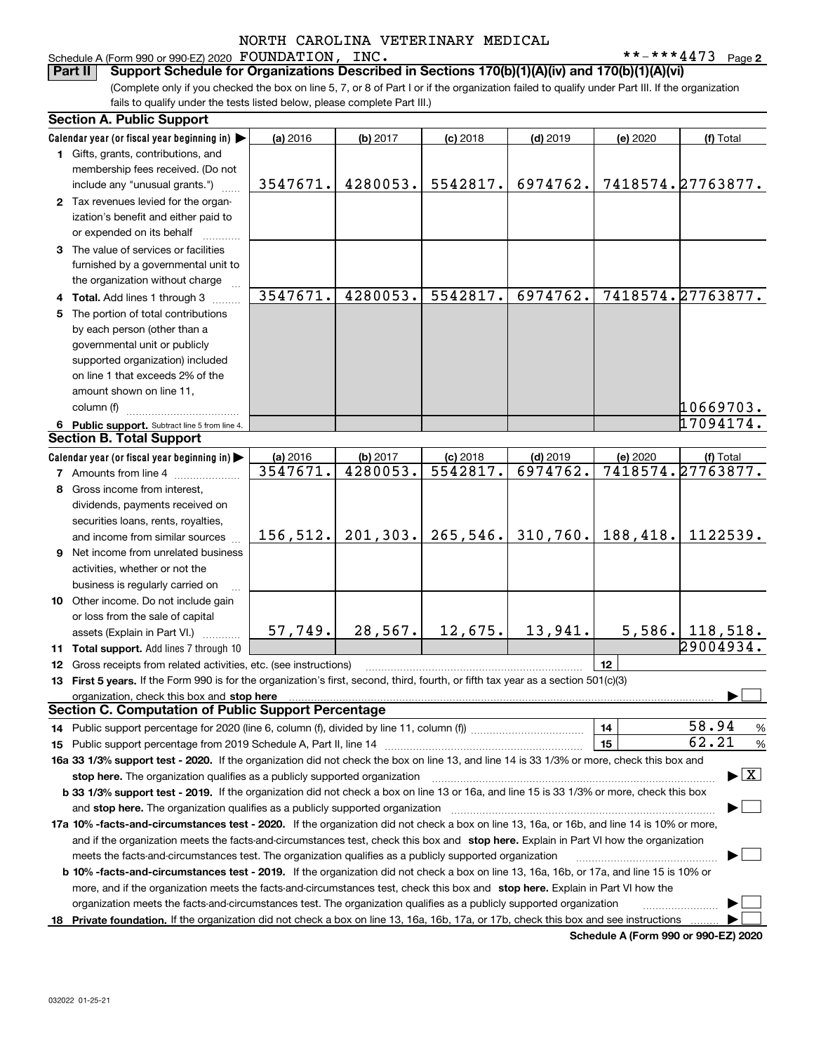NORTH CAROLINA VETERINARY MEDICAL

Schedule A (Form 990 or 990-EZ) 2020 FOUNDATION, INC. **-***4473 Page 2

**Part II** **Support Schedule for Organizations Described in Sections 170(b)(1)(A)(iv) and 170(b)(1)(A)(vi)**

(Complete only if you checked the box on line 5, 7, or 8 of Part I or if the organization failed to qualify under Part III. If the organization fails to qualify under the tests listed below, please complete Part III.)

### Section A. Public Support

| Calendar year (or fiscal year beginning in) ▶ | (a) 2016 | (b) 2017 | (c) 2018 | (d) 2019 | (e) 2020 | (f) Total |
|---|---|---|---|---|---|---|
| **1** Gifts, grants, contributions, and membership fees received. (Do not include any "unusual grants.") | 3547671. | 4280053. | 5542817. | 6974762. | 7418574. | 27763877. |
| **2** Tax revenues levied for the organization's benefit and either paid to or expended on its behalf | | | | | | |
| **3** The value of services or facilities furnished by a governmental unit to the organization without charge | | | | | | |
| **4 Total.** Add lines 1 through 3 | 3547671. | 4280053. | 5542817. | 6974762. | 7418574. | 27763877. |
| **5** The portion of total contributions by each person (other than a governmental unit or publicly supported organization) included on line 1 that exceeds 2% of the amount shown on line 11, column (f) | | | | | | 10669703. |
| **6 Public support.** Subtract line 5 from line 4. | | | | | | 17094174. |

### Section B. Total Support

| Calendar year (or fiscal year beginning in) ▶ | (a) 2016 | (b) 2017 | (c) 2018 | (d) 2019 | (e) 2020 | (f) Total |
|---|---|---|---|---|---|---|
| **7** Amounts from line 4 | 3547671. | 4280053. | 5542817. | 6974762. | 7418574. | 27763877. |
| **8** Gross income from interest, dividends, payments received on securities loans, rents, royalties, and income from similar sources | 156,512. | 201,303. | 265,546. | 310,760. | 188,418. | 1122539. |
| **9** Net income from unrelated business activities, whether or not the business is regularly carried on | | | | | | |
| **10** Other income. Do not include gain or loss from the sale of capital assets (Explain in Part VI.) | 57,749. | 28,567. | 12,675. | 13,941. | 5,586. | 118,518. |
| **11 Total support.** Add lines 7 through 10 | | | | | | 29004934. |

**12** Gross receipts from related activities, etc. (see instructions) | **12** |

**13 First 5 years.** If the Form 990 is for the organization's first, second, third, fourth, or fifth tax year as a section 501(c)(3) organization, check this box and **stop here** ▶ ☐

### Section C. Computation of Public Support Percentage

**14** Public support percentage for 2020 (line 6, column (f), divided by line 11, column (f)) | **14** | 58.94 %

**15** Public support percentage from 2019 Schedule A, Part II, line 14 | **15** | 62.21 %

**16a 33 1/3% support test - 2020.** If the organization did not check the box on line 13, and line 14 is 33 1/3% or more, check this box and **stop here.** The organization qualifies as a publicly supported organization ▶ ☒

**b 33 1/3% support test - 2019.** If the organization did not check a box on line 13 or 16a, and line 15 is 33 1/3% or more, check this box and **stop here.** The organization qualifies as a publicly supported organization ▶ ☐

**17a 10% -facts-and-circumstances test - 2020.** If the organization did not check a box on line 13, 16a, or 16b, and line 14 is 10% or more, and if the organization meets the facts-and-circumstances test, check this box and **stop here.** Explain in Part VI how the organization meets the facts-and-circumstances test. The organization qualifies as a publicly supported organization ▶ ☐

**b 10% -facts-and-circumstances test - 2019.** If the organization did not check a box on line 13, 16a, 16b, or 17a, and line 15 is 10% or more, and if the organization meets the facts-and-circumstances test, check this box and **stop here.** Explain in Part VI how the organization meets the facts-and-circumstances test. The organization qualifies as a publicly supported organization ▶ ☐

**18 Private foundation.** If the organization did not check a box on line 13, 16a, 16b, 17a, or 17b, check this box and see instructions ▶ ☐

**Schedule A (Form 990 or 990-EZ) 2020**

032022 01-25-21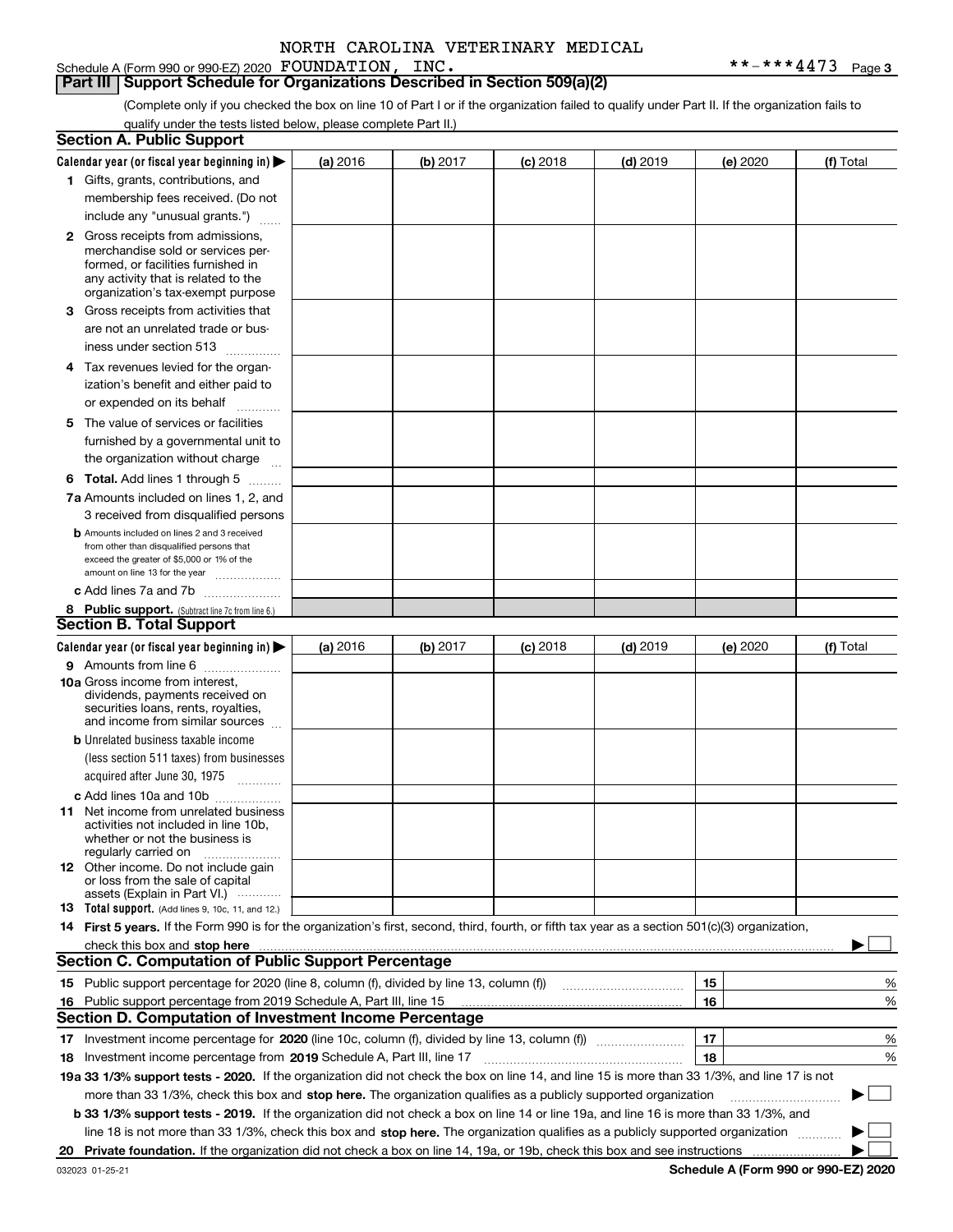NORTH CAROLINA VETERINARY MEDICAL

Schedule A (Form 990 or 990-EZ) 2020 FOUNDATION, INC. **-***4473 Page 3

## Part III | Support Schedule for Organizations Described in Section 509(a)(2)

(Complete only if you checked the box on line 10 of Part I or if the organization failed to qualify under Part II. If the organization fails to qualify under the tests listed below, please complete Part II.)

### Section A. Public Support

| Calendar year (or fiscal year beginning in) ▶ | (a) 2016 | (b) 2017 | (c) 2018 | (d) 2019 | (e) 2020 | (f) Total |
|---|---|---|---|---|---|---|
| **1** Gifts, grants, contributions, and membership fees received. (Do not include any "unusual grants.") | | | | | | |
| **2** Gross receipts from admissions, merchandise sold or services performed, or facilities furnished in any activity that is related to the organization's tax-exempt purpose | | | | | | |
| **3** Gross receipts from activities that are not an unrelated trade or business under section 513 | | | | | | |
| **4** Tax revenues levied for the organization's benefit and either paid to or expended on its behalf | | | | | | |
| **5** The value of services or facilities furnished by a governmental unit to the organization without charge | | | | | | |
| **6 Total.** Add lines 1 through 5 | | | | | | |
| **7a** Amounts included on lines 1, 2, and 3 received from disqualified persons | | | | | | |
| **b** Amounts included on lines 2 and 3 received from other than disqualified persons that exceed the greater of $5,000 or 1% of the amount on line 13 for the year | | | | | | |
| **c** Add lines 7a and 7b | | | | | | |
| **8 Public support.** (Subtract line 7c from line 6.) | | | | | | |

### Section B. Total Support

| Calendar year (or fiscal year beginning in) ▶ | (a) 2016 | (b) 2017 | (c) 2018 | (d) 2019 | (e) 2020 | (f) Total |
|---|---|---|---|---|---|---|
| **9** Amounts from line 6 | | | | | | |
| **10a** Gross income from interest, dividends, payments received on securities loans, rents, royalties, and income from similar sources | | | | | | |
| **b** Unrelated business taxable income (less section 511 taxes) from businesses acquired after June 30, 1975 | | | | | | |
| **c** Add lines 10a and 10b | | | | | | |
| **11** Net income from unrelated business activities not included in line 10b, whether or not the business is regularly carried on | | | | | | |
| **12** Other income. Do not include gain or loss from the sale of capital assets (Explain in Part VI.) | | | | | | |
| **13 Total support.** (Add lines 9, 10c, 11, and 12.) | | | | | | |

**14 First 5 years.** If the Form 990 is for the organization's first, second, third, fourth, or fifth tax year as a section 501(c)(3) organization, check this box and **stop here** ▶ ☐

### Section C. Computation of Public Support Percentage

| | | | |
|---|---|---|---|
| **15** | Public support percentage for 2020 (line 8, column (f), divided by line 13, column (f)) | 15 | % |
| **16** | Public support percentage from 2019 Schedule A, Part III, line 15 | 16 | % |

### Section D. Computation of Investment Income Percentage

| | | | |
|---|---|---|---|
| **17** | Investment income percentage for **2020** (line 10c, column (f), divided by line 13, column (f)) | 17 | % |
| **18** | Investment income percentage from **2019** Schedule A, Part III, line 17 | 18 | % |

**19a 33 1/3% support tests - 2020.** If the organization did not check the box on line 14, and line 15 is more than 33 1/3%, and line 17 is not more than 33 1/3%, check this box and **stop here.** The organization qualifies as a publicly supported organization ▶ ☐

**b 33 1/3% support tests - 2019.** If the organization did not check a box on line 14 or line 19a, and line 16 is more than 33 1/3%, and line 18 is not more than 33 1/3%, check this box and **stop here.** The organization qualifies as a publicly supported organization ▶ ☐

**20 Private foundation.** If the organization did not check a box on line 14, 19a, or 19b, check this box and see instructions ▶ ☐

032023 01-25-21 **Schedule A (Form 990 or 990-EZ) 2020**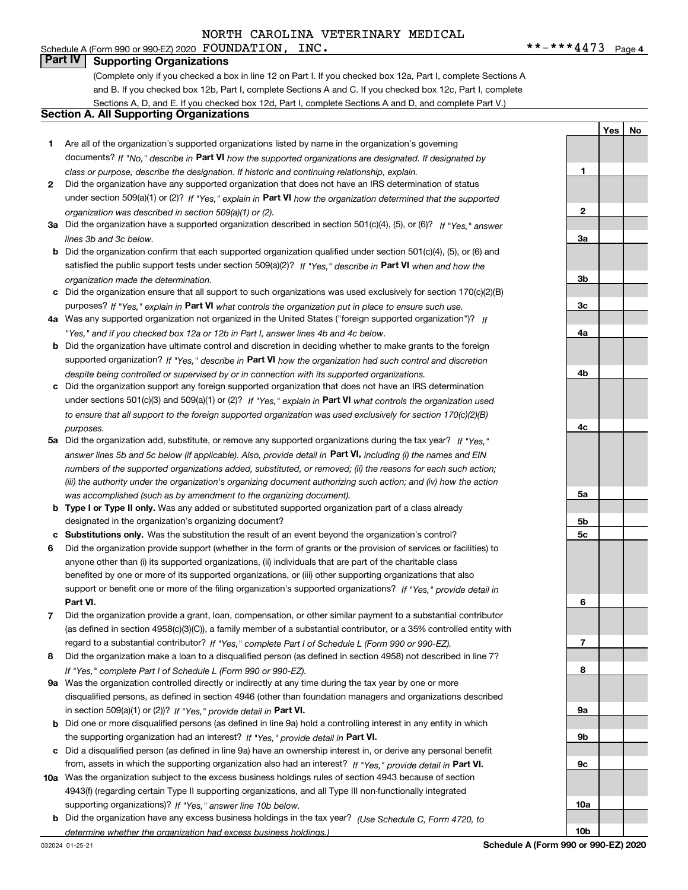NORTH CAROLINA VETERINARY MEDICAL

Schedule A (Form 990 or 990-EZ) 2020 FOUNDATION, INC. **-***4473 Page 4

## Part IV Supporting Organizations

(Complete only if you checked a box in line 12 on Part I. If you checked box 12a, Part I, complete Sections A and B. If you checked box 12b, Part I, complete Sections A and C. If you checked box 12c, Part I, complete Sections A, D, and E. If you checked box 12d, Part I, complete Sections A and D, and complete Part V.)

### Section A. All Supporting Organizations

| | | | Yes | No |
|---|---|---|---|---|
| **1** | Are all of the organization's supported organizations listed by name in the organization's governing documents? *If "No," describe in* **Part VI** *how the supported organizations are designated. If designated by class or purpose, describe the designation. If historic and continuing relationship, explain.* | **1** | | |
| **2** | Did the organization have any supported organization that does not have an IRS determination of status under section 509(a)(1) or (2)? *If "Yes," explain in* **Part VI** *how the organization determined that the supported organization was described in section 509(a)(1) or (2).* | **2** | | |
| **3a** | Did the organization have a supported organization described in section 501(c)(4), (5), or (6)? *If "Yes," answer lines 3b and 3c below.* | **3a** | | |
| **b** | Did the organization confirm that each supported organization qualified under section 501(c)(4), (5), or (6) and satisfied the public support tests under section 509(a)(2)? *If "Yes," describe in* **Part VI** *when and how the organization made the determination.* | **3b** | | |
| **c** | Did the organization ensure that all support to such organizations was used exclusively for section 170(c)(2)(B) purposes? *If "Yes," explain in* **Part VI** *what controls the organization put in place to ensure such use.* | **3c** | | |
| **4a** | Was any supported organization not organized in the United States ("foreign supported organization")? *If "Yes," and if you checked box 12a or 12b in Part I, answer lines 4b and 4c below.* | **4a** | | |
| **b** | Did the organization have ultimate control and discretion in deciding whether to make grants to the foreign supported organization? *If "Yes," describe in* **Part VI** *how the organization had such control and discretion despite being controlled or supervised by or in connection with its supported organizations.* | **4b** | | |
| **c** | Did the organization support any foreign supported organization that does not have an IRS determination under sections 501(c)(3) and 509(a)(1) or (2)? *If "Yes," explain in* **Part VI** *what controls the organization used to ensure that all support to the foreign supported organization was used exclusively for section 170(c)(2)(B) purposes.* | **4c** | | |
| **5a** | Did the organization add, substitute, or remove any supported organizations during the tax year? *If "Yes," answer lines 5b and 5c below (if applicable). Also, provide detail in* **Part VI,** *including (i) the names and EIN numbers of the supported organizations added, substituted, or removed; (ii) the reasons for each such action; (iii) the authority under the organization's organizing document authorizing such action; and (iv) how the action was accomplished (such as by amendment to the organizing document).* | **5a** | | |
| **b** | **Type I or Type II only.** Was any added or substituted supported organization part of a class already designated in the organization's organizing document? | **5b** | | |
| **c** | **Substitutions only.** Was the substitution the result of an event beyond the organization's control? | **5c** | | |
| **6** | Did the organization provide support (whether in the form of grants or the provision of services or facilities) to anyone other than (i) its supported organizations, (ii) individuals that are part of the charitable class benefited by one or more of its supported organizations, or (iii) other supporting organizations that also support or benefit one or more of the filing organization's supported organizations? *If "Yes," provide detail in* **Part VI.** | **6** | | |
| **7** | Did the organization provide a grant, loan, compensation, or other similar payment to a substantial contributor (as defined in section 4958(c)(3)(C)), a family member of a substantial contributor, or a 35% controlled entity with regard to a substantial contributor? *If "Yes," complete Part I of Schedule L (Form 990 or 990-EZ).* | **7** | | |
| **8** | Did the organization make a loan to a disqualified person (as defined in section 4958) not described in line 7? *If "Yes," complete Part I of Schedule L (Form 990 or 990-EZ).* | **8** | | |
| **9a** | Was the organization controlled directly or indirectly at any time during the tax year by one or more disqualified persons, as defined in section 4946 (other than foundation managers and organizations described in section 509(a)(1) or (2))? *If "Yes," provide detail in* **Part VI.** | **9a** | | |
| **b** | Did one or more disqualified persons (as defined in line 9a) hold a controlling interest in any entity in which the supporting organization had an interest? *If "Yes," provide detail in* **Part VI.** | **9b** | | |
| **c** | Did a disqualified person (as defined in line 9a) have an ownership interest in, or derive any personal benefit from, assets in which the supporting organization also had an interest? *If "Yes," provide detail in* **Part VI.** | **9c** | | |
| **10a** | Was the organization subject to the excess business holdings rules of section 4943 because of section 4943(f) (regarding certain Type II supporting organizations, and all Type III non-functionally integrated supporting organizations)? *If "Yes," answer line 10b below.* | **10a** | | |
| **b** | Did the organization have any excess business holdings in the tax year? *(Use Schedule C, Form 4720, to determine whether the organization had excess business holdings.)* | **10b** | | |

032024 01-25-21 **Schedule A (Form 990 or 990-EZ) 2020**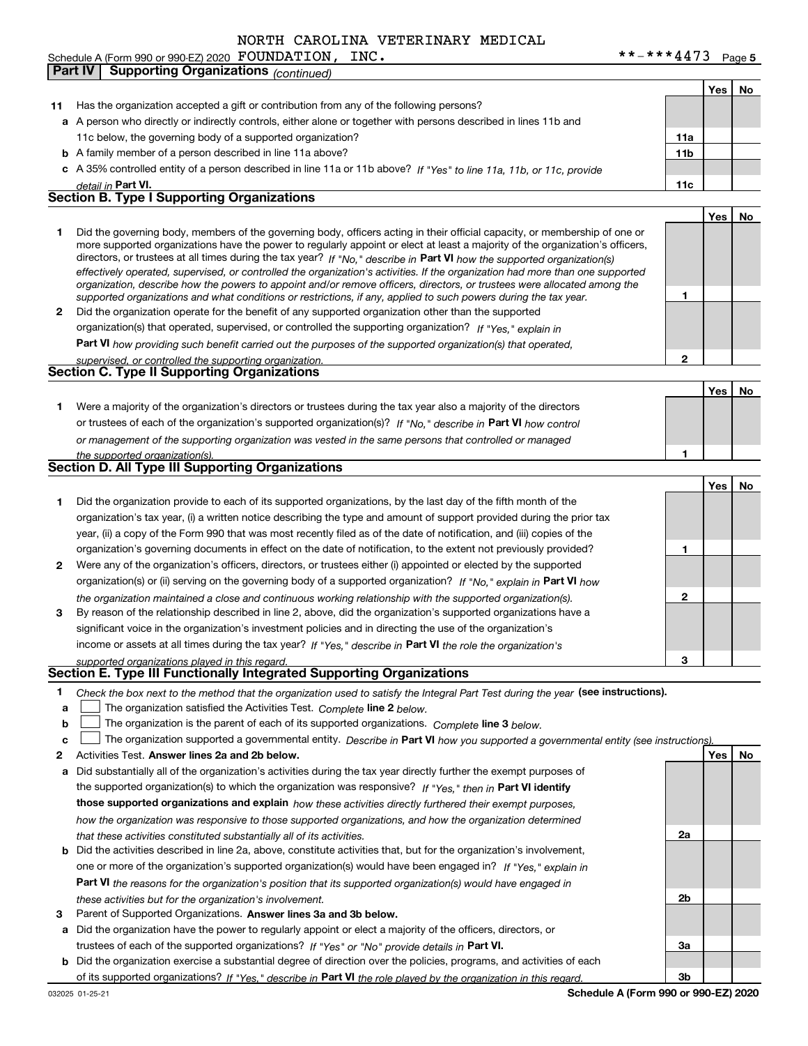NORTH CAROLINA VETERINARY MEDICAL FOUNDATION, INC. **-***4473

**Part IV Supporting Organizations** *(continued)*

| | | | Yes | No |
|---|---|---|---|---|
| **11** | Has the organization accepted a gift or contribution from any of the following persons? | | | |
| **a** | A person who directly or indirectly controls, either alone or together with persons described in lines 11b and 11c below, the governing body of a supported organization? | 11a | | |
| **b** | A family member of a person described in line 11a above? | 11b | | |
| **c** | A 35% controlled entity of a person described in line 11a or 11b above? *If "Yes" to line 11a, 11b, or 11c, provide detail in* **Part VI.** | 11c | | |

## Section B. Type I Supporting Organizations

| | | | Yes | No |
|---|---|---|---|---|
| **1** | Did the governing body, members of the governing body, officers acting in their official capacity, or membership of one or more supported organizations have the power to regularly appoint or elect at least a majority of the organization's officers, directors, or trustees at all times during the tax year? *If "No," describe in* **Part VI** *how the supported organization(s) effectively operated, supervised, or controlled the organization's activities. If the organization had more than one supported organization, describe how the powers to appoint and/or remove officers, directors, or trustees were allocated among the supported organizations and what conditions or restrictions, if any, applied to such powers during the tax year.* | 1 | | |
| **2** | Did the organization operate for the benefit of any supported organization other than the supported organization(s) that operated, supervised, or controlled the supporting organization? *If "Yes," explain in* **Part VI** *how providing such benefit carried out the purposes of the supported organization(s) that operated, supervised, or controlled the supporting organization.* | 2 | | |

## Section C. Type II Supporting Organizations

| | | | Yes | No |
|---|---|---|---|---|
| **1** | Were a majority of the organization's directors or trustees during the tax year also a majority of the directors or trustees of each of the organization's supported organization(s)? *If "No," describe in* **Part VI** *how control or management of the supporting organization was vested in the same persons that controlled or managed the supported organization(s).* | 1 | | |

## Section D. All Type III Supporting Organizations

| | | | Yes | No |
|---|---|---|---|---|
| **1** | Did the organization provide to each of its supported organizations, by the last day of the fifth month of the organization's tax year, (i) a written notice describing the type and amount of support provided during the prior tax year, (ii) a copy of the Form 990 that was most recently filed as of the date of notification, and (iii) copies of the organization's governing documents in effect on the date of notification, to the extent not previously provided? | 1 | | |
| **2** | Were any of the organization's officers, directors, or trustees either (i) appointed or elected by the supported organization(s) or (ii) serving on the governing body of a supported organization? *If "No," explain in* **Part VI** *how the organization maintained a close and continuous working relationship with the supported organization(s).* | 2 | | |
| **3** | By reason of the relationship described in line 2, above, did the organization's supported organizations have a significant voice in the organization's investment policies and in directing the use of the organization's income or assets at all times during the tax year? *If "Yes," describe in* **Part VI** *the role the organization's supported organizations played in this regard.* | 3 | | |

## Section E. Type III Functionally Integrated Supporting Organizations

**1** *Check the box next to the method that the organization used to satisfy the Integral Part Test during the year* **(see instructions).**

- **a** ☐ The organization satisfied the Activities Test. *Complete* **line 2** *below.*
- **b** ☐ The organization is the parent of each of its supported organizations. *Complete* **line 3** *below.*
- **c** ☐ The organization supported a governmental entity. *Describe in* **Part VI** *how you supported a governmental entity (see instructions).*

| | | | Yes | No |
|---|---|---|---|---|
| **2** | Activities Test. **Answer lines 2a and 2b below.** | | | |
| **a** | Did substantially all of the organization's activities during the tax year directly further the exempt purposes of the supported organization(s) to which the organization was responsive? *If "Yes," then in* **Part VI identify those supported organizations and explain** *how these activities directly furthered their exempt purposes, how the organization was responsive to those supported organizations, and how the organization determined that these activities constituted substantially all of its activities.* | 2a | | |
| **b** | Did the activities described in line 2a, above, constitute activities that, but for the organization's involvement, one or more of the organization's supported organization(s) would have been engaged in? *If "Yes," explain in* **Part VI** *the reasons for the organization's position that its supported organization(s) would have engaged in these activities but for the organization's involvement.* | 2b | | |
| **3** | Parent of Supported Organizations. **Answer lines 3a and 3b below.** | | | |
| **a** | Did the organization have the power to regularly appoint or elect a majority of the officers, directors, or trustees of each of the supported organizations? *If "Yes" or "No" provide details in* **Part VI.** | 3a | | |
| **b** | Did the organization exercise a substantial degree of direction over the policies, programs, and activities of each of its supported organizations? *If "Yes," describe in* **Part VI** *the role played by the organization in this regard.* | 3b | | |

**Schedule A (Form 990 or 990-EZ) 2020**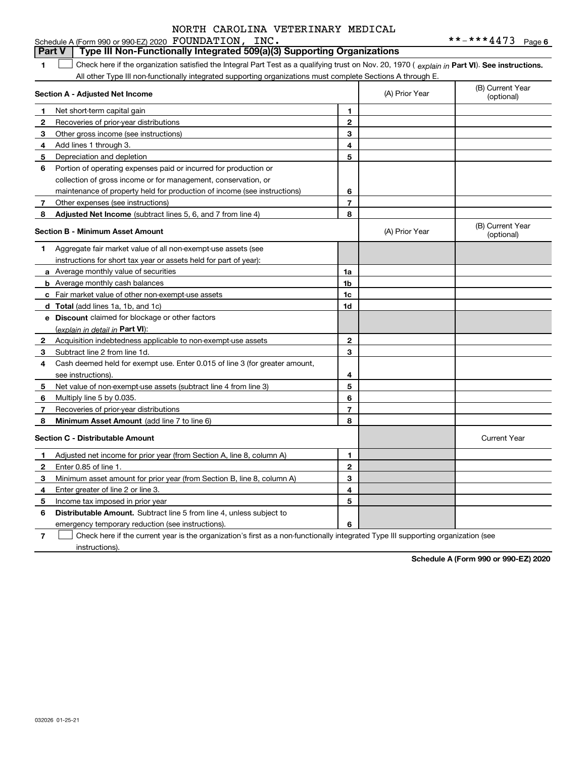NORTH CAROLINA VETERINARY MEDICAL

Schedule A (Form 990 or 990-EZ) 2020 FOUNDATION, INC. **-***4473 Page 6

## Part V | Type III Non-Functionally Integrated 509(a)(3) Supporting Organizations

**1** ☐ Check here if the organization satisfied the Integral Part Test as a qualifying trust on Nov. 20, 1970 ( *explain in* **Part VI**). **See instructions.** All other Type III non-functionally integrated supporting organizations must complete Sections A through E.

| **Section A - Adjusted Net Income** | | (A) Prior Year | (B) Current Year (optional) |
|---|---|---|---|
| **1** Net short-term capital gain | **1** | | |
| **2** Recoveries of prior-year distributions | **2** | | |
| **3** Other gross income (see instructions) | **3** | | |
| **4** Add lines 1 through 3. | **4** | | |
| **5** Depreciation and depletion | **5** | | |
| **6** Portion of operating expenses paid or incurred for production or collection of gross income or for management, conservation, or maintenance of property held for production of income (see instructions) | **6** | | |
| **7** Other expenses (see instructions) | **7** | | |
| **8** **Adjusted Net Income** (subtract lines 5, 6, and 7 from line 4) | **8** | | |

| **Section B - Minimum Asset Amount** | | (A) Prior Year | (B) Current Year (optional) |
|---|---|---|---|
| **1** Aggregate fair market value of all non-exempt-use assets (see instructions for short tax year or assets held for part of year): | | | |
| **a** Average monthly value of securities | **1a** | | |
| **b** Average monthly cash balances | **1b** | | |
| **c** Fair market value of other non-exempt-use assets | **1c** | | |
| **d** **Total** (add lines 1a, 1b, and 1c) | **1d** | | |
| **e** **Discount** claimed for blockage or other factors (*explain in detail in* **Part VI**): | | | |
| **2** Acquisition indebtedness applicable to non-exempt-use assets | **2** | | |
| **3** Subtract line 2 from line 1d. | **3** | | |
| **4** Cash deemed held for exempt use. Enter 0.015 of line 3 (for greater amount, see instructions). | **4** | | |
| **5** Net value of non-exempt-use assets (subtract line 4 from line 3) | **5** | | |
| **6** Multiply line 5 by 0.035. | **6** | | |
| **7** Recoveries of prior-year distributions | **7** | | |
| **8** **Minimum Asset Amount** (add line 7 to line 6) | **8** | | |

| **Section C - Distributable Amount** | | | Current Year |
|---|---|---|---|
| **1** Adjusted net income for prior year (from Section A, line 8, column A) | **1** | | |
| **2** Enter 0.85 of line 1. | **2** | | |
| **3** Minimum asset amount for prior year (from Section B, line 8, column A) | **3** | | |
| **4** Enter greater of line 2 or line 3. | **4** | | |
| **5** Income tax imposed in prior year | **5** | | |
| **6** **Distributable Amount.** Subtract line 5 from line 4, unless subject to emergency temporary reduction (see instructions). | **6** | | |

**7** ☐ Check here if the current year is the organization's first as a non-functionally integrated Type III supporting organization (see instructions).

**Schedule A (Form 990 or 990-EZ) 2020**

032026 01-25-21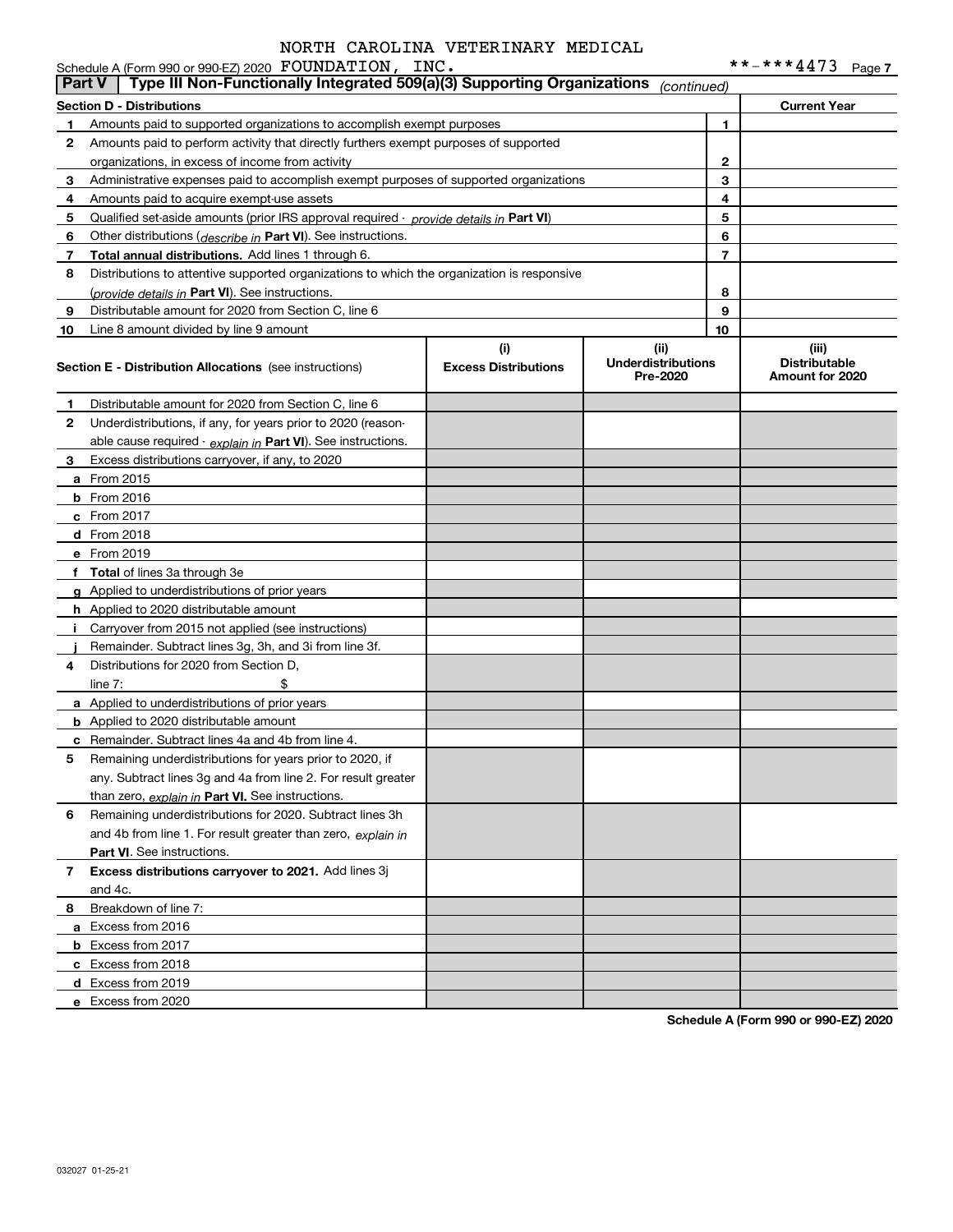NORTH CAROLINA VETERINARY MEDICAL

Schedule A (Form 990 or 990-EZ) 2020 FOUNDATION, INC. **-***4473 Page 7

**Part V | Type III Non-Functionally Integrated 509(a)(3) Supporting Organizations** *(continued)*

| Section D - Distributions | | | Current Year |
|---|---|---|---|
| 1 | Amounts paid to supported organizations to accomplish exempt purposes | 1 | |
| 2 | Amounts paid to perform activity that directly furthers exempt purposes of supported organizations, in excess of income from activity | 2 | |
| 3 | Administrative expenses paid to accomplish exempt purposes of supported organizations | 3 | |
| 4 | Amounts paid to acquire exempt-use assets | 4 | |
| 5 | Qualified set-aside amounts (prior IRS approval required - *provide details in* **Part VI**) | 5 | |
| 6 | Other distributions (*describe in* **Part VI**). See instructions. | 6 | |
| 7 | **Total annual distributions.** Add lines 1 through 6. | 7 | |
| 8 | Distributions to attentive supported organizations to which the organization is responsive (*provide details in* **Part VI**). See instructions. | 8 | |
| 9 | Distributable amount for 2020 from Section C, line 6 | 9 | |
| 10 | Line 8 amount divided by line 9 amount | 10 | |

| | **Section E - Distribution Allocations** (see instructions) | (i) Excess Distributions | (ii) Underdistributions Pre-2020 | (iii) Distributable Amount for 2020 |
|---|---|---|---|---|
| 1 | Distributable amount for 2020 from Section C, line 6 | | | |
| 2 | Underdistributions, if any, for years prior to 2020 (reasonable cause required - *explain in* **Part VI**). See instructions. | | | |
| 3 | Excess distributions carryover, if any, to 2020 | | | |
| a | From 2015 | | | |
| b | From 2016 | | | |
| c | From 2017 | | | |
| d | From 2018 | | | |
| e | From 2019 | | | |
| f | **Total** of lines 3a through 3e | | | |
| g | Applied to underdistributions of prior years | | | |
| h | Applied to 2020 distributable amount | | | |
| i | Carryover from 2015 not applied (see instructions) | | | |
| j | Remainder. Subtract lines 3g, 3h, and 3i from line 3f. | | | |
| 4 | Distributions for 2020 from Section D, line 7: $ | | | |
| a | Applied to underdistributions of prior years | | | |
| b | Applied to 2020 distributable amount | | | |
| c | Remainder. Subtract lines 4a and 4b from line 4. | | | |
| 5 | Remaining underdistributions for years prior to 2020, if any. Subtract lines 3g and 4a from line 2. For result greater than zero, *explain in* **Part VI.** See instructions. | | | |
| 6 | Remaining underdistributions for 2020. Subtract lines 3h and 4b from line 1. For result greater than zero, *explain in* **Part VI**. See instructions. | | | |
| 7 | **Excess distributions carryover to 2021.** Add lines 3j and 4c. | | | |
| 8 | Breakdown of line 7: | | | |
| a | Excess from 2016 | | | |
| b | Excess from 2017 | | | |
| c | Excess from 2018 | | | |
| d | Excess from 2019 | | | |
| e | Excess from 2020 | | | |

**Schedule A (Form 990 or 990-EZ) 2020**

032027 01-25-21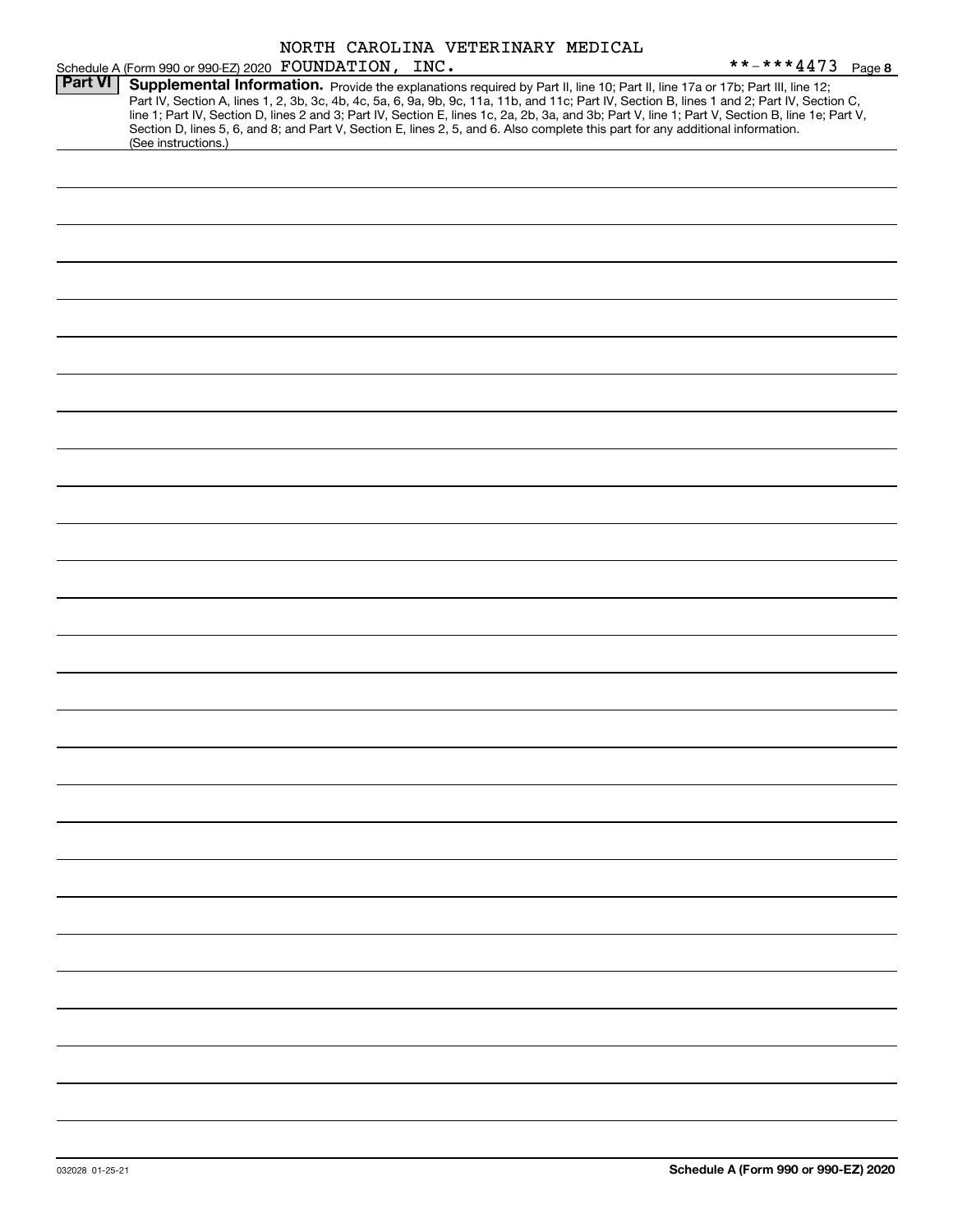NORTH CAROLINA VETERINARY MEDICAL

Schedule A (Form 990 or 990-EZ) 2020 FOUNDATION, INC. **-***4473 Page 8

## Part VI Supplemental Information.

Provide the explanations required by Part II, line 10; Part II, line 17a or 17b; Part III, line 12; Part IV, Section A, lines 1, 2, 3b, 3c, 4b, 4c, 5a, 6, 9a, 9b, 9c, 11a, 11b, and 11c; Part IV, Section B, lines 1 and 2; Part IV, Section C, line 1; Part IV, Section D, lines 2 and 3; Part IV, Section E, lines 1c, 2a, 2b, 3a, and 3b; Part V, line 1; Part V, Section B, line 1e; Part V, Section D, lines 5, 6, and 8; and Part V, Section E, lines 2, 5, and 6. Also complete this part for any additional information. (See instructions.)

Schedule A (Form 990 or 990-EZ) 2020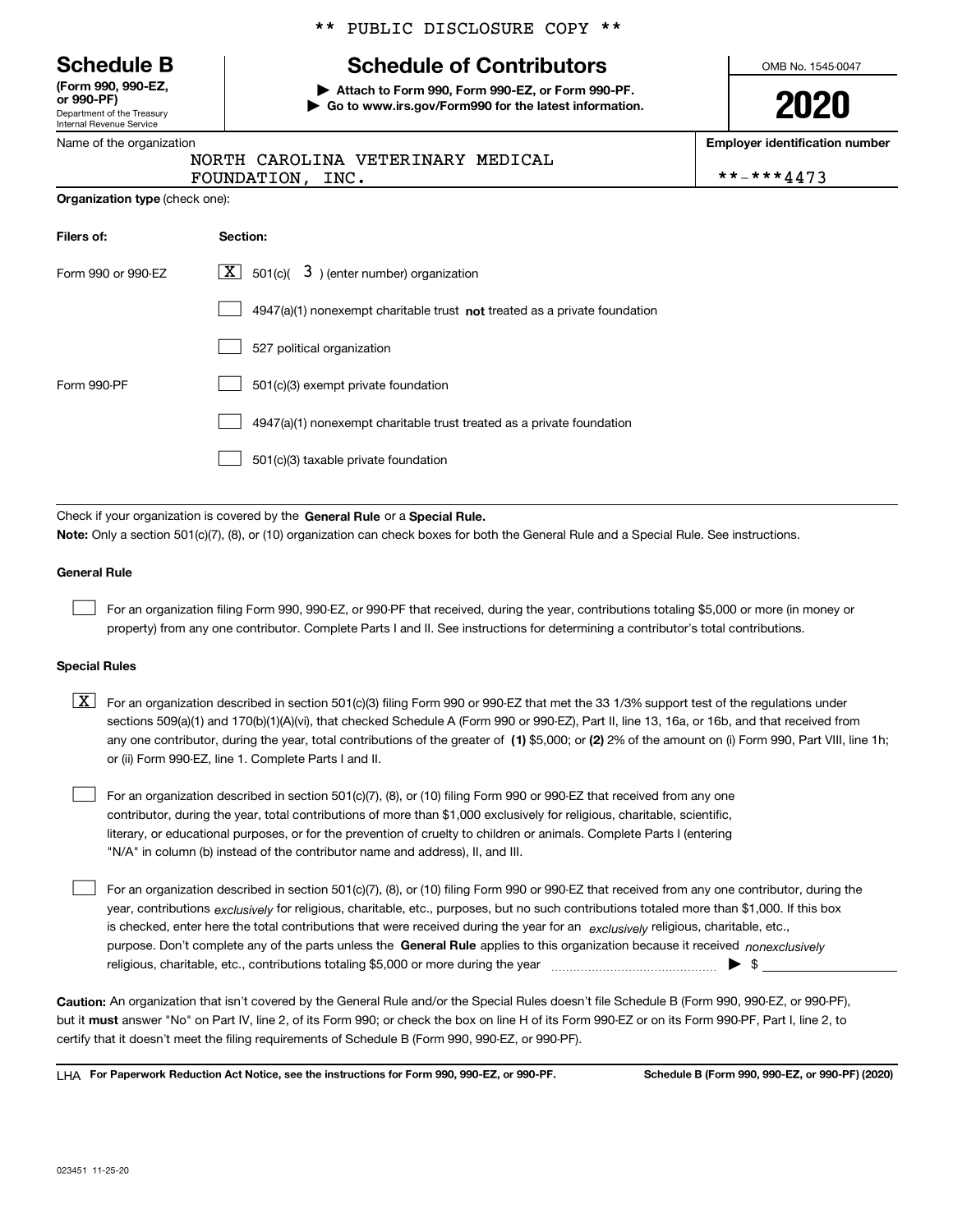** PUBLIC DISCLOSURE COPY **

# Schedule B
**(Form 990, 990-EZ, or 990-PF)**
Department of the Treasury
Internal Revenue Service

## Schedule of Contributors

▶ **Attach to Form 990, Form 990-EZ, or Form 990-PF.**
▶ **Go to www.irs.gov/Form990 for the latest information.**

OMB No. 1545-0047

**2020**

Name of the organization: NORTH CAROLINA VETERINARY MEDICAL FOUNDATION, INC.

**Employer identification number:** **-***4473

**Organization type** (check one):

| **Filers of:** | **Section:** |
|---|---|
| Form 990 or 990-EZ | [X] 501(c)( 3 ) (enter number) organization |
| | [ ] 4947(a)(1) nonexempt charitable trust **not** treated as a private foundation |
| | [ ] 527 political organization |
| Form 990-PF | [ ] 501(c)(3) exempt private foundation |
| | [ ] 4947(a)(1) nonexempt charitable trust treated as a private foundation |
| | [ ] 501(c)(3) taxable private foundation |

Check if your organization is covered by the **General Rule** or a **Special Rule.**

**Note:** Only a section 501(c)(7), (8), or (10) organization can check boxes for both the General Rule and a Special Rule. See instructions.

**General Rule**

[ ] For an organization filing Form 990, 990-EZ, or 990-PF that received, during the year, contributions totaling $5,000 or more (in money or property) from any one contributor. Complete Parts I and II. See instructions for determining a contributor's total contributions.

**Special Rules**

[X] For an organization described in section 501(c)(3) filing Form 990 or 990-EZ that met the 33 1/3% support test of the regulations under sections 509(a)(1) and 170(b)(1)(A)(vi), that checked Schedule A (Form 990 or 990-EZ), Part II, line 13, 16a, or 16b, and that received from any one contributor, during the year, total contributions of the greater of **(1)** $5,000; or **(2)** 2% of the amount on (i) Form 990, Part VIII, line 1h; or (ii) Form 990-EZ, line 1. Complete Parts I and II.

[ ] For an organization described in section 501(c)(7), (8), or (10) filing Form 990 or 990-EZ that received from any one contributor, during the year, total contributions of more than $1,000 exclusively for religious, charitable, scientific, literary, or educational purposes, or for the prevention of cruelty to children or animals. Complete Parts I (entering "N/A" in column (b) instead of the contributor name and address), II, and III.

[ ] For an organization described in section 501(c)(7), (8), or (10) filing Form 990 or 990-EZ that received from any one contributor, during the year, contributions *exclusively* for religious, charitable, etc., purposes, but no such contributions totaled more than $1,000. If this box is checked, enter here the total contributions that were received during the year for an *exclusively* religious, charitable, etc., purpose. Don't complete any of the parts unless the **General Rule** applies to this organization because it received *nonexclusively* religious, charitable, etc., contributions totaling $5,000 or more during the year ▶ $ ____________

**Caution:** An organization that isn't covered by the General Rule and/or the Special Rules doesn't file Schedule B (Form 990, 990-EZ, or 990-PF), but it **must** answer "No" on Part IV, line 2, of its Form 990; or check the box on line H of its Form 990-EZ or on its Form 990-PF, Part I, line 2, to certify that it doesn't meet the filing requirements of Schedule B (Form 990, 990-EZ, or 990-PF).

LHA **For Paperwork Reduction Act Notice, see the instructions for Form 990, 990-EZ, or 990-PF.** **Schedule B (Form 990, 990-EZ, or 990-PF) (2020)**

023451 11-25-20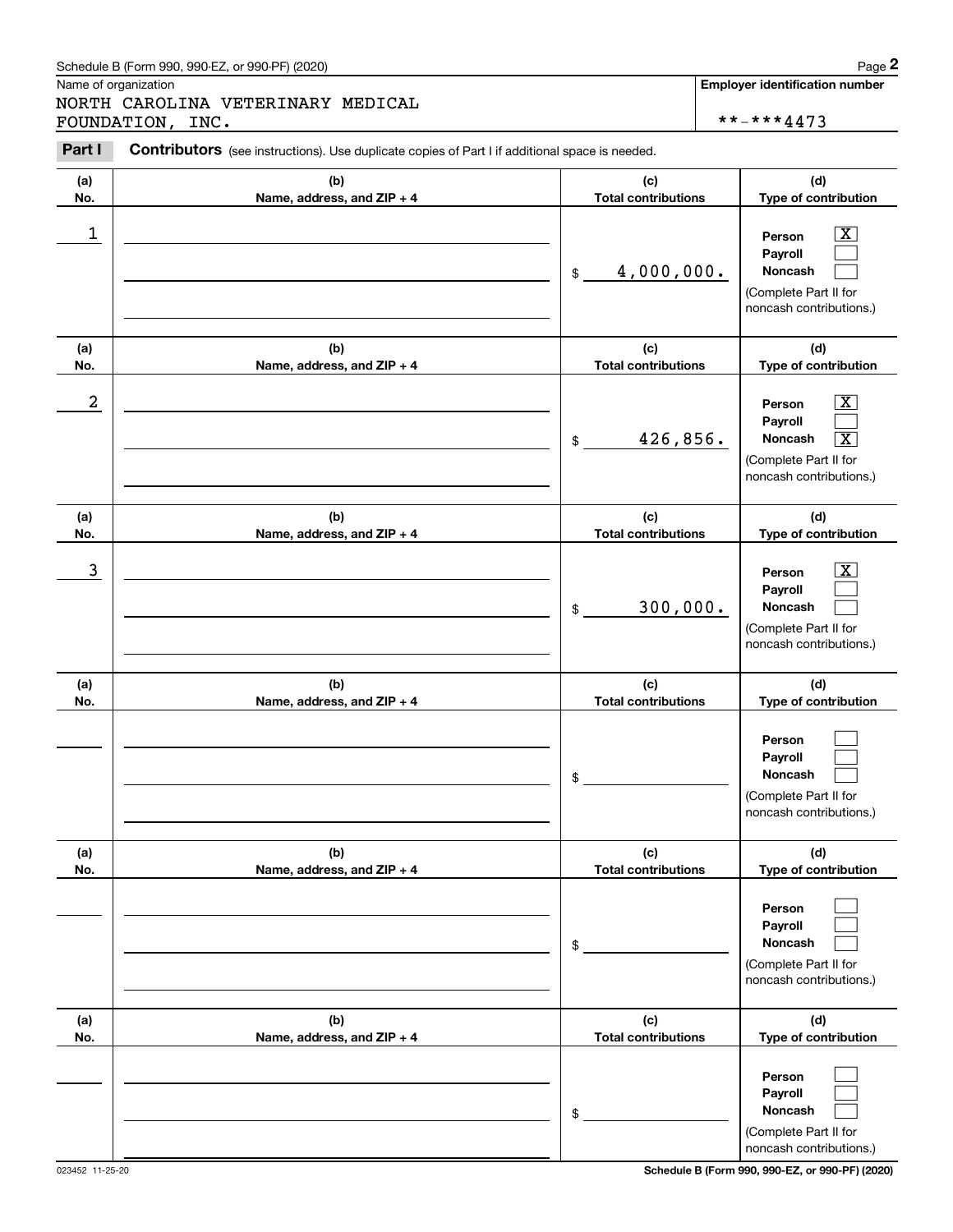Schedule B (Form 990, 990-EZ, or 990-PF) (2020)

Name of organization

NORTH CAROLINA VETERINARY MEDICAL FOUNDATION, INC.

Employer identification number

**-***4473

**Part I** **Contributors** (see instructions). Use duplicate copies of Part I if additional space is needed.

| (a) No. | (b) Name, address, and ZIP + 4 | (c) Total contributions | (d) Type of contribution |
|---|---|---|---|
| 1 | | $ 4,000,000. | Person [X] Payroll [ ] Noncash [ ] (Complete Part II for noncash contributions.) |
| 2 | | $ 426,856. | Person [X] Payroll [ ] Noncash [X] (Complete Part II for noncash contributions.) |
| 3 | | $ 300,000. | Person [X] Payroll [ ] Noncash [ ] (Complete Part II for noncash contributions.) |
| | | $ | Person [ ] Payroll [ ] Noncash [ ] (Complete Part II for noncash contributions.) |
| | | $ | Person [ ] Payroll [ ] Noncash [ ] (Complete Part II for noncash contributions.) |
| | | $ | Person [ ] Payroll [ ] Noncash [ ] (Complete Part II for noncash contributions.) |

023452 11-25-20

Schedule B (Form 990, 990-EZ, or 990-PF) (2020)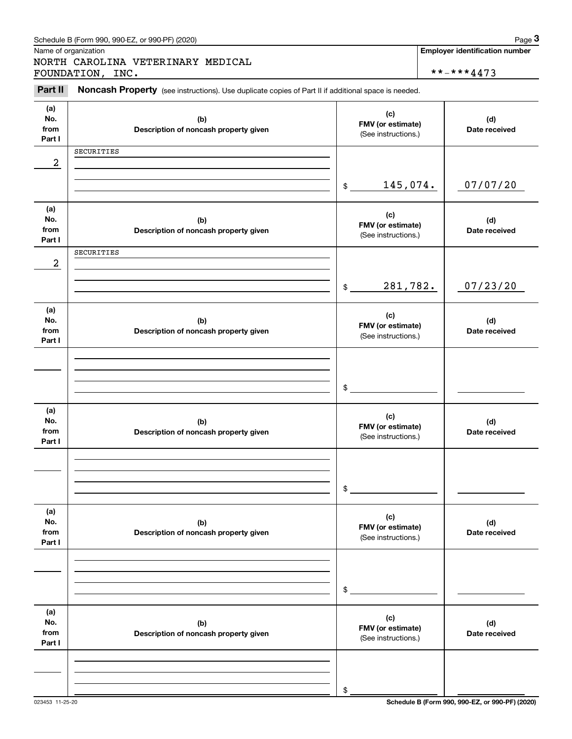Schedule B (Form 990, 990-EZ, or 990-PF) (2020)

Name of organization

NORTH CAROLINA VETERINARY MEDICAL FOUNDATION, INC.

**Employer identification number**

**-***4473

**Part II** **Noncash Property** (see instructions). Use duplicate copies of Part II if additional space is needed.

| (a) No. from Part I | (b) Description of noncash property given | (c) FMV (or estimate) (See instructions.) | (d) Date received |
|---|---|---|---|
| 2 | SECURITIES | $ 145,074. | 07/07/20 |
| 2 | SECURITIES | $ 281,782. | 07/23/20 |
| | | $ | |
| | | $ | |
| | | $ | |
| | | $ | |

023453 11-25-20

**Schedule B (Form 990, 990-EZ, or 990-PF) (2020)**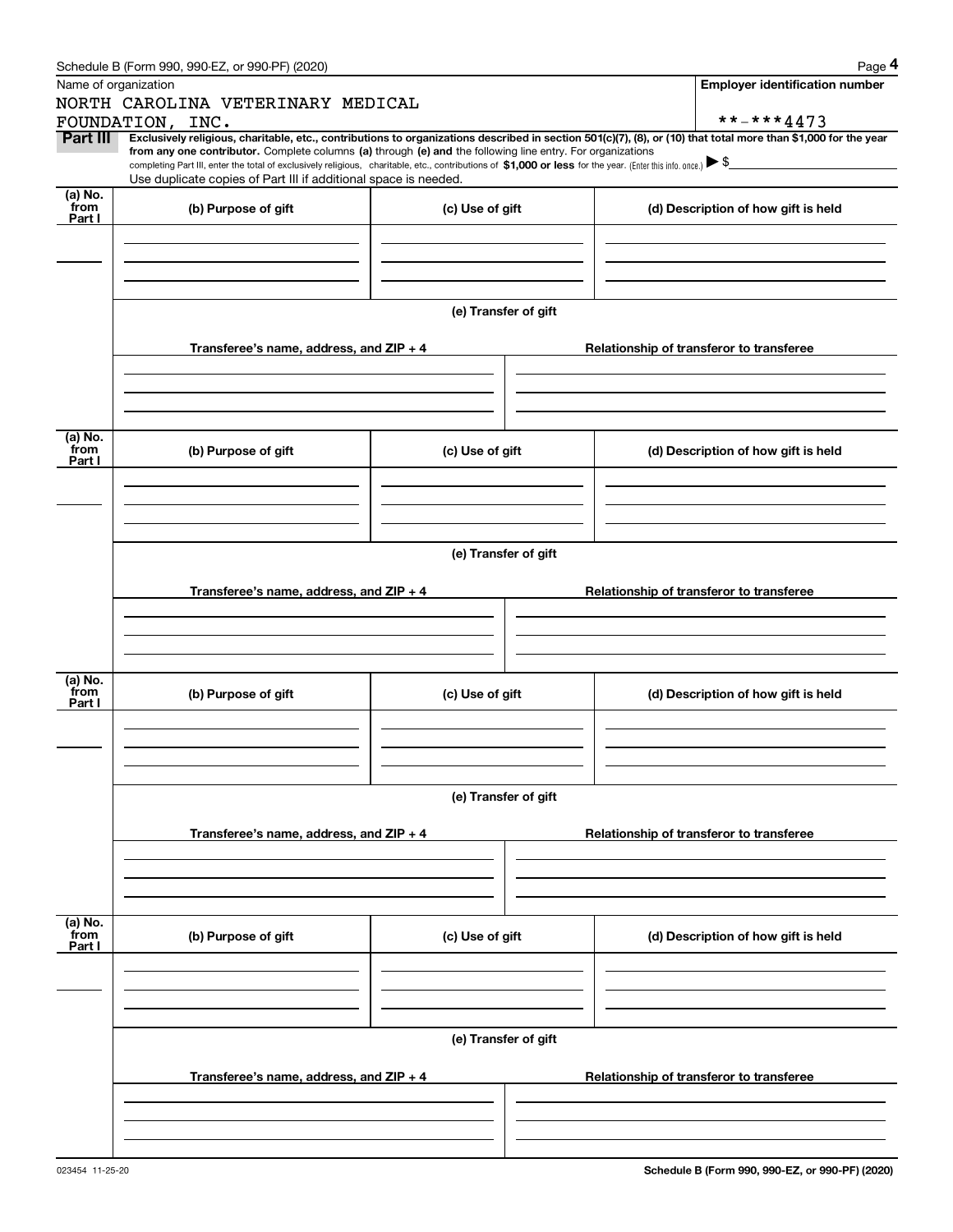Schedule B (Form 990, 990-EZ, or 990-PF) (2020)

Name of organization

NORTH CAROLINA VETERINARY MEDICAL FOUNDATION, INC.

**Employer identification number**

**-***4473

**Part III** **Exclusively religious, charitable, etc., contributions to organizations described in section 501(c)(7), (8), or (10) that total more than $1,000 for the year from any one contributor.** Complete columns **(a)** through **(e)** and the following line entry. For organizations completing Part III, enter the total of exclusively religious, charitable, etc., contributions of **$1,000 or less** for the year. (Enter this info. once.) ▶ $

Use duplicate copies of Part III if additional space is needed.

| (a) No. from Part I | (b) Purpose of gift | (c) Use of gift | (d) Description of how gift is held |
|---|---|---|---|
| | | | |

**(e) Transfer of gift**

| Transferee's name, address, and ZIP + 4 | Relationship of transferor to transferee |
|---|---|
| | |

| (a) No. from Part I | (b) Purpose of gift | (c) Use of gift | (d) Description of how gift is held |
|---|---|---|---|
| | | | |

**(e) Transfer of gift**

| Transferee's name, address, and ZIP + 4 | Relationship of transferor to transferee |
|---|---|
| | |

| (a) No. from Part I | (b) Purpose of gift | (c) Use of gift | (d) Description of how gift is held |
|---|---|---|---|
| | | | |

**(e) Transfer of gift**

| Transferee's name, address, and ZIP + 4 | Relationship of transferor to transferee |
|---|---|
| | |

| (a) No. from Part I | (b) Purpose of gift | (c) Use of gift | (d) Description of how gift is held |
|---|---|---|---|
| | | | |

**(e) Transfer of gift**

| Transferee's name, address, and ZIP + 4 | Relationship of transferor to transferee |
|---|---|
| | |

023454 11-25-20

**Schedule B (Form 990, 990-EZ, or 990-PF) (2020)**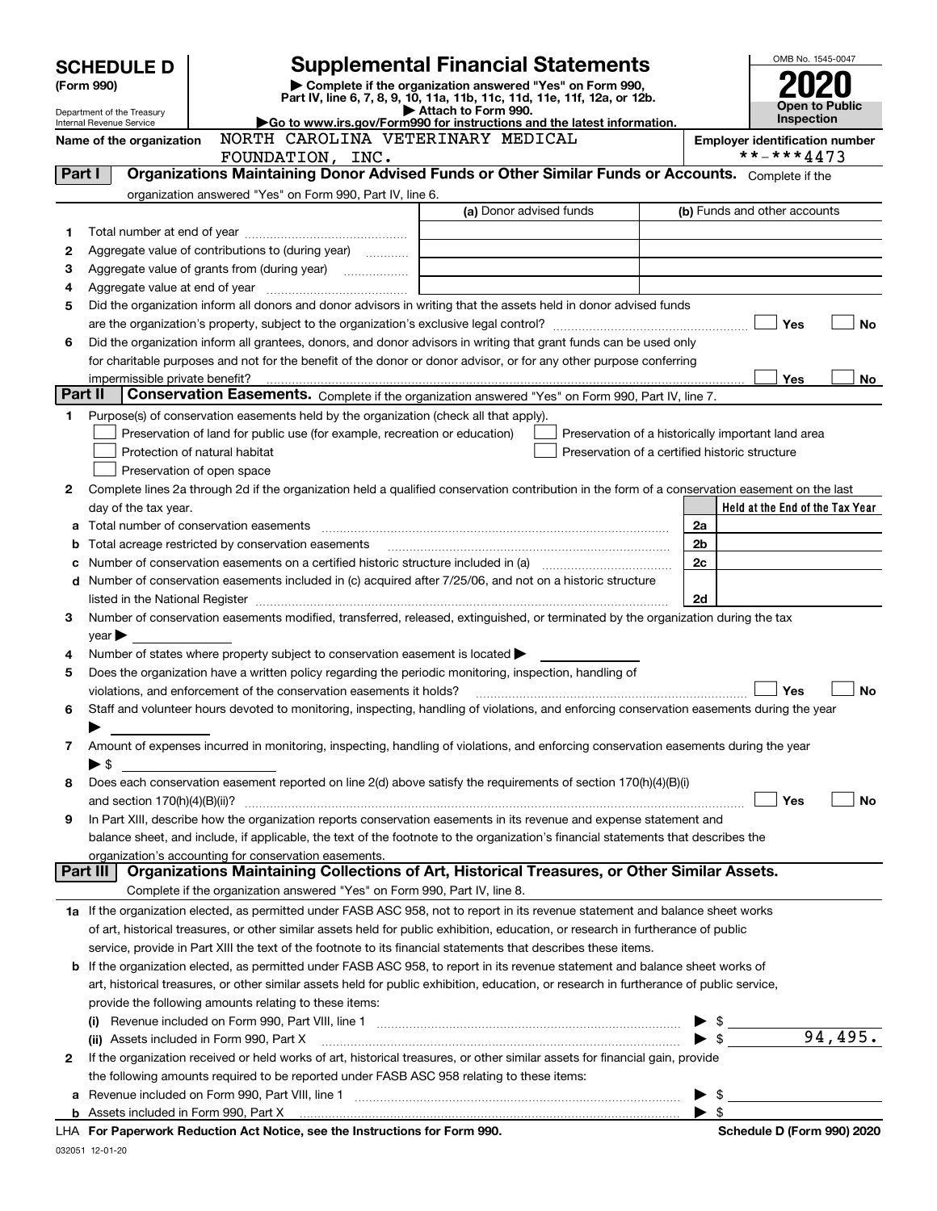# SCHEDULE D (Form 990)

Department of the Treasury
Internal Revenue Service

## Supplemental Financial Statements

▶ Complete if the organization answered "Yes" on Form 990, Part IV, line 6, 7, 8, 9, 10, 11a, 11b, 11c, 11d, 11e, 11f, 12a, or 12b.
▶ Attach to Form 990.
▶Go to www.irs.gov/Form990 for instructions and the latest information.

OMB No. 1545-0047

**2020**

**Open to Public Inspection**

**Name of the organization** NORTH CAROLINA VETERINARY MEDICAL FOUNDATION, INC.

**Employer identification number** **-***4473

### Part I Organizations Maintaining Donor Advised Funds or Other Similar Funds or Accounts. Complete if the organization answered "Yes" on Form 990, Part IV, line 6.

| | | (a) Donor advised funds | (b) Funds and other accounts |
|---|---|---|---|
| 1 | Total number at end of year | | |
| 2 | Aggregate value of contributions to (during year) | | |
| 3 | Aggregate value of grants from (during year) | | |
| 4 | Aggregate value at end of year | | |

5 Did the organization inform all donors and donor advisors in writing that the assets held in donor advised funds are the organization's property, subject to the organization's exclusive legal control? ☐ Yes ☐ No

6 Did the organization inform all grantees, donors, and donor advisors in writing that grant funds can be used only for charitable purposes and not for the benefit of the donor or donor advisor, or for any other purpose conferring impermissible private benefit? ☐ Yes ☐ No

### Part II Conservation Easements. Complete if the organization answered "Yes" on Form 990, Part IV, line 7.

1 Purpose(s) of conservation easements held by the organization (check all that apply).

☐ Preservation of land for public use (for example, recreation or education)
☐ Protection of natural habitat
☐ Preservation of open space
☐ Preservation of a historically important land area
☐ Preservation of a certified historic structure

2 Complete lines 2a through 2d if the organization held a qualified conservation contribution in the form of a conservation easement on the last day of the tax year.

| | | | Held at the End of the Tax Year |
|---|---|---|---|
| a | Total number of conservation easements | 2a | |
| b | Total acreage restricted by conservation easements | 2b | |
| c | Number of conservation easements on a certified historic structure included in (a) | 2c | |
| d | Number of conservation easements included in (c) acquired after 7/25/06, and not on a historic structure listed in the National Register | 2d | |

3 Number of conservation easements modified, transferred, released, extinguished, or terminated by the organization during the tax year ▶

4 Number of states where property subject to conservation easement is located ▶

5 Does the organization have a written policy regarding the periodic monitoring, inspection, handling of violations, and enforcement of the conservation easements it holds? ☐ Yes ☐ No

6 Staff and volunteer hours devoted to monitoring, inspecting, handling of violations, and enforcing conservation easements during the year ▶

7 Amount of expenses incurred in monitoring, inspecting, handling of violations, and enforcing conservation easements during the year ▶ $

8 Does each conservation easement reported on line 2(d) above satisfy the requirements of section 170(h)(4)(B)(i) and section 170(h)(4)(B)(ii)? ☐ Yes ☐ No

9 In Part XIII, describe how the organization reports conservation easements in its revenue and expense statement and balance sheet, and include, if applicable, the text of the footnote to the organization's financial statements that describes the organization's accounting for conservation easements.

### Part III Organizations Maintaining Collections of Art, Historical Treasures, or Other Similar Assets. Complete if the organization answered "Yes" on Form 990, Part IV, line 8.

1a If the organization elected, as permitted under FASB ASC 958, not to report in its revenue statement and balance sheet works of art, historical treasures, or other similar assets held for public exhibition, education, or research in furtherance of public service, provide in Part XIII the text of the footnote to its financial statements that describes these items.

b If the organization elected, as permitted under FASB ASC 958, to report in its revenue statement and balance sheet works of art, historical treasures, or other similar assets held for public exhibition, education, or research in furtherance of public service, provide the following amounts relating to these items:

(i) Revenue included on Form 990, Part VIII, line 1 ▶ $

(ii) Assets included in Form 990, Part X ▶ $ 94,495.

2 If the organization received or held works of art, historical treasures, or other similar assets for financial gain, provide the following amounts required to be reported under FASB ASC 958 relating to these items:

a Revenue included on Form 990, Part VIII, line 1 ▶ $

b Assets included in Form 990, Part X ▶ $

LHA For Paperwork Reduction Act Notice, see the Instructions for Form 990. Schedule D (Form 990) 2020

032051 12-01-20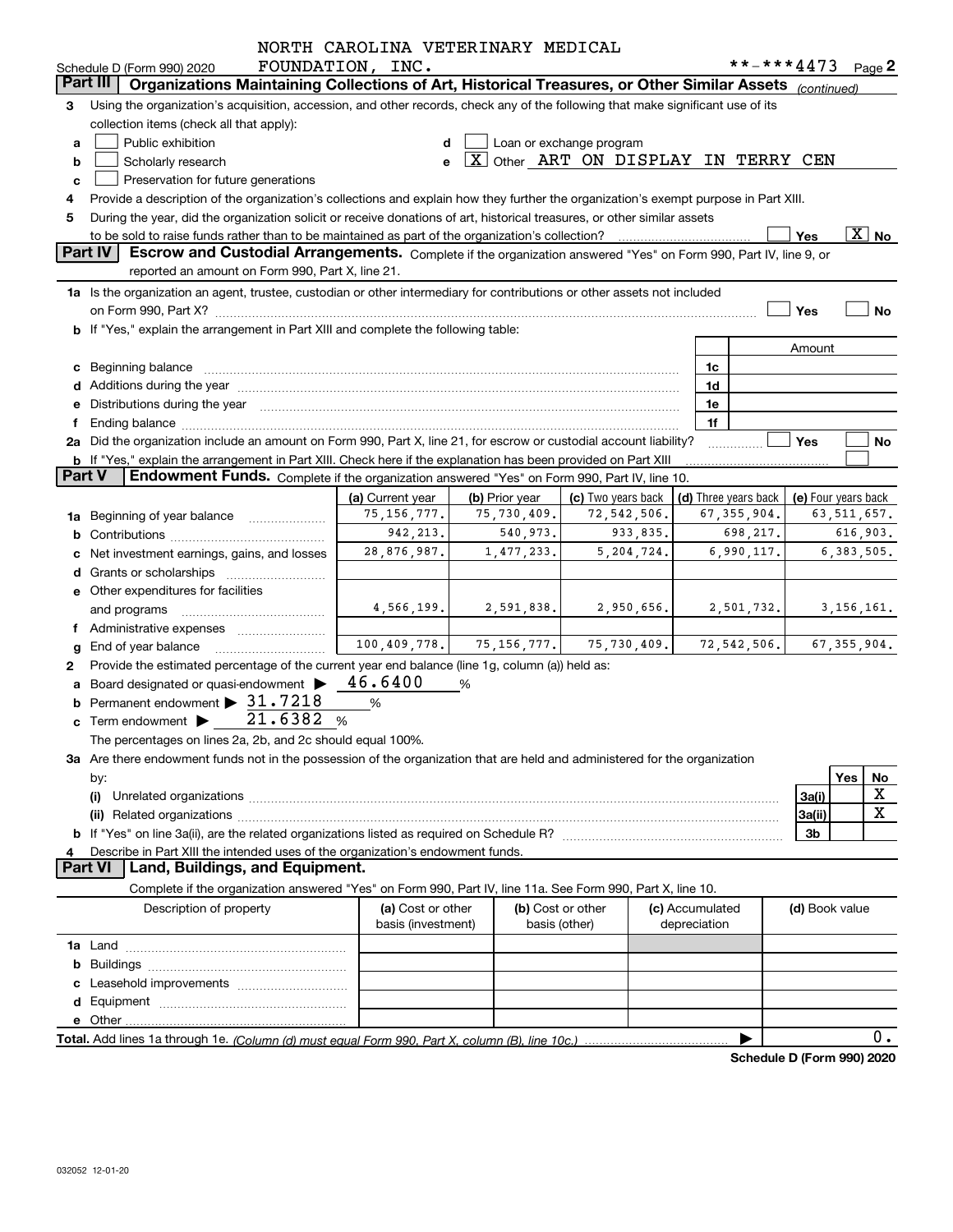Schedule D (Form 990) 2020 NORTH CAROLINA VETERINARY MEDICAL FOUNDATION, INC. **-***4473 Page 2

## Part III Organizations Maintaining Collections of Art, Historical Treasures, or Other Similar Assets *(continued)*

**3** Using the organization's acquisition, accession, and other records, check any of the following that make significant use of its collection items (check all that apply):

- a [ ] Public exhibition
- b [ ] Scholarly research
- c [ ] Preservation for future generations
- d [ ] Loan or exchange program
- e [X] Other ART ON DISPLAY IN TERRY CEN

**4** Provide a description of the organization's collections and explain how they further the organization's exempt purpose in Part XIII.

**5** During the year, did the organization solicit or receive donations of art, historical treasures, or other similar assets to be sold to raise funds rather than to be maintained as part of the organization's collection? [ ] Yes [X] No

## Part IV Escrow and Custodial Arrangements.

Complete if the organization answered "Yes" on Form 990, Part IV, line 9, or reported an amount on Form 990, Part X, line 21.

**1a** Is the organization an agent, trustee, custodian or other intermediary for contributions or other assets not included on Form 990, Part X? [ ] Yes [ ] No

**b** If "Yes," explain the arrangement in Part XIII and complete the following table:

| | | Amount |
|---|---|---|
| c Beginning balance | 1c | |
| d Additions during the year | 1d | |
| e Distributions during the year | 1e | |
| f Ending balance | 1f | |

**2a** Did the organization include an amount on Form 990, Part X, line 21, for escrow or custodial account liability? [ ] Yes [ ] No

**b** If "Yes," explain the arrangement in Part XIII. Check here if the explanation has been provided on Part XIII [ ]

## Part V Endowment Funds.

Complete if the organization answered "Yes" on Form 990, Part IV, line 10.

| | (a) Current year | (b) Prior year | (c) Two years back | (d) Three years back | (e) Four years back |
|---|---|---|---|---|---|
| 1a Beginning of year balance | 75,156,777. | 75,730,409. | 72,542,506. | 67,355,904. | 63,511,657. |
| b Contributions | 942,213. | 540,973. | 933,835. | 698,217. | 616,903. |
| c Net investment earnings, gains, and losses | 28,876,987. | 1,477,233. | 5,204,724. | 6,990,117. | 6,383,505. |
| d Grants or scholarships | | | | | |
| e Other expenditures for facilities and programs | 4,566,199. | 2,591,838. | 2,950,656. | 2,501,732. | 3,156,161. |
| f Administrative expenses | | | | | |
| g End of year balance | 100,409,778. | 75,156,777. | 75,730,409. | 72,542,506. | 67,355,904. |

**2** Provide the estimated percentage of the current year end balance (line 1g, column (a)) held as:

- a Board designated or quasi-endowment ▶ 46.6400 %
- b Permanent endowment ▶ 31.7218 %
- c Term endowment ▶ 21.6382 %

The percentages on lines 2a, 2b, and 2c should equal 100%.

**3a** Are there endowment funds not in the possession of the organization that are held and administered for the organization by:

| | | Yes | No |
|---|---|---|---|
| (i) Unrelated organizations | 3a(i) | | X |
| (ii) Related organizations | 3a(ii) | | X |
| b If "Yes" on line 3a(ii), are the related organizations listed as required on Schedule R? | 3b | | |

**4** Describe in Part XIII the intended uses of the organization's endowment funds.

## Part VI Land, Buildings, and Equipment.

Complete if the organization answered "Yes" on Form 990, Part IV, line 11a. See Form 990, Part X, line 10.

| Description of property | (a) Cost or other basis (investment) | (b) Cost or other basis (other) | (c) Accumulated depreciation | (d) Book value |
|---|---|---|---|---|
| 1a Land | | | | |
| b Buildings | | | | |
| c Leasehold improvements | | | | |
| d Equipment | | | | |
| e Other | | | | |

**Total.** Add lines 1a through 1e. *(Column (d) must equal Form 990, Part X, column (B), line 10c.)* ▶ 0.

Schedule D (Form 990) 2020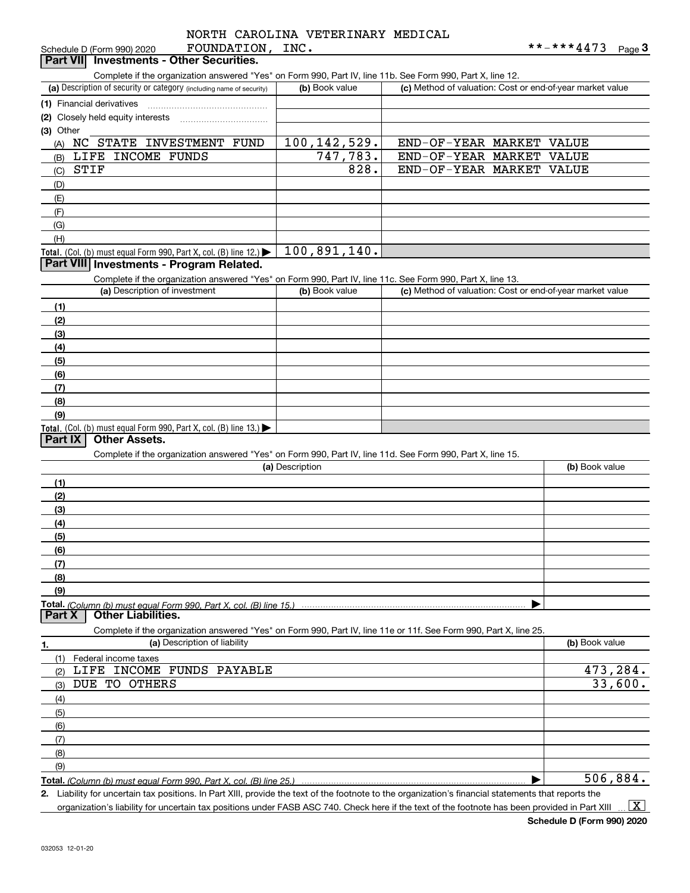NORTH CAROLINA VETERINARY MEDICAL FOUNDATION, INC.

Schedule D (Form 990) 2020 **-***4473 Page 3

## Part VII Investments - Other Securities.

Complete if the organization answered "Yes" on Form 990, Part IV, line 11b. See Form 990, Part X, line 12.

| (a) Description of security or category (including name of security) | (b) Book value | (c) Method of valuation: Cost or end-of-year market value |
|---|---|---|
| (1) Financial derivatives | | |
| (2) Closely held equity interests | | |
| (3) Other | | |
| (A) NC STATE INVESTMENT FUND | 100,142,529. | END-OF-YEAR MARKET VALUE |
| (B) LIFE INCOME FUNDS | 747,783. | END-OF-YEAR MARKET VALUE |
| (C) STIF | 828. | END-OF-YEAR MARKET VALUE |
| (D) | | |
| (E) | | |
| (F) | | |
| (G) | | |
| (H) | | |
| **Total.** (Col. (b) must equal Form 990, Part X, col. (B) line 12.) ▶ | 100,891,140. | |

## Part VIII Investments - Program Related.

Complete if the organization answered "Yes" on Form 990, Part IV, line 11c. See Form 990, Part X, line 13.

| (a) Description of investment | (b) Book value | (c) Method of valuation: Cost or end-of-year market value |
|---|---|---|
| (1) | | |
| (2) | | |
| (3) | | |
| (4) | | |
| (5) | | |
| (6) | | |
| (7) | | |
| (8) | | |
| (9) | | |
| **Total.** (Col. (b) must equal Form 990, Part X, col. (B) line 13.) ▶ | | |

## Part IX Other Assets.

Complete if the organization answered "Yes" on Form 990, Part IV, line 11d. See Form 990, Part X, line 15.

| (a) Description | (b) Book value |
|---|---|
| (1) | |
| (2) | |
| (3) | |
| (4) | |
| (5) | |
| (6) | |
| (7) | |
| (8) | |
| (9) | |
| **Total.** (Column (b) must equal Form 990, Part X, col. (B) line 15.) ▶ | |

## Part X Other Liabilities.

Complete if the organization answered "Yes" on Form 990, Part IV, line 11e or 11f. See Form 990, Part X, line 25.

| 1. (a) Description of liability | (b) Book value |
|---|---|
| (1) Federal income taxes | |
| (2) LIFE INCOME FUNDS PAYABLE | 473,284. |
| (3) DUE TO OTHERS | 33,600. |
| (4) | |
| (5) | |
| (6) | |
| (7) | |
| (8) | |
| (9) | |
| **Total.** (Column (b) must equal Form 990, Part X, col. (B) line 25.) ▶ | 506,884. |

2. Liability for uncertain tax positions. In Part XIII, provide the text of the footnote to the organization's financial statements that reports the organization's liability for uncertain tax positions under FASB ASC 740. Check here if the text of the footnote has been provided in Part XIII ... [X]

Schedule D (Form 990) 2020

032053 12-01-20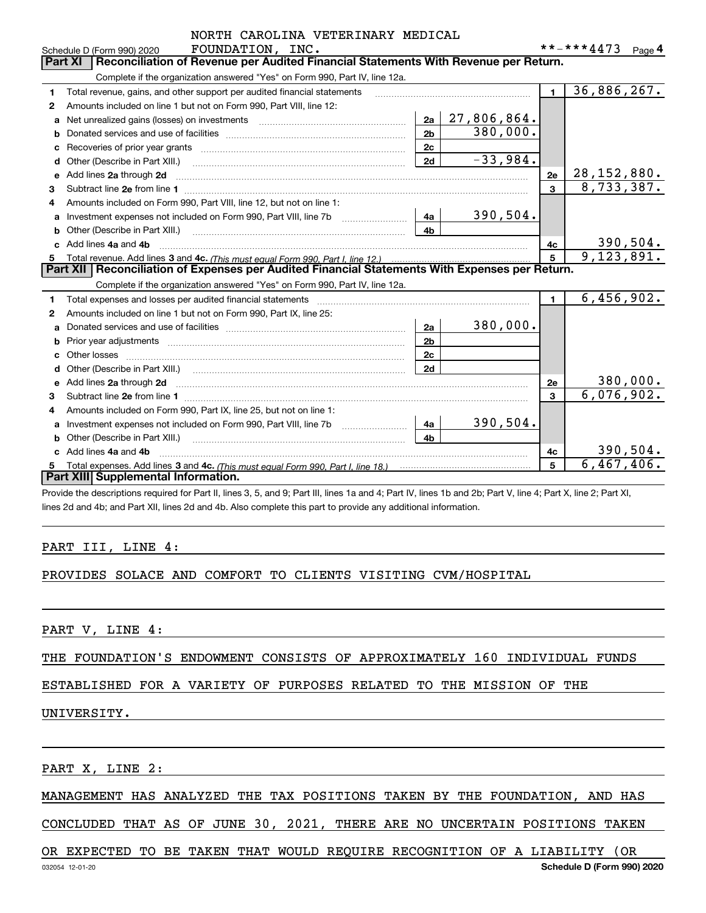NORTH CAROLINA VETERINARY MEDICAL FOUNDATION, INC.

Schedule D (Form 990) 2020 **-***4473 Page 4

## Part XI Reconciliation of Revenue per Audited Financial Statements With Revenue per Return.

Complete if the organization answered "Yes" on Form 990, Part IV, line 12a.

| | | | | | |
|---|---|---|---|---|---|
| 1 | Total revenue, gains, and other support per audited financial statements | | | 1 | 36,886,267. |
| 2 | Amounts included on line 1 but not on Form 990, Part VIII, line 12: | | | | |
| a | Net unrealized gains (losses) on investments | 2a | 27,806,864. | | |
| b | Donated services and use of facilities | 2b | 380,000. | | |
| c | Recoveries of prior year grants | 2c | | | |
| d | Other (Describe in Part XIII.) | 2d | -33,984. | | |
| e | Add lines 2a through 2d | | | 2e | 28,152,880. |
| 3 | Subtract line 2e from line 1 | | | 3 | 8,733,387. |
| 4 | Amounts included on Form 990, Part VIII, line 12, but not on line 1: | | | | |
| a | Investment expenses not included on Form 990, Part VIII, line 7b | 4a | 390,504. | | |
| b | Other (Describe in Part XIII.) | 4b | | | |
| c | Add lines 4a and 4b | | | 4c | 390,504. |
| 5 | Total revenue. Add lines 3 and 4c. *(This must equal Form 990, Part I, line 12.)* | | | 5 | 9,123,891. |

## Part XII Reconciliation of Expenses per Audited Financial Statements With Expenses per Return.

Complete if the organization answered "Yes" on Form 990, Part IV, line 12a.

| | | | | | |
|---|---|---|---|---|---|
| 1 | Total expenses and losses per audited financial statements | | | 1 | 6,456,902. |
| 2 | Amounts included on line 1 but not on Form 990, Part IX, line 25: | | | | |
| a | Donated services and use of facilities | 2a | 380,000. | | |
| b | Prior year adjustments | 2b | | | |
| c | Other losses | 2c | | | |
| d | Other (Describe in Part XIII.) | 2d | | | |
| e | Add lines 2a through 2d | | | 2e | 380,000. |
| 3 | Subtract line 2e from line 1 | | | 3 | 6,076,902. |
| 4 | Amounts included on Form 990, Part IX, line 25, but not on line 1: | | | | |
| a | Investment expenses not included on Form 990, Part VIII, line 7b | 4a | 390,504. | | |
| b | Other (Describe in Part XIII.) | 4b | | | |
| c | Add lines 4a and 4b | | | 4c | 390,504. |
| 5 | Total expenses. Add lines 3 and 4c. *(This must equal Form 990, Part I, line 18.)* | | | 5 | 6,467,406. |

## Part XIII Supplemental Information.

Provide the descriptions required for Part II, lines 3, 5, and 9; Part III, lines 1a and 4; Part IV, lines 1b and 2b; Part V, line 4; Part X, line 2; Part XI, lines 2d and 4b; and Part XII, lines 2d and 4b. Also complete this part to provide any additional information.

PART III, LINE 4:

PROVIDES SOLACE AND COMFORT TO CLIENTS VISITING CVM/HOSPITAL

PART V, LINE 4:

THE FOUNDATION'S ENDOWMENT CONSISTS OF APPROXIMATELY 160 INDIVIDUAL FUNDS ESTABLISHED FOR A VARIETY OF PURPOSES RELATED TO THE MISSION OF THE UNIVERSITY.

PART X, LINE 2:

MANAGEMENT HAS ANALYZED THE TAX POSITIONS TAKEN BY THE FOUNDATION, AND HAS CONCLUDED THAT AS OF JUNE 30, 2021, THERE ARE NO UNCERTAIN POSITIONS TAKEN OR EXPECTED TO BE TAKEN THAT WOULD REQUIRE RECOGNITION OF A LIABILITY (OR

032054 12-01-20 Schedule D (Form 990) 2020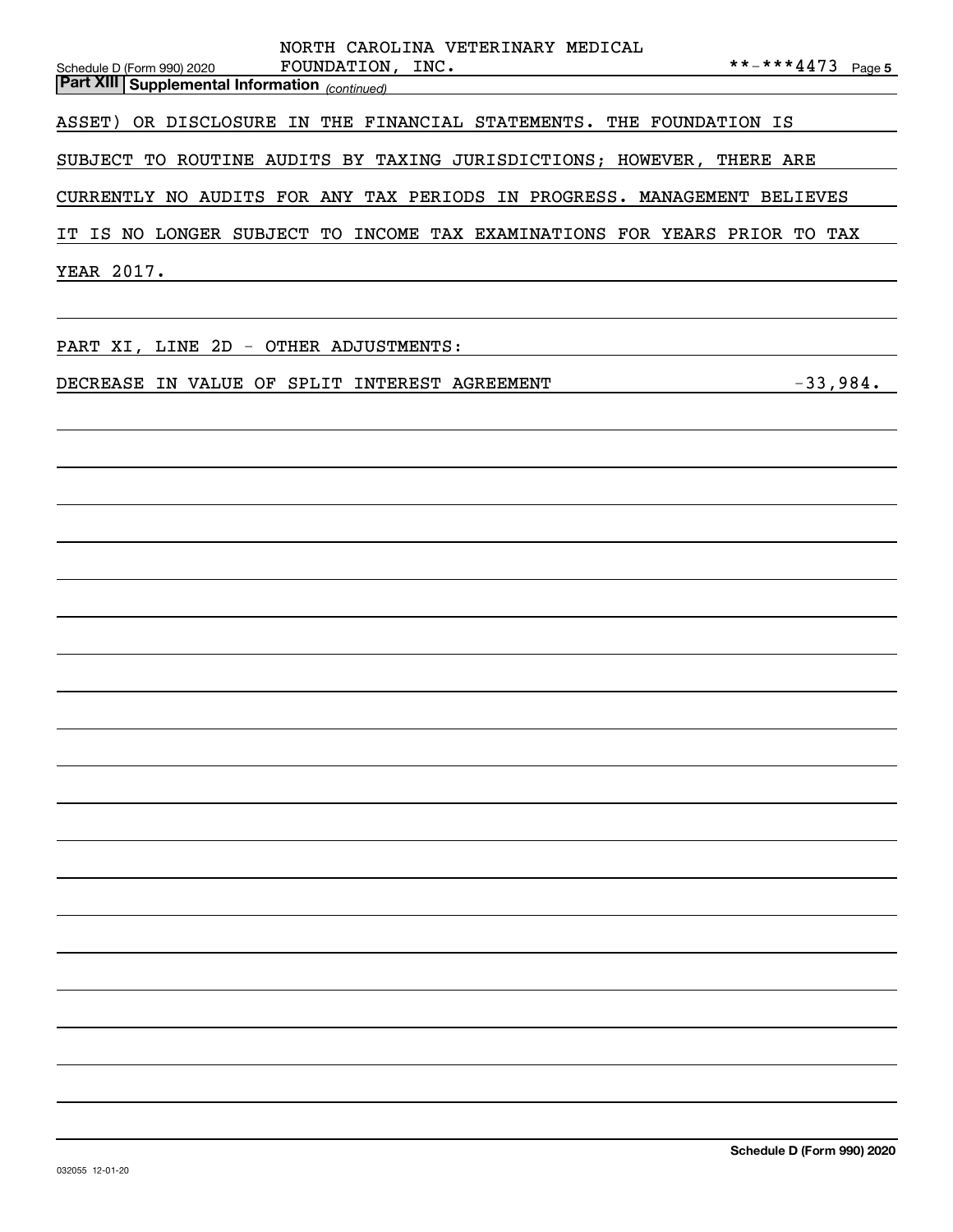## Part XIII Supplemental Information *(continued)*

ASSET) OR DISCLOSURE IN THE FINANCIAL STATEMENTS. THE FOUNDATION IS SUBJECT TO ROUTINE AUDITS BY TAXING JURISDICTIONS; HOWEVER, THERE ARE CURRENTLY NO AUDITS FOR ANY TAX PERIODS IN PROGRESS. MANAGEMENT BELIEVES IT IS NO LONGER SUBJECT TO INCOME TAX EXAMINATIONS FOR YEARS PRIOR TO TAX YEAR 2017.

PART XI, LINE 2D - OTHER ADJUSTMENTS:

| | |
|---|---|
| DECREASE IN VALUE OF SPLIT INTEREST AGREEMENT | -33,984. |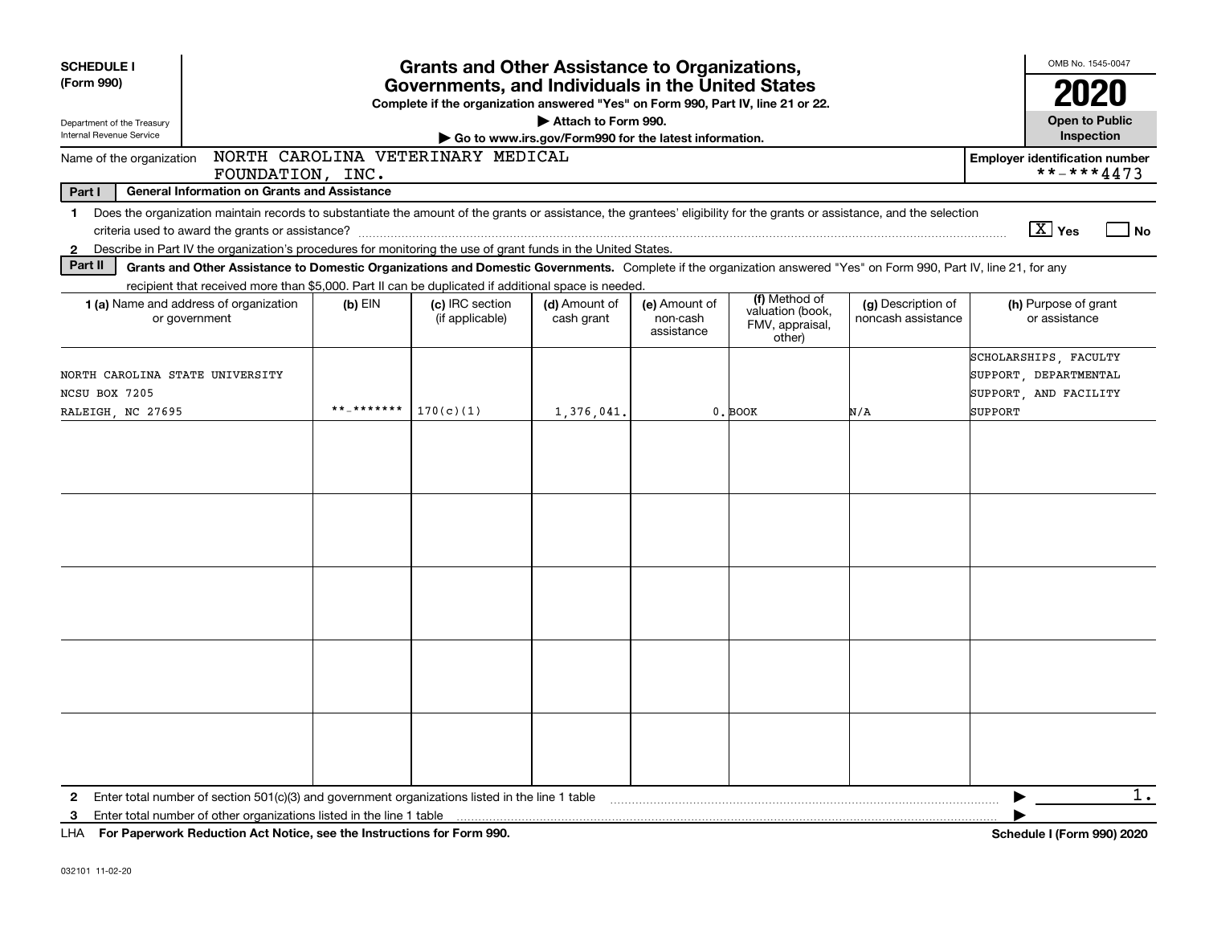**SCHEDULE I**
**(Form 990)**

Department of the Treasury
Internal Revenue Service

# Grants and Other Assistance to Organizations, Governments, and Individuals in the United States

**Complete if the organization answered "Yes" on Form 990, Part IV, line 21 or 22.**
**▶ Attach to Form 990.**
**▶ Go to www.irs.gov/Form990 for the latest information.**

OMB No. 1545-0047

**2020**

**Open to Public Inspection**

Name of the organization: NORTH CAROLINA VETERINARY MEDICAL FOUNDATION, INC.

**Employer identification number**: **-***4473

**Part I** **General Information on Grants and Assistance**

1 Does the organization maintain records to substantiate the amount of the grants or assistance, the grantees' eligibility for the grants or assistance, and the selection criteria used to award the grants or assistance? [X] Yes [ ] No

2 Describe in Part IV the organization's procedures for monitoring the use of grant funds in the United States.

**Part II** **Grants and Other Assistance to Domestic Organizations and Domestic Governments.** Complete if the organization answered "Yes" on Form 990, Part IV, line 21, for any recipient that received more than $5,000. Part II can be duplicated if additional space is needed.

| 1 (a) Name and address of organization or government | (b) EIN | (c) IRC section (if applicable) | (d) Amount of cash grant | (e) Amount of non-cash assistance | (f) Method of valuation (book, FMV, appraisal, other) | (g) Description of noncash assistance | (h) Purpose of grant or assistance |
|---|---|---|---|---|---|---|---|
| NORTH CAROLINA STATE UNIVERSITY NCSU BOX 7205 RALEIGH, NC 27695 | **-******* | 170(c)(1) | 1,376,041. | 0. | BOOK | N/A | SCHOLARSHIPS, FACULTY SUPPORT, DEPARTMENTAL SUPPORT, AND FACILITY SUPPORT |
| | | | | | | | |
| | | | | | | | |
| | | | | | | | |
| | | | | | | | |
| | | | | | | | |

2 Enter total number of section 501(c)(3) and government organizations listed in the line 1 table ▶ 1.

3 Enter total number of other organizations listed in the line 1 table ▶

LHA **For Paperwork Reduction Act Notice, see the Instructions for Form 990.** **Schedule I (Form 990) 2020**

032101 11-02-20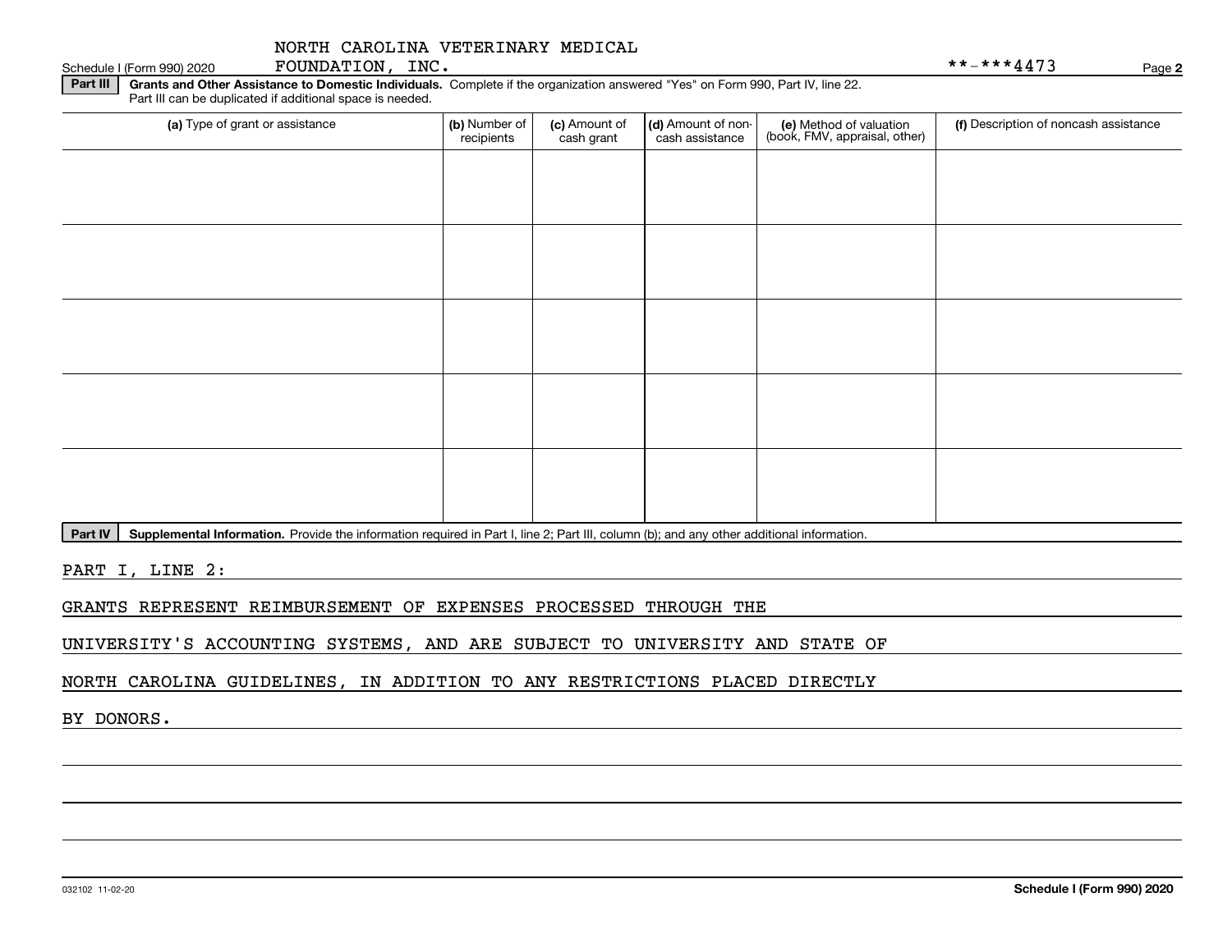NORTH CAROLINA VETERINARY MEDICAL FOUNDATION, INC. **-***4473

Schedule I (Form 990) 2020 Page 2

**Part III** **Grants and Other Assistance to Domestic Individuals.** Complete if the organization answered "Yes" on Form 990, Part IV, line 22. Part III can be duplicated if additional space is needed.

| (a) Type of grant or assistance | (b) Number of recipients | (c) Amount of cash grant | (d) Amount of non-cash assistance | (e) Method of valuation (book, FMV, appraisal, other) | (f) Description of noncash assistance |
|---|---|---|---|---|---|
| | | | | | |
| | | | | | |
| | | | | | |
| | | | | | |
| | | | | | |

**Part IV** **Supplemental Information.** Provide the information required in Part I, line 2; Part III, column (b); and any other additional information.

PART I, LINE 2:

GRANTS REPRESENT REIMBURSEMENT OF EXPENSES PROCESSED THROUGH THE UNIVERSITY'S ACCOUNTING SYSTEMS, AND ARE SUBJECT TO UNIVERSITY AND STATE OF NORTH CAROLINA GUIDELINES, IN ADDITION TO ANY RESTRICTIONS PLACED DIRECTLY BY DONORS.

032102 11-02-20 **Schedule I (Form 990) 2020**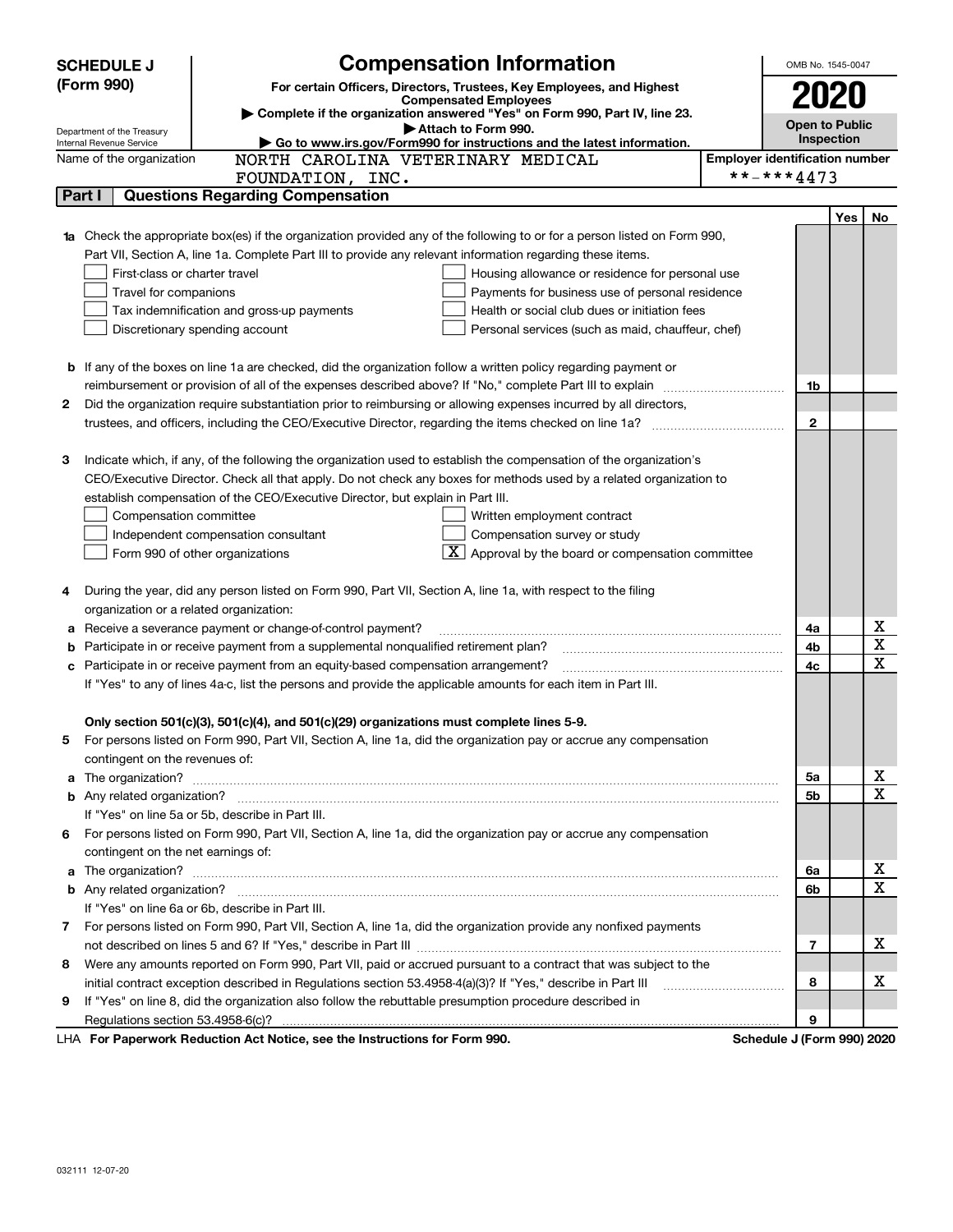# SCHEDULE J (Form 990)

# Compensation Information

**For certain Officers, Directors, Trustees, Key Employees, and Highest Compensated Employees**

▶ Complete if the organization answered "Yes" on Form 990, Part IV, line 23.

▶ Attach to Form 990.

▶ Go to www.irs.gov/Form990 for instructions and the latest information.

Department of the Treasury
Internal Revenue Service

OMB No. 1545-0047

**2020**

**Open to Public Inspection**

Name of the organization: NORTH CAROLINA VETERINARY MEDICAL FOUNDATION, INC.

Employer identification number: **-***4473

## Part I Questions Regarding Compensation

| | | | Yes | No |
|---|---|---|---|---|
| **1a** | Check the appropriate box(es) if the organization provided any of the following to or for a person listed on Form 990, Part VII, Section A, line 1a. Complete Part III to provide any relevant information regarding these items.<br>☐ First-class or charter travel ☐ Housing allowance or residence for personal use<br>☐ Travel for companions ☐ Payments for business use of personal residence<br>☐ Tax indemnification and gross-up payments ☐ Health or social club dues or initiation fees<br>☐ Discretionary spending account ☐ Personal services (such as maid, chauffeur, chef) | | | |
| **b** | If any of the boxes on line 1a are checked, did the organization follow a written policy regarding payment or reimbursement or provision of all of the expenses described above? If "No," complete Part III to explain | 1b | | |
| **2** | Did the organization require substantiation prior to reimbursing or allowing expenses incurred by all directors, trustees, and officers, including the CEO/Executive Director, regarding the items checked on line 1a? | 2 | | |
| **3** | Indicate which, if any, of the following the organization used to establish the compensation of the organization's CEO/Executive Director. Check all that apply. Do not check any boxes for methods used by a related organization to establish compensation of the CEO/Executive Director, but explain in Part III.<br>☐ Compensation committee ☐ Written employment contract<br>☐ Independent compensation consultant ☐ Compensation survey or study<br>☐ Form 990 of other organizations ☒ Approval by the board or compensation committee | | | |
| **4** | During the year, did any person listed on Form 990, Part VII, Section A, line 1a, with respect to the filing organization or a related organization: | | | |
| **a** | Receive a severance payment or change-of-control payment? | 4a | | X |
| **b** | Participate in or receive payment from a supplemental nonqualified retirement plan? | 4b | | X |
| **c** | Participate in or receive payment from an equity-based compensation arrangement? | 4c | | X |
| | If "Yes" to any of lines 4a-c, list the persons and provide the applicable amounts for each item in Part III. | | | |
| | **Only section 501(c)(3), 501(c)(4), and 501(c)(29) organizations must complete lines 5-9.** | | | |
| **5** | For persons listed on Form 990, Part VII, Section A, line 1a, did the organization pay or accrue any compensation contingent on the revenues of: | | | |
| **a** | The organization? | 5a | | X |
| **b** | Any related organization? | 5b | | X |
| | If "Yes" on line 5a or 5b, describe in Part III. | | | |
| **6** | For persons listed on Form 990, Part VII, Section A, line 1a, did the organization pay or accrue any compensation contingent on the net earnings of: | | | |
| **a** | The organization? | 6a | | X |
| **b** | Any related organization? | 6b | | X |
| | If "Yes" on line 6a or 6b, describe in Part III. | | | |
| **7** | For persons listed on Form 990, Part VII, Section A, line 1a, did the organization provide any nonfixed payments not described on lines 5 and 6? If "Yes," describe in Part III | 7 | | X |
| **8** | Were any amounts reported on Form 990, Part VII, paid or accrued pursuant to a contract that was subject to the initial contract exception described in Regulations section 53.4958-4(a)(3)? If "Yes," describe in Part III | 8 | | X |
| **9** | If "Yes" on line 8, did the organization also follow the rebuttable presumption procedure described in Regulations section 53.4958-6(c)? | 9 | | |

LHA **For Paperwork Reduction Act Notice, see the Instructions for Form 990.** **Schedule J (Form 990) 2020**

032111 12-07-20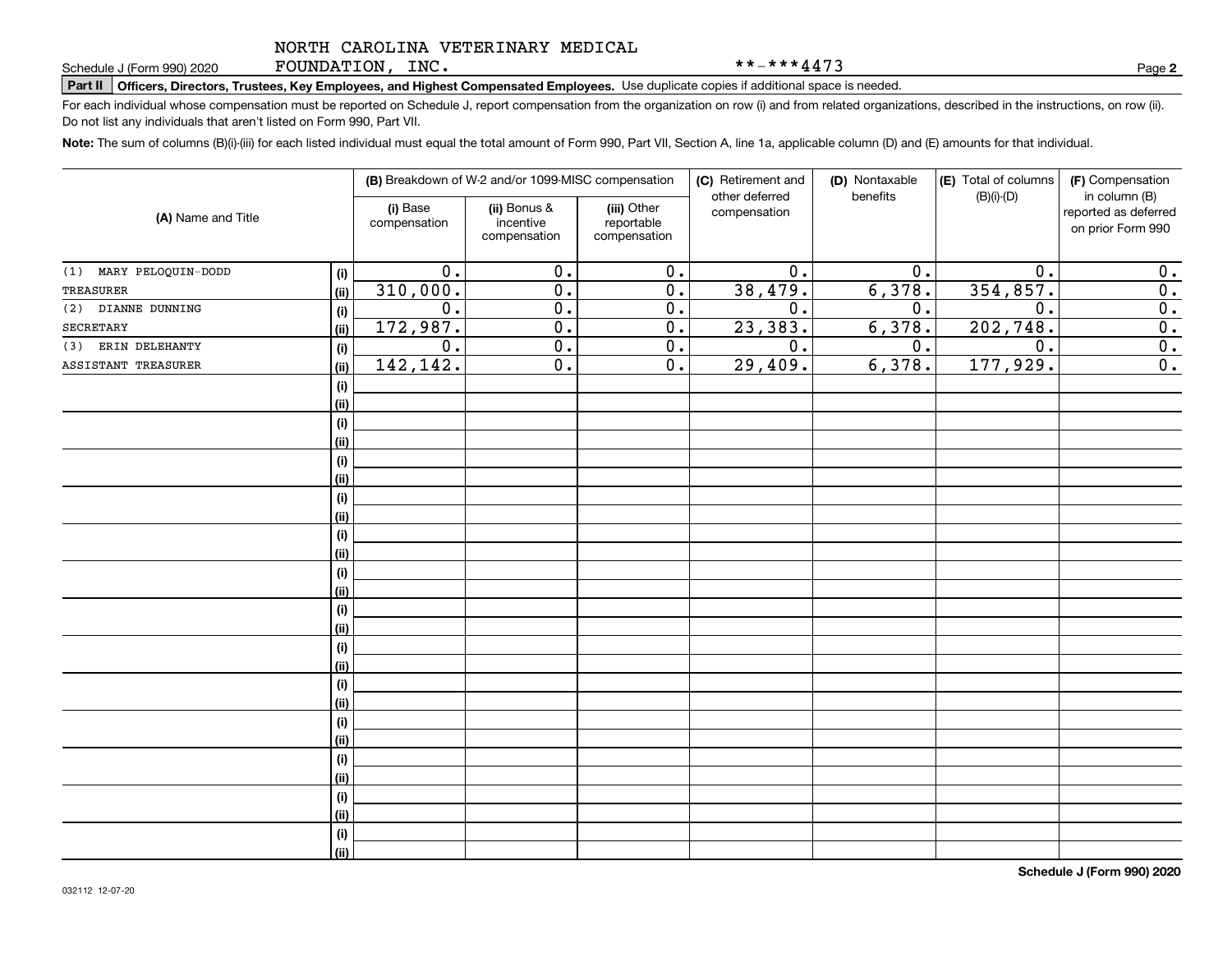NORTH CAROLINA VETERINARY MEDICAL FOUNDATION, INC.

**-***4473

Schedule J (Form 990) 2020

**Part II** **Officers, Directors, Trustees, Key Employees, and Highest Compensated Employees.** Use duplicate copies if additional space is needed.

For each individual whose compensation must be reported on Schedule J, report compensation from the organization on row (i) and from related organizations, described in the instructions, on row (ii). Do not list any individuals that aren't listed on Form 990, Part VII.

**Note:** The sum of columns (B)(i)-(iii) for each listed individual must equal the total amount of Form 990, Part VII, Section A, line 1a, applicable column (D) and (E) amounts for that individual.

| (A) Name and Title | | (B) Breakdown of W-2 and/or 1099-MISC compensation | | | (C) Retirement and other deferred compensation | (D) Nontaxable benefits | (E) Total of columns (B)(i)-(D) | (F) Compensation in column (B) reported as deferred on prior Form 990 |
|---|---|---|---|---|---|---|---|---|
| | | (i) Base compensation | (ii) Bonus & incentive compensation | (iii) Other reportable compensation | | | | |
| (1) MARY PELOQUIN-DODD | (i) | 0. | 0. | 0. | 0. | 0. | 0. | 0. |
| TREASURER | (ii) | 310,000. | 0. | 0. | 38,479. | 6,378. | 354,857. | 0. |
| (2) DIANNE DUNNING | (i) | 0. | 0. | 0. | 0. | 0. | 0. | 0. |
| SECRETARY | (ii) | 172,987. | 0. | 0. | 23,383. | 6,378. | 202,748. | 0. |
| (3) ERIN DELEHANTY | (i) | 0. | 0. | 0. | 0. | 0. | 0. | 0. |
| ASSISTANT TREASURER | (ii) | 142,142. | 0. | 0. | 29,409. | 6,378. | 177,929. | 0. |
| | (i) | | | | | | | |
| | (ii) | | | | | | | |
| | (i) | | | | | | | |
| | (ii) | | | | | | | |
| | (i) | | | | | | | |
| | (ii) | | | | | | | |
| | (i) | | | | | | | |
| | (ii) | | | | | | | |
| | (i) | | | | | | | |
| | (ii) | | | | | | | |
| | (i) | | | | | | | |
| | (ii) | | | | | | | |
| | (i) | | | | | | | |
| | (ii) | | | | | | | |
| | (i) | | | | | | | |
| | (ii) | | | | | | | |
| | (i) | | | | | | | |
| | (ii) | | | | | | | |
| | (i) | | | | | | | |
| | (ii) | | | | | | | |
| | (i) | | | | | | | |
| | (ii) | | | | | | | |
| | (i) | | | | | | | |
| | (ii) | | | | | | | |
| | (i) | | | | | | | |
| | (ii) | | | | | | | |

032112 12-07-20

**Schedule J (Form 990) 2020**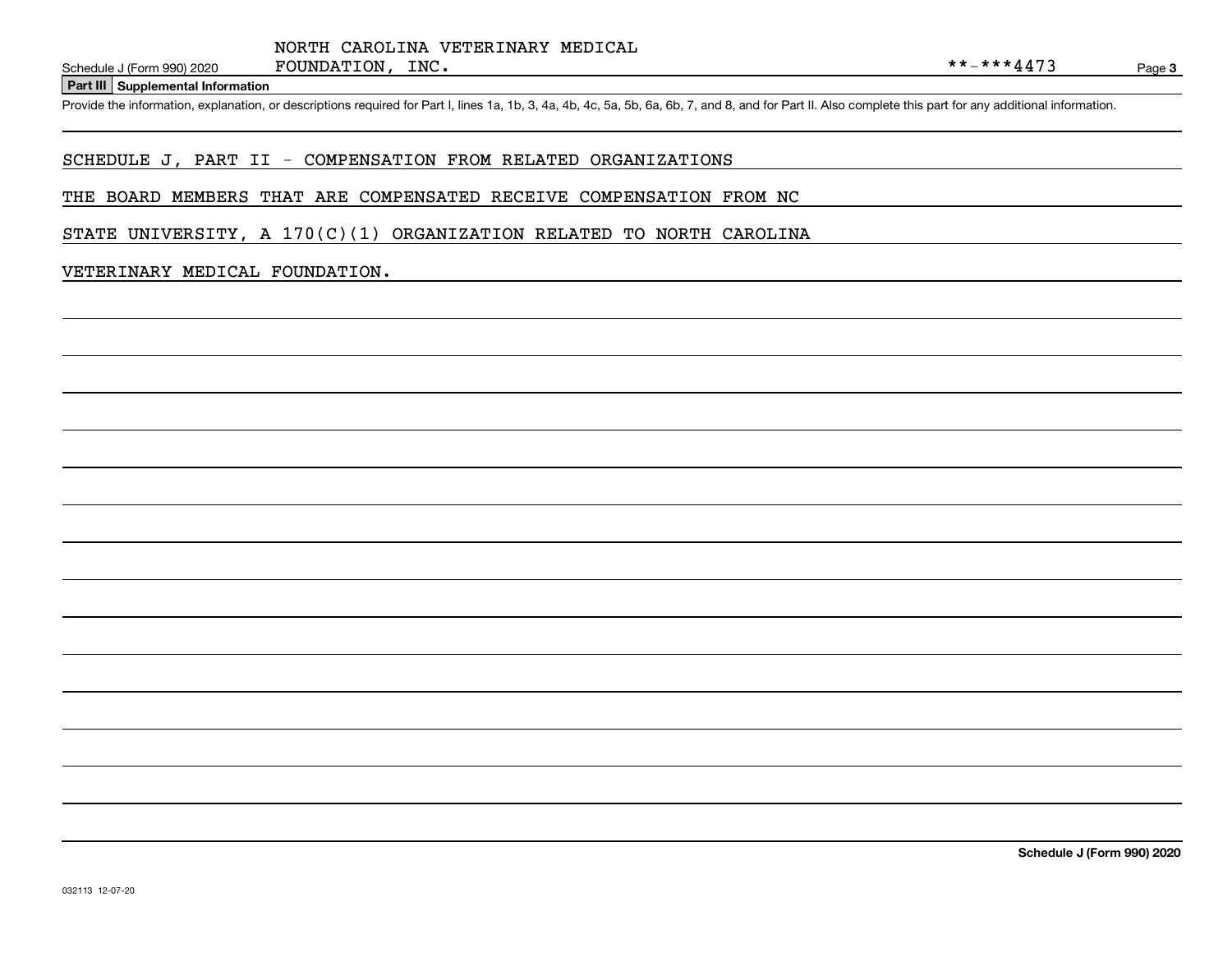NORTH CAROLINA VETERINARY MEDICAL FOUNDATION, INC.

**-***4473

## Part III Supplemental Information

Provide the information, explanation, or descriptions required for Part I, lines 1a, 1b, 3, 4a, 4b, 4c, 5a, 5b, 6a, 6b, 7, and 8, and for Part II. Also complete this part for any additional information.

SCHEDULE J, PART II - COMPENSATION FROM RELATED ORGANIZATIONS

THE BOARD MEMBERS THAT ARE COMPENSATED RECEIVE COMPENSATION FROM NC STATE UNIVERSITY, A 170(C)(1) ORGANIZATION RELATED TO NORTH CAROLINA VETERINARY MEDICAL FOUNDATION.

032113 12-07-20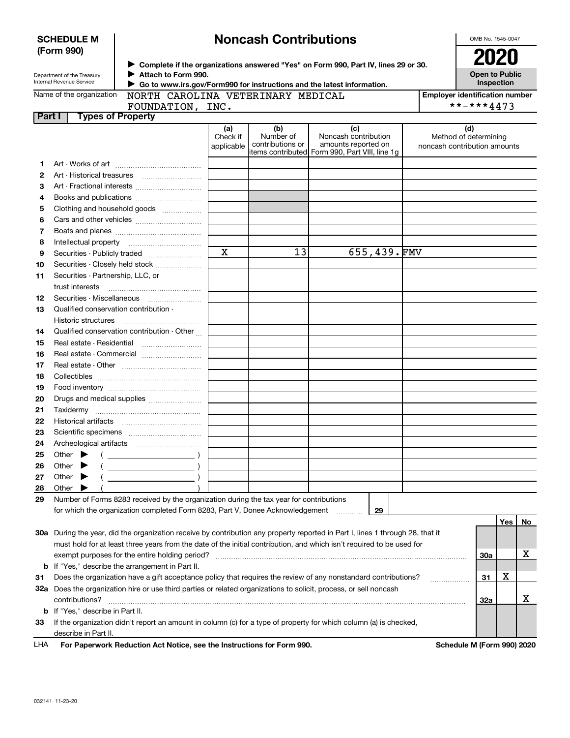**SCHEDULE M (Form 990)**

Department of the Treasury
Internal Revenue Service

# Noncash Contributions

▶ Complete if the organizations answered "Yes" on Form 990, Part IV, lines 29 or 30.
▶ Attach to Form 990.
▶ Go to www.irs.gov/Form990 for instructions and the latest information.

OMB No. 1545-0047

**2020**

**Open to Public Inspection**

Name of the organization: NORTH CAROLINA VETERINARY MEDICAL FOUNDATION, INC.

Employer identification number: **-***4473

**Part I — Types of Property**

| | | (a) Check if applicable | (b) Number of contributions or items contributed | (c) Noncash contribution amounts reported on Form 990, Part VIII, line 1g | (d) Method of determining noncash contribution amounts |
|---|---|---|---|---|---|
| 1 | Art - Works of art | | | | |
| 2 | Art - Historical treasures | | | | |
| 3 | Art - Fractional interests | | | | |
| 4 | Books and publications | | | | |
| 5 | Clothing and household goods | | | | |
| 6 | Cars and other vehicles | | | | |
| 7 | Boats and planes | | | | |
| 8 | Intellectual property | | | | |
| 9 | Securities - Publicly traded | X | 13 | 655,439. | FMV |
| 10 | Securities - Closely held stock | | | | |
| 11 | Securities - Partnership, LLC, or trust interests | | | | |
| 12 | Securities - Miscellaneous | | | | |
| 13 | Qualified conservation contribution - Historic structures | | | | |
| 14 | Qualified conservation contribution - Other | | | | |
| 15 | Real estate - Residential | | | | |
| 16 | Real estate - Commercial | | | | |
| 17 | Real estate - Other | | | | |
| 18 | Collectibles | | | | |
| 19 | Food inventory | | | | |
| 20 | Drugs and medical supplies | | | | |
| 21 | Taxidermy | | | | |
| 22 | Historical artifacts | | | | |
| 23 | Scientific specimens | | | | |
| 24 | Archeological artifacts | | | | |
| 25 | Other ▶ ( ) | | | | |
| 26 | Other ▶ ( ) | | | | |
| 27 | Other ▶ ( ) | | | | |
| 28 | Other ▶ ( ) | | | | |

29 Number of Forms 8283 received by the organization during the tax year for contributions for which the organization completed Form 8283, Part V, Donee Acknowledgement ..... 29

| | | | Yes | No |
|---|---|---|---|---|
| 30a | During the year, did the organization receive by contribution any property reported in Part I, lines 1 through 28, that it must hold for at least three years from the date of the initial contribution, and which isn't required to be used for exempt purposes for the entire holding period? | 30a | | X |
| b | If "Yes," describe the arrangement in Part II. | | | |
| 31 | Does the organization have a gift acceptance policy that requires the review of any nonstandard contributions? | 31 | X | |
| 32a | Does the organization hire or use third parties or related organizations to solicit, process, or sell noncash contributions? | 32a | | X |
| b | If "Yes," describe in Part II. | | | |
| 33 | If the organization didn't report an amount in column (c) for a type of property for which column (a) is checked, describe in Part II. | | | |

LHA **For Paperwork Reduction Act Notice, see the Instructions for Form 990.** **Schedule M (Form 990) 2020**

032141 11-23-20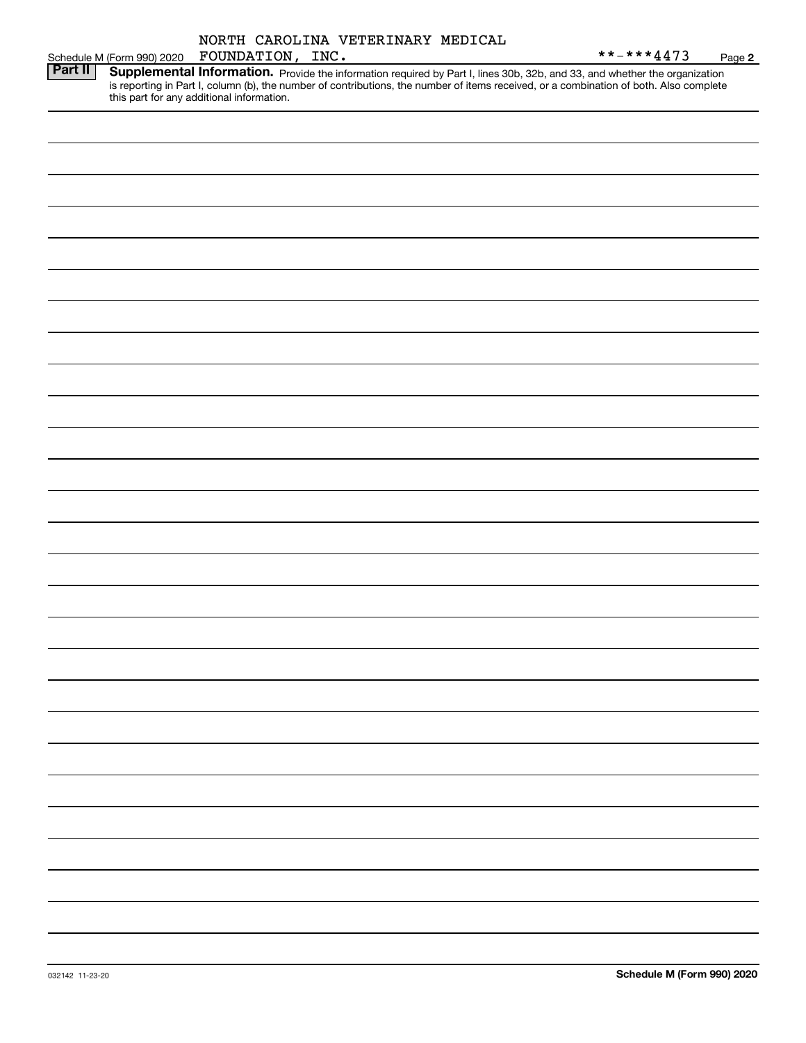Schedule M (Form 990) 2020 NORTH CAROLINA VETERINARY MEDICAL FOUNDATION, INC. **-***4473 Page **2**

**Part II** **Supplemental Information.** Provide the information required by Part I, lines 30b, 32b, and 33, and whether the organization is reporting in Part I, column (b), the number of contributions, the number of items received, or a combination of both. Also complete this part for any additional information.

032142 11-23-20 **Schedule M (Form 990) 2020**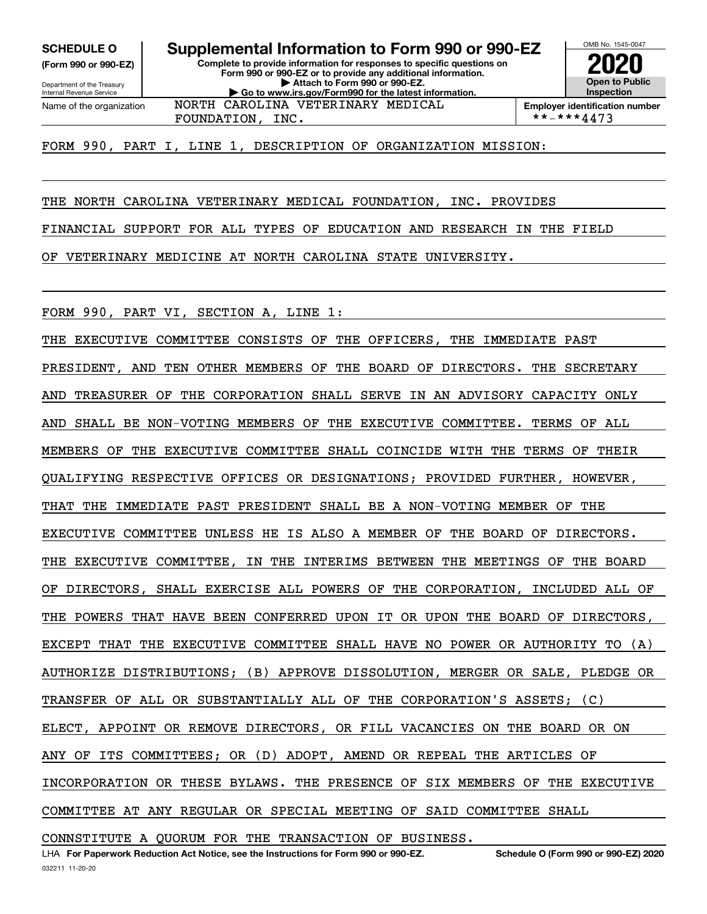**SCHEDULE O**
**(Form 990 or 990-EZ)**

Department of the Treasury
Internal Revenue Service

# Supplemental Information to Form 990 or 990-EZ

**Complete to provide information for responses to specific questions on Form 990 or 990-EZ or to provide any additional information.**
**▶ Attach to Form 990 or 990-EZ.**
**▶ Go to www.irs.gov/Form990 for the latest information.**

OMB No. 1545-0047

**2020**

**Open to Public Inspection**

Name of the organization: NORTH CAROLINA VETERINARY MEDICAL FOUNDATION, INC.

**Employer identification number**: **-***4473

FORM 990, PART I, LINE 1, DESCRIPTION OF ORGANIZATION MISSION:

THE NORTH CAROLINA VETERINARY MEDICAL FOUNDATION, INC. PROVIDES FINANCIAL SUPPORT FOR ALL TYPES OF EDUCATION AND RESEARCH IN THE FIELD OF VETERINARY MEDICINE AT NORTH CAROLINA STATE UNIVERSITY.

FORM 990, PART VI, SECTION A, LINE 1:

THE EXECUTIVE COMMITTEE CONSISTS OF THE OFFICERS, THE IMMEDIATE PAST PRESIDENT, AND TEN OTHER MEMBERS OF THE BOARD OF DIRECTORS. THE SECRETARY AND TREASURER OF THE CORPORATION SHALL SERVE IN AN ADVISORY CAPACITY ONLY AND SHALL BE NON-VOTING MEMBERS OF THE EXECUTIVE COMMITTEE. TERMS OF ALL MEMBERS OF THE EXECUTIVE COMMITTEE SHALL COINCIDE WITH THE TERMS OF THEIR QUALIFYING RESPECTIVE OFFICES OR DESIGNATIONS; PROVIDED FURTHER, HOWEVER, THAT THE IMMEDIATE PAST PRESIDENT SHALL BE A NON-VOTING MEMBER OF THE EXECUTIVE COMMITTEE UNLESS HE IS ALSO A MEMBER OF THE BOARD OF DIRECTORS. THE EXECUTIVE COMMITTEE, IN THE INTERIMS BETWEEN THE MEETINGS OF THE BOARD OF DIRECTORS, SHALL EXERCISE ALL POWERS OF THE CORPORATION, INCLUDED ALL OF THE POWERS THAT HAVE BEEN CONFERRED UPON IT OR UPON THE BOARD OF DIRECTORS, EXCEPT THAT THE EXECUTIVE COMMITTEE SHALL HAVE NO POWER OR AUTHORITY TO (A) AUTHORIZE DISTRIBUTIONS; (B) APPROVE DISSOLUTION, MERGER OR SALE, PLEDGE OR TRANSFER OF ALL OR SUBSTANTIALLY ALL OF THE CORPORATION'S ASSETS; (C) ELECT, APPOINT OR REMOVE DIRECTORS, OR FILL VACANCIES ON THE BOARD OR ON ANY OF ITS COMMITTEES; OR (D) ADOPT, AMEND OR REPEAL THE ARTICLES OF INCORPORATION OR THESE BYLAWS. THE PRESENCE OF SIX MEMBERS OF THE EXECUTIVE COMMITTEE AT ANY REGULAR OR SPECIAL MEETING OF SAID COMMITTEE SHALL CONNSTITUTE A QUORUM FOR THE TRANSACTION OF BUSINESS.

LHA **For Paperwork Reduction Act Notice, see the Instructions for Form 990 or 990-EZ.** **Schedule O (Form 990 or 990-EZ) 2020**

032211 11-20-20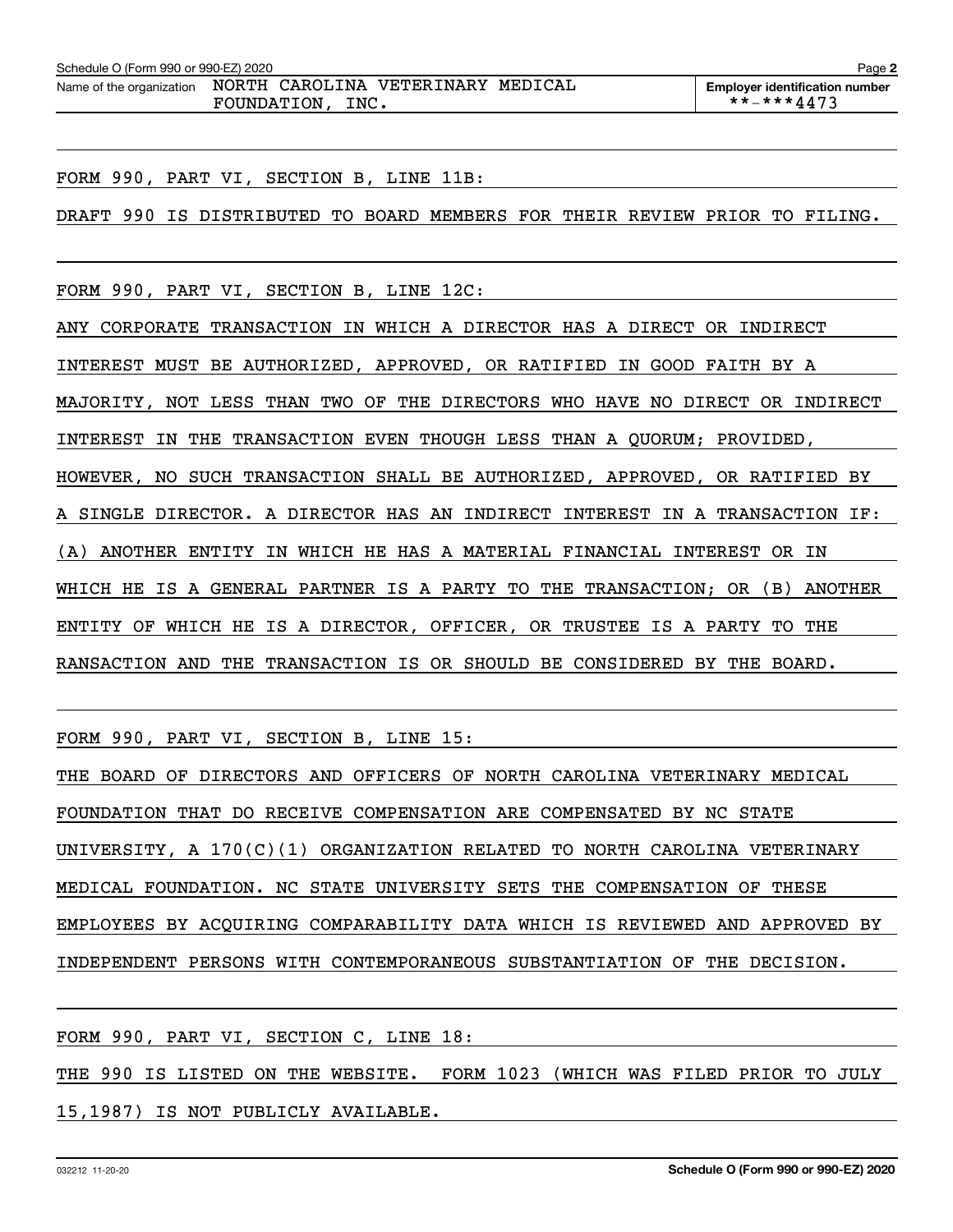Schedule O (Form 990 or 990-EZ) 2020

Name of the organization NORTH CAROLINA VETERINARY MEDICAL FOUNDATION, INC.

**Employer identification number** **-***4473

FORM 990, PART VI, SECTION B, LINE 11B:

DRAFT 990 IS DISTRIBUTED TO BOARD MEMBERS FOR THEIR REVIEW PRIOR TO FILING.

FORM 990, PART VI, SECTION B, LINE 12C:

ANY CORPORATE TRANSACTION IN WHICH A DIRECTOR HAS A DIRECT OR INDIRECT INTEREST MUST BE AUTHORIZED, APPROVED, OR RATIFIED IN GOOD FAITH BY A MAJORITY, NOT LESS THAN TWO OF THE DIRECTORS WHO HAVE NO DIRECT OR INDIRECT INTEREST IN THE TRANSACTION EVEN THOUGH LESS THAN A QUORUM; PROVIDED, HOWEVER, NO SUCH TRANSACTION SHALL BE AUTHORIZED, APPROVED, OR RATIFIED BY A SINGLE DIRECTOR. A DIRECTOR HAS AN INDIRECT INTEREST IN A TRANSACTION IF: (A) ANOTHER ENTITY IN WHICH HE HAS A MATERIAL FINANCIAL INTEREST OR IN WHICH HE IS A GENERAL PARTNER IS A PARTY TO THE TRANSACTION; OR (B) ANOTHER ENTITY OF WHICH HE IS A DIRECTOR, OFFICER, OR TRUSTEE IS A PARTY TO THE RANSACTION AND THE TRANSACTION IS OR SHOULD BE CONSIDERED BY THE BOARD.

FORM 990, PART VI, SECTION B, LINE 15:

THE BOARD OF DIRECTORS AND OFFICERS OF NORTH CAROLINA VETERINARY MEDICAL FOUNDATION THAT DO RECEIVE COMPENSATION ARE COMPENSATED BY NC STATE UNIVERSITY, A 170(C)(1) ORGANIZATION RELATED TO NORTH CAROLINA VETERINARY MEDICAL FOUNDATION. NC STATE UNIVERSITY SETS THE COMPENSATION OF THESE EMPLOYEES BY ACQUIRING COMPARABILITY DATA WHICH IS REVIEWED AND APPROVED BY INDEPENDENT PERSONS WITH CONTEMPORANEOUS SUBSTANTIATION OF THE DECISION.

FORM 990, PART VI, SECTION C, LINE 18:

THE 990 IS LISTED ON THE WEBSITE. FORM 1023 (WHICH WAS FILED PRIOR TO JULY 15,1987) IS NOT PUBLICLY AVAILABLE.

032212 11-20-20 **Schedule O (Form 990 or 990-EZ) 2020**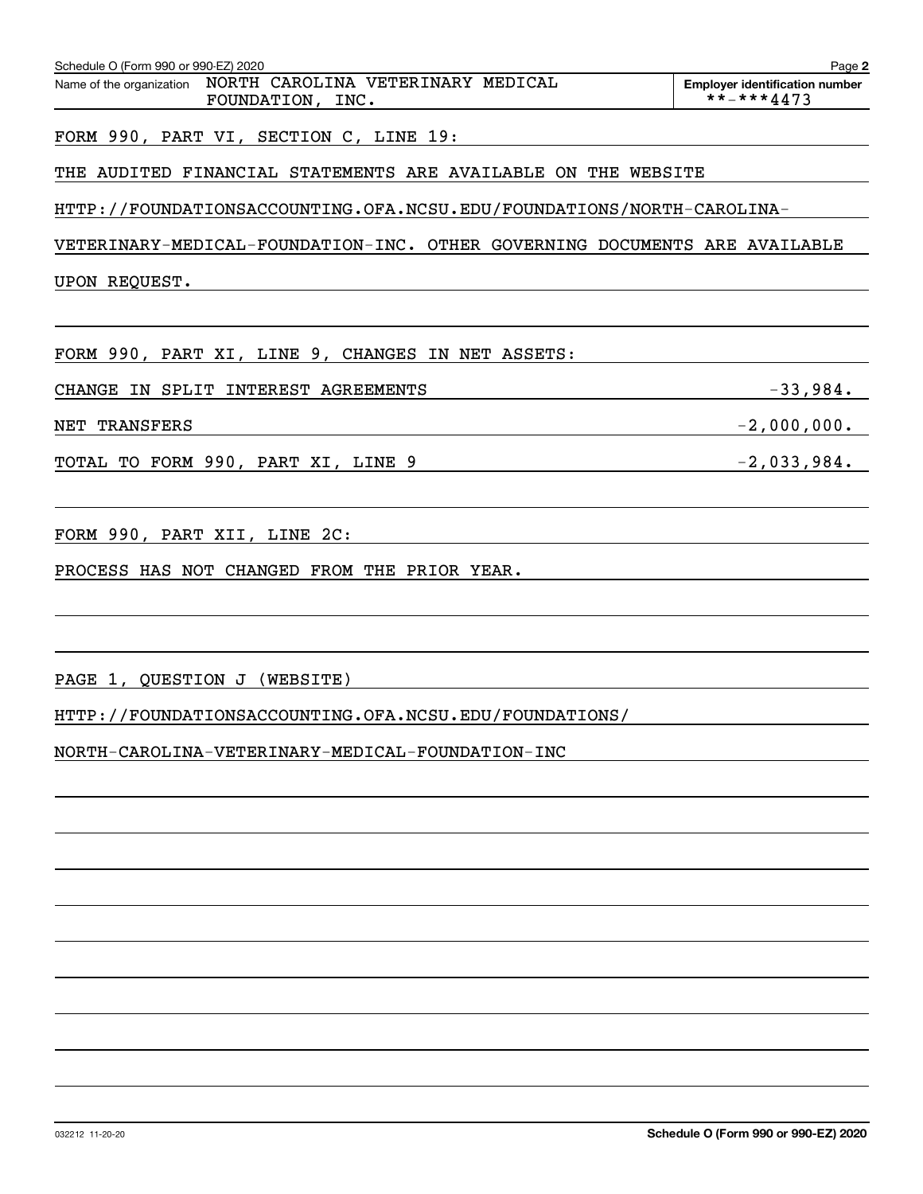Schedule O (Form 990 or 990-EZ) 2020 Page **2**

Name of the organization: NORTH CAROLINA VETERINARY MEDICAL FOUNDATION, INC.

**Employer identification number**: **-***4473

FORM 990, PART VI, SECTION C, LINE 19:

THE AUDITED FINANCIAL STATEMENTS ARE AVAILABLE ON THE WEBSITE HTTP://FOUNDATIONSACCOUNTING.OFA.NCSU.EDU/FOUNDATIONS/NORTH-CAROLINA-VETERINARY-MEDICAL-FOUNDATION-INC. OTHER GOVERNING DOCUMENTS ARE AVAILABLE UPON REQUEST.

FORM 990, PART XI, LINE 9, CHANGES IN NET ASSETS:

| | |
|---|---|
| CHANGE IN SPLIT INTEREST AGREEMENTS | -33,984. |
| NET TRANSFERS | -2,000,000. |
| TOTAL TO FORM 990, PART XI, LINE 9 | -2,033,984. |

FORM 990, PART XII, LINE 2C:

PROCESS HAS NOT CHANGED FROM THE PRIOR YEAR.

PAGE 1, QUESTION J (WEBSITE)

HTTP://FOUNDATIONSACCOUNTING.OFA.NCSU.EDU/FOUNDATIONS/NORTH-CAROLINA-VETERINARY-MEDICAL-FOUNDATION-INC

032212 11-20-20 **Schedule O (Form 990 or 990-EZ) 2020**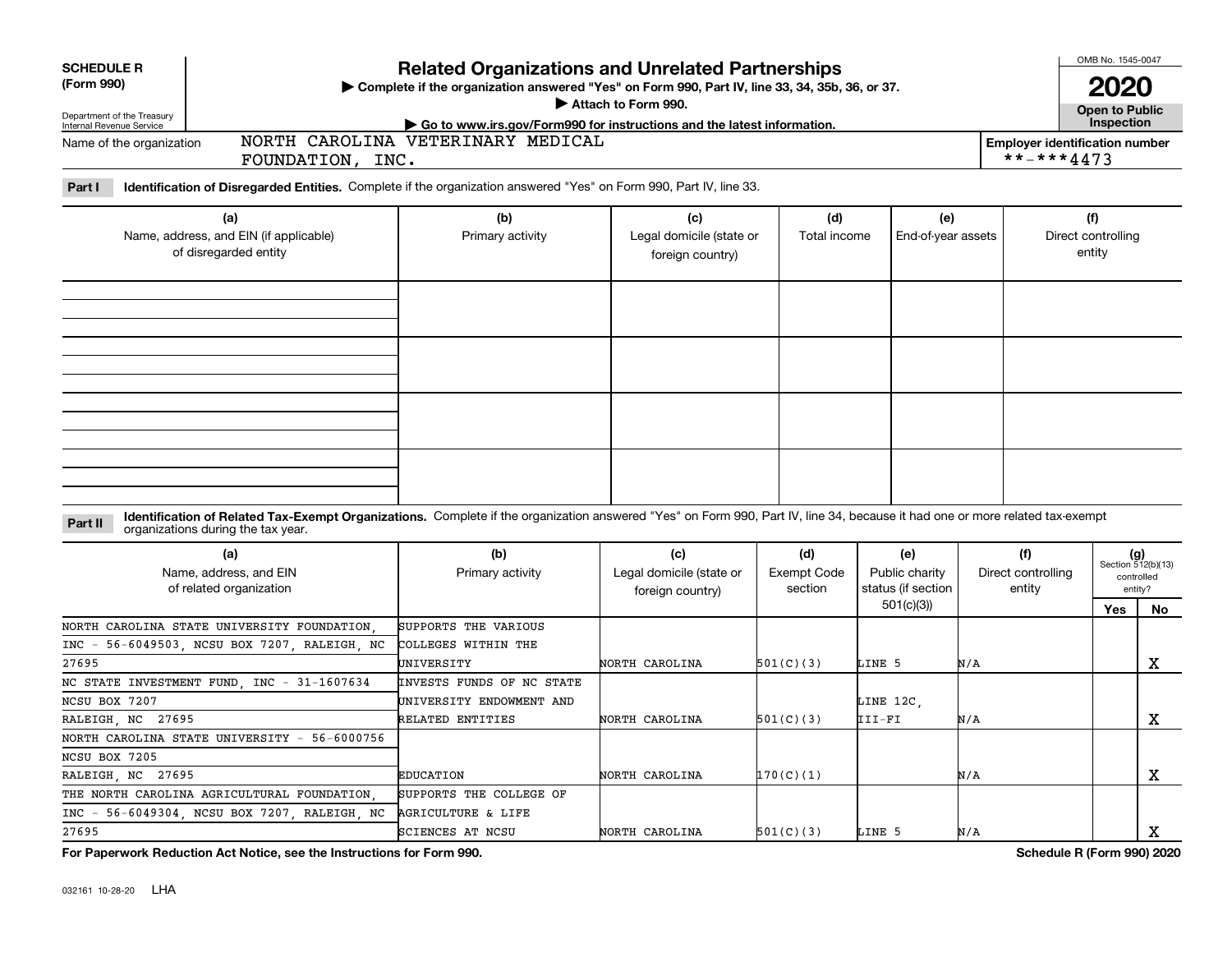**SCHEDULE R (Form 990)**

Department of the Treasury
Internal Revenue Service

# Related Organizations and Unrelated Partnerships

▶ Complete if the organization answered "Yes" on Form 990, Part IV, line 33, 34, 35b, 36, or 37.
▶ Attach to Form 990.
▶ Go to www.irs.gov/Form990 for instructions and the latest information.

OMB No. 1545-0047

**2020**

**Open to Public Inspection**

Name of the organization: NORTH CAROLINA VETERINARY MEDICAL FOUNDATION, INC.

Employer identification number: **-***4473

**Part I** **Identification of Disregarded Entities.** Complete if the organization answered "Yes" on Form 990, Part IV, line 33.

| (a) Name, address, and EIN (if applicable) of disregarded entity | (b) Primary activity | (c) Legal domicile (state or foreign country) | (d) Total income | (e) End-of-year assets | (f) Direct controlling entity |
|---|---|---|---|---|---|
| | | | | | |
| | | | | | |
| | | | | | |
| | | | | | |

**Part II** **Identification of Related Tax-Exempt Organizations.** Complete if the organization answered "Yes" on Form 990, Part IV, line 34, because it had one or more related tax-exempt organizations during the tax year.

| (a) Name, address, and EIN of related organization | (b) Primary activity | (c) Legal domicile (state or foreign country) | (d) Exempt Code section | (e) Public charity status (if section 501(c)(3)) | (f) Direct controlling entity | (g) Section 512(b)(13) controlled entity? Yes | No |
|---|---|---|---|---|---|---|---|
| NORTH CAROLINA STATE UNIVERSITY FOUNDATION, INC - 56-6049503, NCSU BOX 7207, RALEIGH, NC 27695 | SUPPORTS THE VARIOUS COLLEGES WITHIN THE UNIVERSITY | NORTH CAROLINA | 501(C)(3) | LINE 5 | N/A | | X |
| NC STATE INVESTMENT FUND, INC - 31-1607634 NCSU BOX 7207 RALEIGH, NC 27695 | INVESTS FUNDS OF NC STATE UNIVERSITY ENDOWMENT AND RELATED ENTITIES | NORTH CAROLINA | 501(C)(3) | LINE 12C, III-FI | N/A | | X |
| NORTH CAROLINA STATE UNIVERSITY - 56-6000756 NCSU BOX 7205 RALEIGH, NC 27695 | EDUCATION | NORTH CAROLINA | 170(C)(1) | | N/A | | X |
| THE NORTH CAROLINA AGRICULTURAL FOUNDATION, INC - 56-6049304, NCSU BOX 7207, RALEIGH, NC 27695 | SUPPORTS THE COLLEGE OF AGRICULTURE & LIFE SCIENCES AT NCSU | NORTH CAROLINA | 501(C)(3) | LINE 5 | N/A | | X |

**For Paperwork Reduction Act Notice, see the Instructions for Form 990.**

**Schedule R (Form 990) 2020**

032161 10-28-20 LHA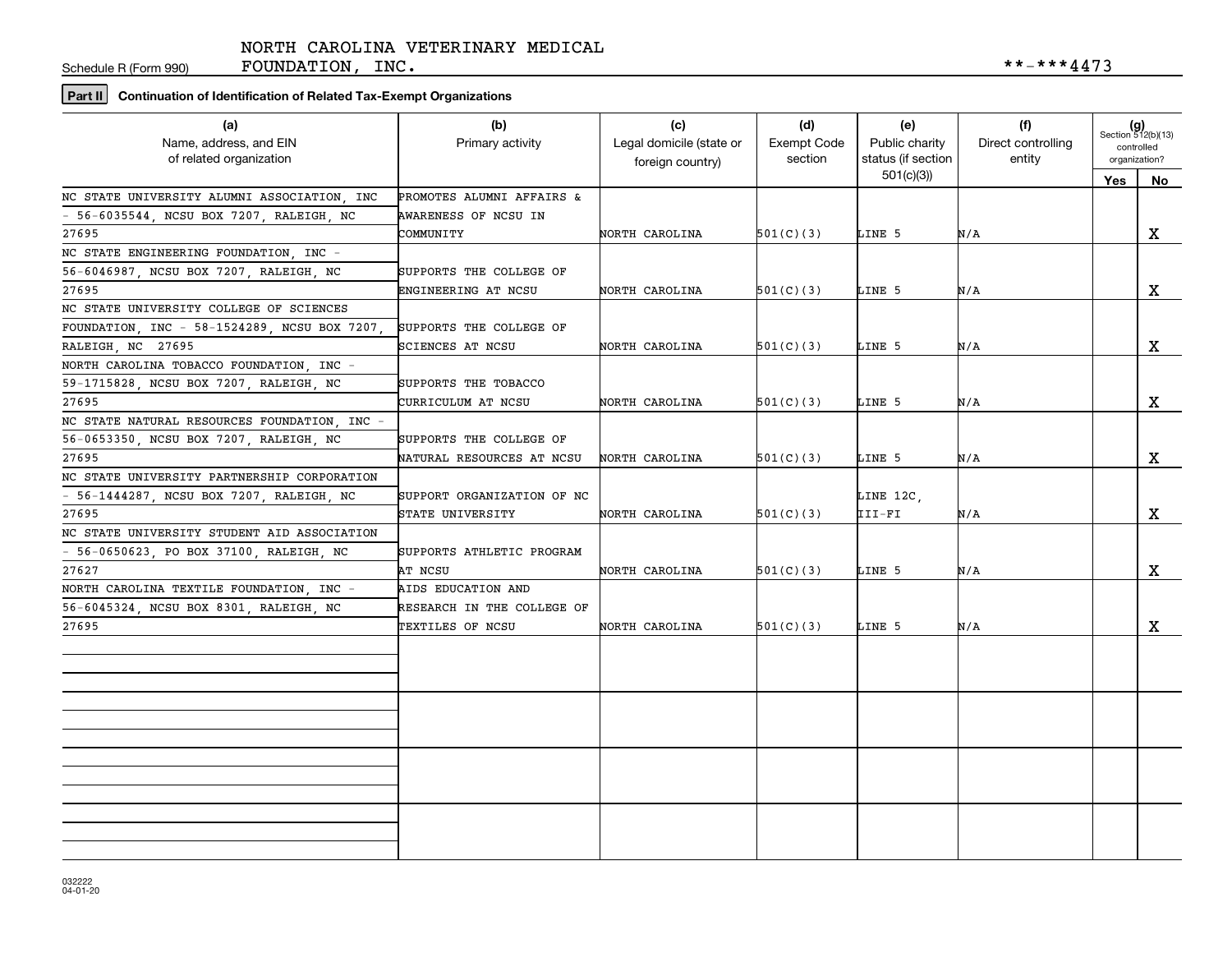Schedule R (Form 990) NORTH CAROLINA VETERINARY MEDICAL FOUNDATION, INC. **-***4473

**Part II** **Continuation of Identification of Related Tax-Exempt Organizations**

| (a) Name, address, and EIN of related organization | (b) Primary activity | (c) Legal domicile (state or foreign country) | (d) Exempt Code section | (e) Public charity status (if section 501(c)(3)) | (f) Direct controlling entity | (g) Section 512(b)(13) controlled organization? Yes | No |
|---|---|---|---|---|---|---|---|
| NC STATE UNIVERSITY ALUMNI ASSOCIATION, INC - 56-6035544, NCSU BOX 7207, RALEIGH, NC 27695 | PROMOTES ALUMNI AFFAIRS & AWARENESS OF NCSU IN COMMUNITY | NORTH CAROLINA | 501(C)(3) | LINE 5 | N/A | | X |
| NC STATE ENGINEERING FOUNDATION, INC - 56-6046987, NCSU BOX 7207, RALEIGH, NC 27695 | SUPPORTS THE COLLEGE OF ENGINEERING AT NCSU | NORTH CAROLINA | 501(C)(3) | LINE 5 | N/A | | X |
| NC STATE UNIVERSITY COLLEGE OF SCIENCES FOUNDATION, INC - 58-1524289, NCSU BOX 7207, RALEIGH, NC 27695 | SUPPORTS THE COLLEGE OF SCIENCES AT NCSU | NORTH CAROLINA | 501(C)(3) | LINE 5 | N/A | | X |
| NORTH CAROLINA TOBACCO FOUNDATION, INC - 59-1715828, NCSU BOX 7207, RALEIGH, NC 27695 | SUPPORTS THE TOBACCO CURRICULUM AT NCSU | NORTH CAROLINA | 501(C)(3) | LINE 5 | N/A | | X |
| NC STATE NATURAL RESOURCES FOUNDATION, INC - 56-0653350, NCSU BOX 7207, RALEIGH, NC 27695 | SUPPORTS THE COLLEGE OF NATURAL RESOURCES AT NCSU | NORTH CAROLINA | 501(C)(3) | LINE 5 | N/A | | X |
| NC STATE UNIVERSITY PARTNERSHIP CORPORATION - 56-1444287, NCSU BOX 7207, RALEIGH, NC 27695 | SUPPORT ORGANIZATION OF NC STATE UNIVERSITY | NORTH CAROLINA | 501(C)(3) | LINE 12C, III-FI | N/A | | X |
| NC STATE UNIVERSITY STUDENT AID ASSOCIATION - 56-0650623, PO BOX 37100, RALEIGH, NC 27627 | SUPPORTS ATHLETIC PROGRAM AT NCSU | NORTH CAROLINA | 501(C)(3) | LINE 5 | N/A | | X |
| NORTH CAROLINA TEXTILE FOUNDATION, INC - 56-6045324, NCSU BOX 8301, RALEIGH, NC 27695 | AIDS EDUCATION AND RESEARCH IN THE COLLEGE OF TEXTILES OF NCSU | NORTH CAROLINA | 501(C)(3) | LINE 5 | N/A | | X |
| | | | | | | | |
| | | | | | | | |
| | | | | | | | |
| | | | | | | | |

032222 04-01-20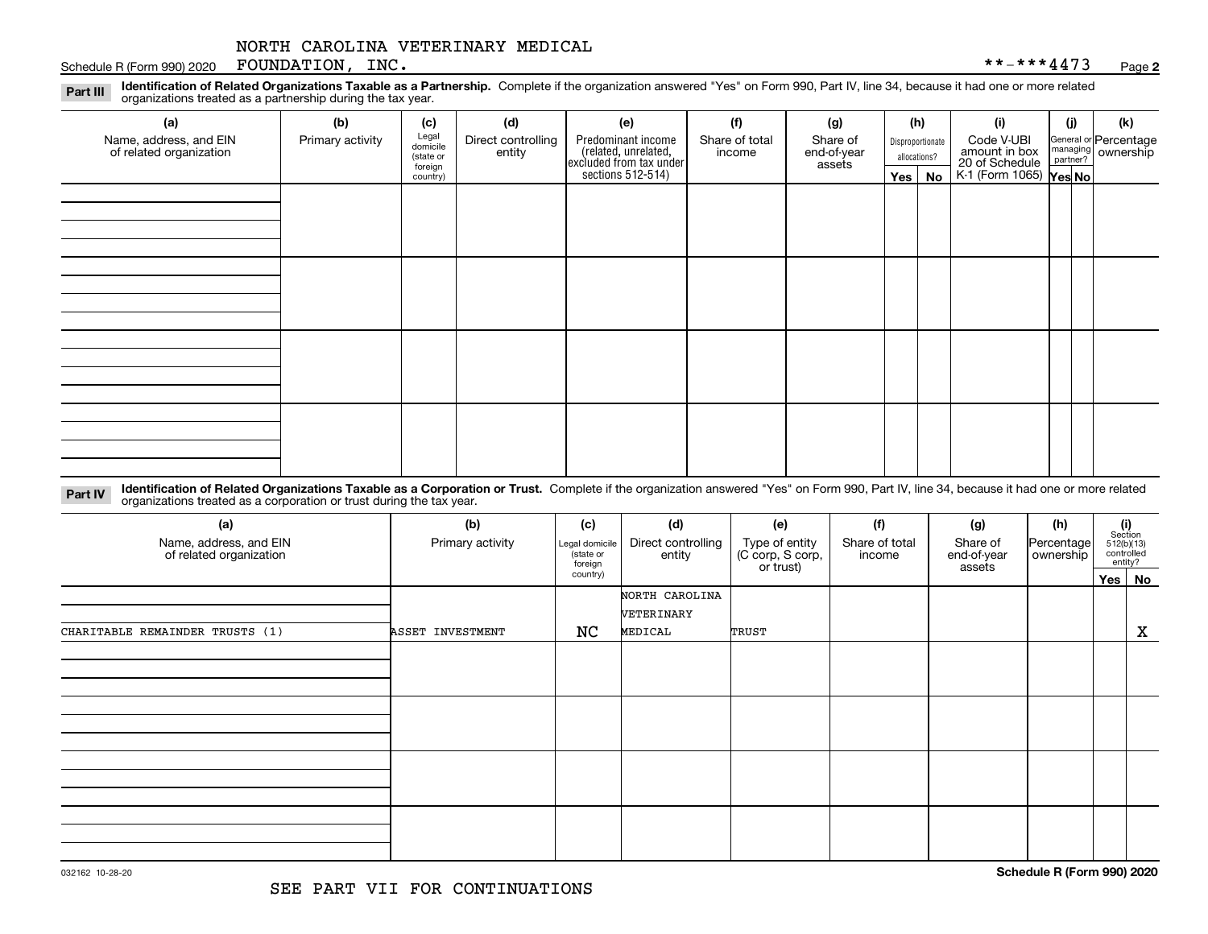NORTH CAROLINA VETERINARY MEDICAL FOUNDATION, INC.

**-***4473

**Part III** **Identification of Related Organizations Taxable as a Partnership.** Complete if the organization answered "Yes" on Form 990, Part IV, line 34, because it had one or more related organizations treated as a partnership during the tax year.

| (a) Name, address, and EIN of related organization | (b) Primary activity | (c) Legal domicile (state or foreign country) | (d) Direct controlling entity | (e) Predominant income (related, unrelated, excluded from tax under sections 512-514) | (f) Share of total income | (g) Share of end-of-year assets | (h) Disproportionate allocations? Yes | (h) No | (i) Code V-UBI amount in box 20 of Schedule K-1 (Form 1065) | (j) General or managing partner? Yes | (j) No | (k) Percentage ownership |
|---|---|---|---|---|---|---|---|---|---|---|---|---|
| | | | | | | | | | | | | |
| | | | | | | | | | | | | |
| | | | | | | | | | | | | |
| | | | | | | | | | | | | |

**Part IV** **Identification of Related Organizations Taxable as a Corporation or Trust.** Complete if the organization answered "Yes" on Form 990, Part IV, line 34, because it had one or more related organizations treated as a corporation or trust during the tax year.

| (a) Name, address, and EIN of related organization | (b) Primary activity | (c) Legal domicile (state or foreign country) | (d) Direct controlling entity | (e) Type of entity (C corp, S corp, or trust) | (f) Share of total income | (g) Share of end-of-year assets | (h) Percentage ownership | (i) Section 512(b)(13) controlled entity? Yes | (i) No |
|---|---|---|---|---|---|---|---|---|---|
| CHARITABLE REMAINDER TRUSTS (1) | ASSET INVESTMENT | NC | NORTH CAROLINA VETERINARY MEDICAL | TRUST | | | | | X |
| | | | | | | | | | |
| | | | | | | | | | |
| | | | | | | | | | |
| | | | | | | | | | |

SEE PART VII FOR CONTINUATIONS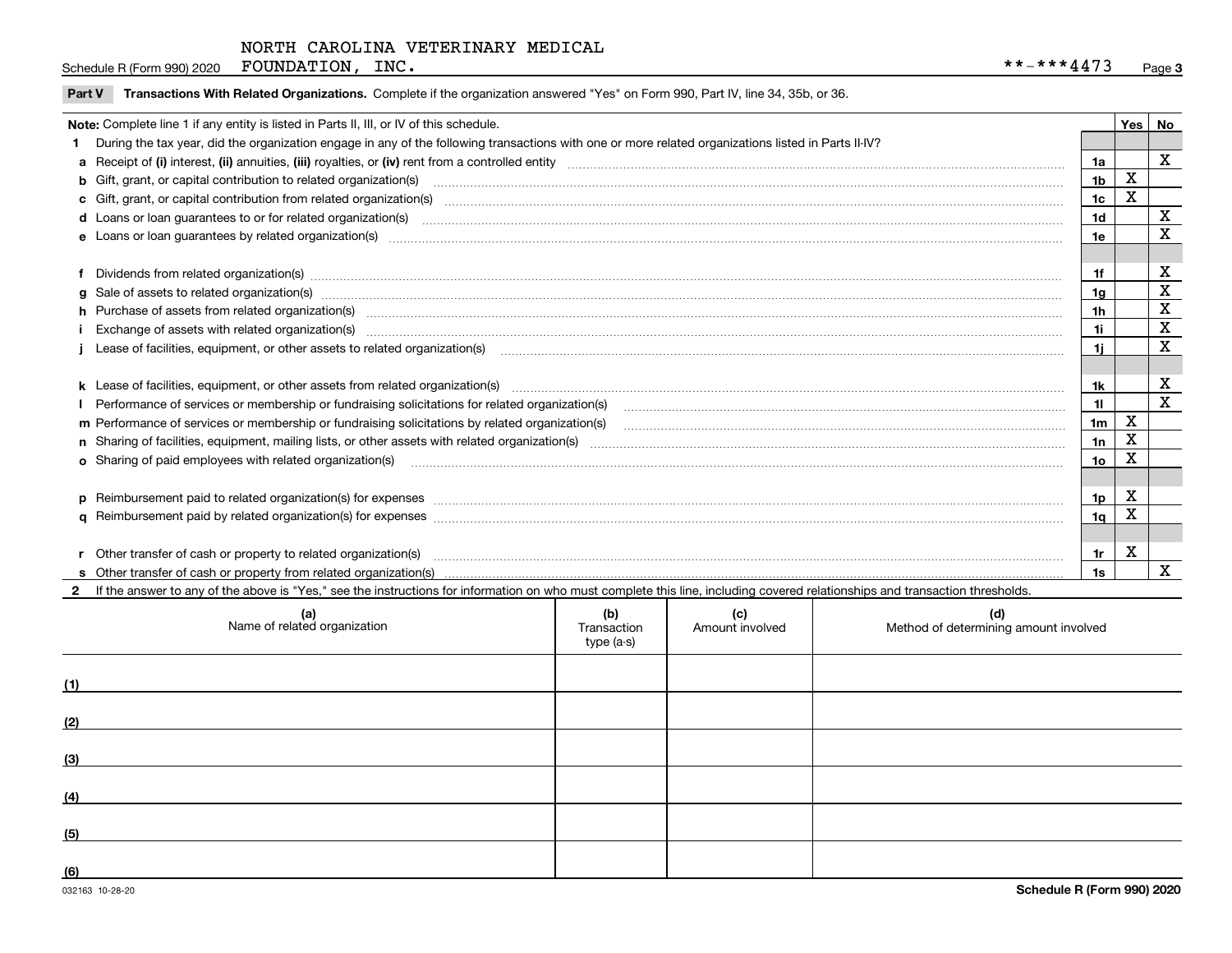NORTH CAROLINA VETERINARY MEDICAL FOUNDATION, INC. **-***4473

## Part V Transactions With Related Organizations. Complete if the organization answered "Yes" on Form 990, Part IV, line 34, 35b, or 36.

| Note: Complete line 1 if any entity is listed in Parts II, III, or IV of this schedule. | | Yes | No |
|---|---|---|---|
| **1** During the tax year, did the organization engage in any of the following transactions with one or more related organizations listed in Parts II-IV? | | | |
| **a** Receipt of **(i)** interest, **(ii)** annuities, **(iii)** royalties, or **(iv)** rent from a controlled entity | 1a | | X |
| **b** Gift, grant, or capital contribution to related organization(s) | 1b | X | |
| **c** Gift, grant, or capital contribution from related organization(s) | 1c | X | |
| **d** Loans or loan guarantees to or for related organization(s) | 1d | | X |
| **e** Loans or loan guarantees by related organization(s) | 1e | | X |
| **f** Dividends from related organization(s) | 1f | | X |
| **g** Sale of assets to related organization(s) | 1g | | X |
| **h** Purchase of assets from related organization(s) | 1h | | X |
| **i** Exchange of assets with related organization(s) | 1i | | X |
| **j** Lease of facilities, equipment, or other assets to related organization(s) | 1j | | X |
| **k** Lease of facilities, equipment, or other assets from related organization(s) | 1k | | X |
| **l** Performance of services or membership or fundraising solicitations for related organization(s) | 1l | | X |
| **m** Performance of services or membership or fundraising solicitations by related organization(s) | 1m | X | |
| **n** Sharing of facilities, equipment, mailing lists, or other assets with related organization(s) | 1n | X | |
| **o** Sharing of paid employees with related organization(s) | 1o | X | |
| **p** Reimbursement paid to related organization(s) for expenses | 1p | X | |
| **q** Reimbursement paid by related organization(s) for expenses | 1q | X | |
| **r** Other transfer of cash or property to related organization(s) | 1r | X | |
| **s** Other transfer of cash or property from related organization(s) | 1s | | X |

**2** If the answer to any of the above is "Yes," see the instructions for information on who must complete this line, including covered relationships and transaction thresholds.

| | (a) Name of related organization | (b) Transaction type (a-s) | (c) Amount involved | (d) Method of determining amount involved |
|---|---|---|---|---|
| (1) | | | | |
| (2) | | | | |
| (3) | | | | |
| (4) | | | | |
| (5) | | | | |
| (6) | | | | |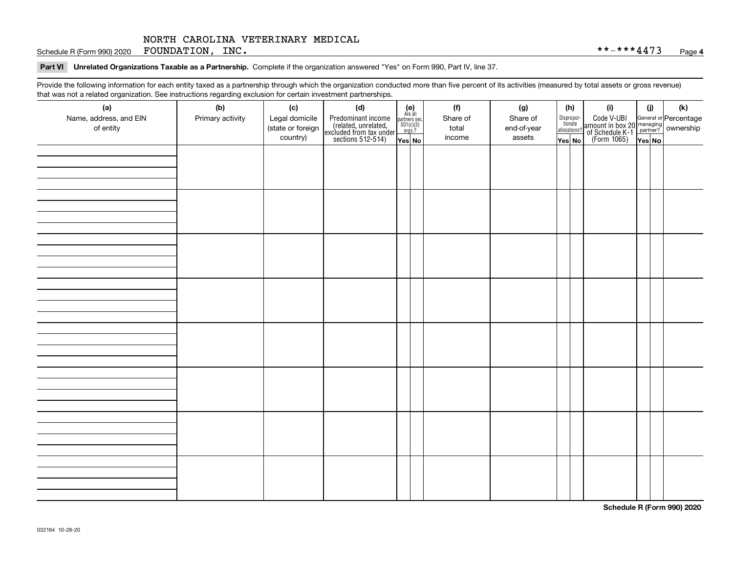NORTH CAROLINA VETERINARY MEDICAL FOUNDATION, INC. **-***4473

## Part VI Unrelated Organizations Taxable as a Partnership. 

Complete if the organization answered "Yes" on Form 990, Part IV, line 37.

Provide the following information for each entity taxed as a partnership through which the organization conducted more than five percent of its activities (measured by total assets or gross revenue) that was not a related organization. See instructions regarding exclusion for certain investment partnerships.

| (a) Name, address, and EIN of entity | (b) Primary activity | (c) Legal domicile (state or foreign country) | (d) Predominant income (related, unrelated, excluded from tax under sections 512-514) | (e) Are all partners sec. 501(c)(3) orgs.? | | (f) Share of total income | (g) Share of end-of-year assets | (h) Disproportionate allocations? | | (i) Code V-UBI amount in box 20 of Schedule K-1 (Form 1065) | (j) General or managing partner? | | (k) Percentage ownership |
|---|---|---|---|---|---|---|---|---|---|---|---|---|---|
| | | | | Yes | No | | | Yes | No | | Yes | No | |
| | | | | | | | | | | | | | |
| | | | | | | | | | | | | | |
| | | | | | | | | | | | | | |
| | | | | | | | | | | | | | |
| | | | | | | | | | | | | | |
| | | | | | | | | | | | | | |
| | | | | | | | | | | | | | |
| | | | | | | | | | | | | | |

032164 10-28-20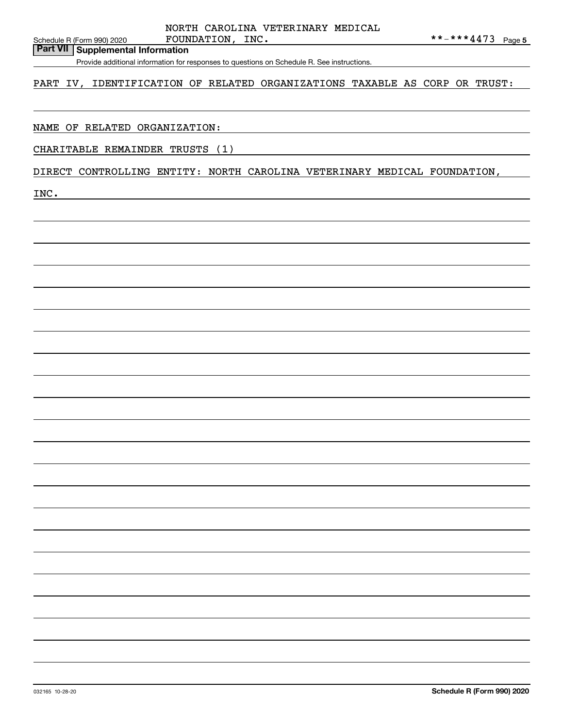NORTH CAROLINA VETERINARY MEDICAL FOUNDATION, INC.

Schedule R (Form 990) 2020 **-***4473 Page 5

**Part VII | Supplemental Information**

Provide additional information for responses to questions on Schedule R. See instructions.

PART IV, IDENTIFICATION OF RELATED ORGANIZATIONS TAXABLE AS CORP OR TRUST:

NAME OF RELATED ORGANIZATION:

CHARITABLE REMAINDER TRUSTS (1)

DIRECT CONTROLLING ENTITY: NORTH CAROLINA VETERINARY MEDICAL FOUNDATION, INC.

032165 10-28-20

**Schedule R (Form 990) 2020**